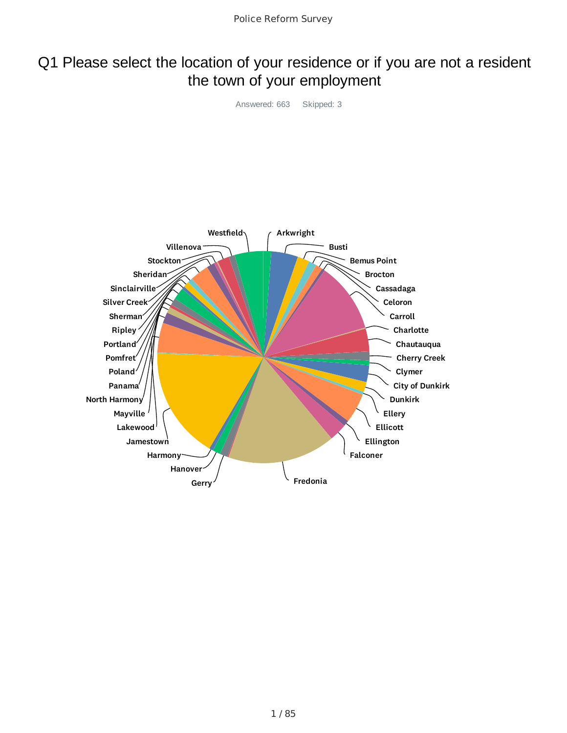# Q1 Please select the location of your residence or if you are not a resident the town of your employment

Answered: 663 Skipped: 3

Westfield
Arkwright
Villenova
Busti
Stockton
Bemus Point
Sheridan
Brocton
Sinclairville
Cassadaga
Silver Creek
Celoron
Sherman
Carroll
Ripley
Charlotte
Portland
Chautauqua
Pomfret
Cherry Creek
Poland
Clymer
Panama
City of Dunkirk
North Harmony
Dunkirk
Mayville
Ellery
Lakewood
Ellicott
Jamestown
Ellington
Harmony
Falconer
Hanover
Gerry
Fredonia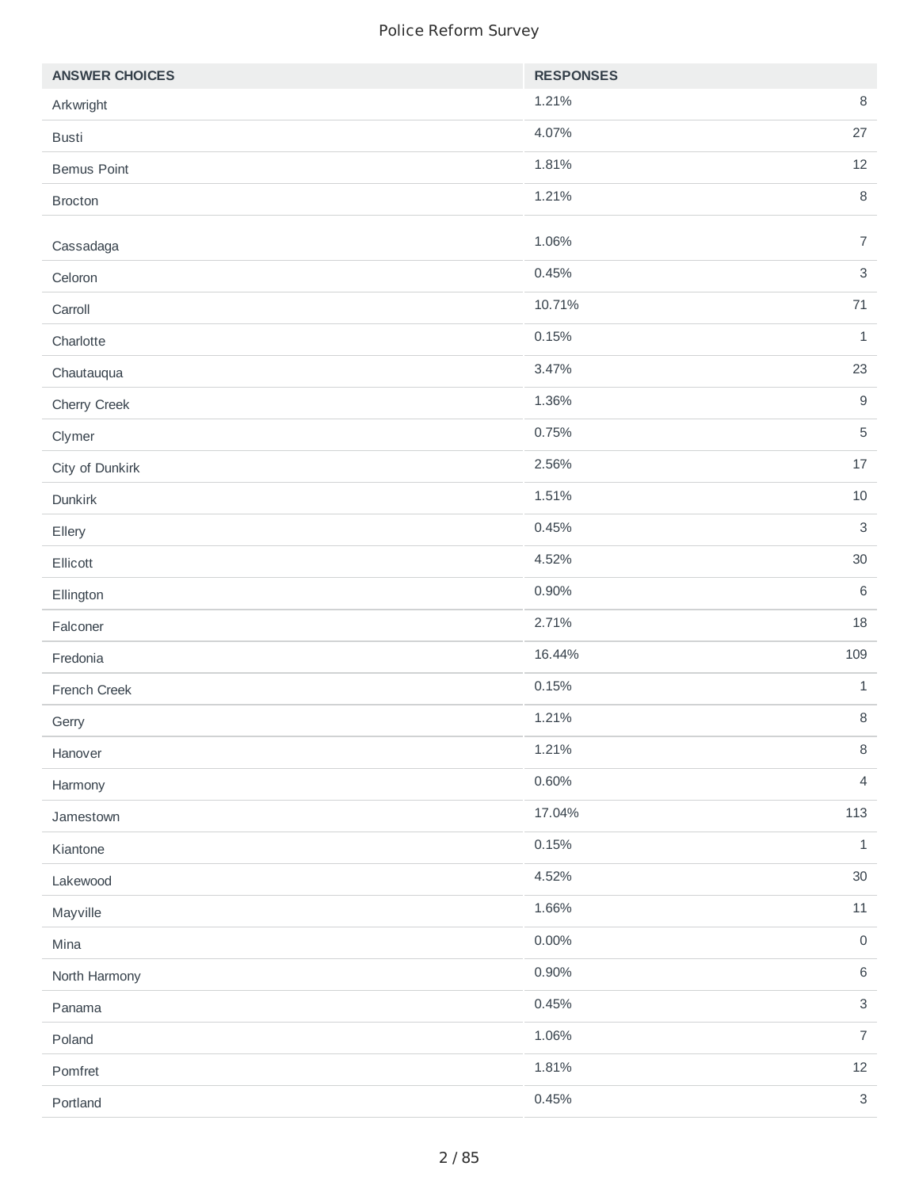Police Reform Survey

| ANSWER CHOICES | RESPONSES | |
|---|---|---|
| Arkwright | 1.21% | 8 |
| Busti | 4.07% | 27 |
| Bemus Point | 1.81% | 12 |
| Brocton | 1.21% | 8 |
| Cassadaga | 1.06% | 7 |
| Celoron | 0.45% | 3 |
| Carroll | 10.71% | 71 |
| Charlotte | 0.15% | 1 |
| Chautauqua | 3.47% | 23 |
| Cherry Creek | 1.36% | 9 |
| Clymer | 0.75% | 5 |
| City of Dunkirk | 2.56% | 17 |
| Dunkirk | 1.51% | 10 |
| Ellery | 0.45% | 3 |
| Ellicott | 4.52% | 30 |
| Ellington | 0.90% | 6 |
| Falconer | 2.71% | 18 |
| Fredonia | 16.44% | 109 |
| French Creek | 0.15% | 1 |
| Gerry | 1.21% | 8 |
| Hanover | 1.21% | 8 |
| Harmony | 0.60% | 4 |
| Jamestown | 17.04% | 113 |
| Kiantone | 0.15% | 1 |
| Lakewood | 4.52% | 30 |
| Mayville | 1.66% | 11 |
| Mina | 0.00% | 0 |
| North Harmony | 0.90% | 6 |
| Panama | 0.45% | 3 |
| Poland | 1.06% | 7 |
| Pomfret | 1.81% | 12 |
| Portland | 0.45% | 3 |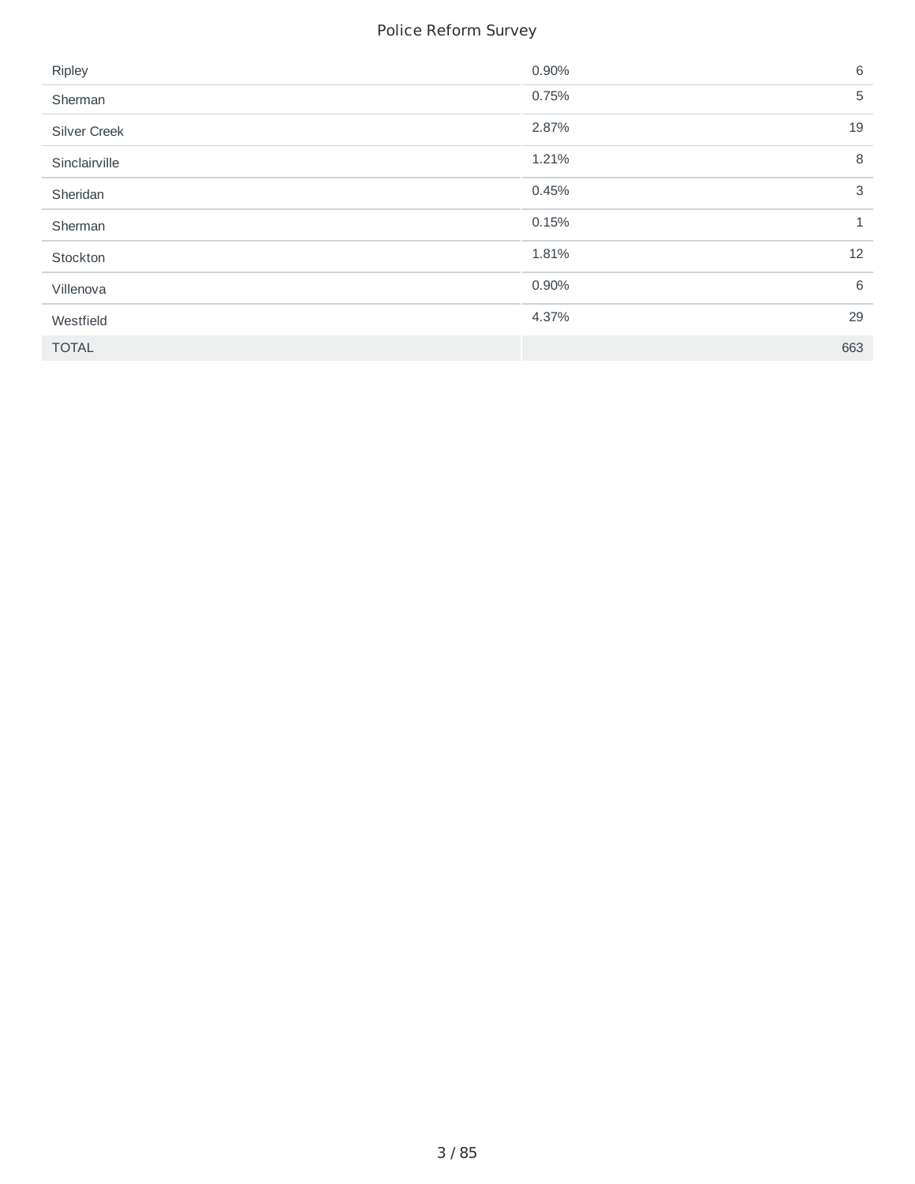| | | |
|---|---|---|
| Ripley | 0.90% | 6 |
| Sherman | 0.75% | 5 |
| Silver Creek | 2.87% | 19 |
| Sinclairville | 1.21% | 8 |
| Sheridan | 0.45% | 3 |
| Sherman | 0.15% | 1 |
| Stockton | 1.81% | 12 |
| Villenova | 0.90% | 6 |
| Westfield | 4.37% | 29 |
| TOTAL | | 663 |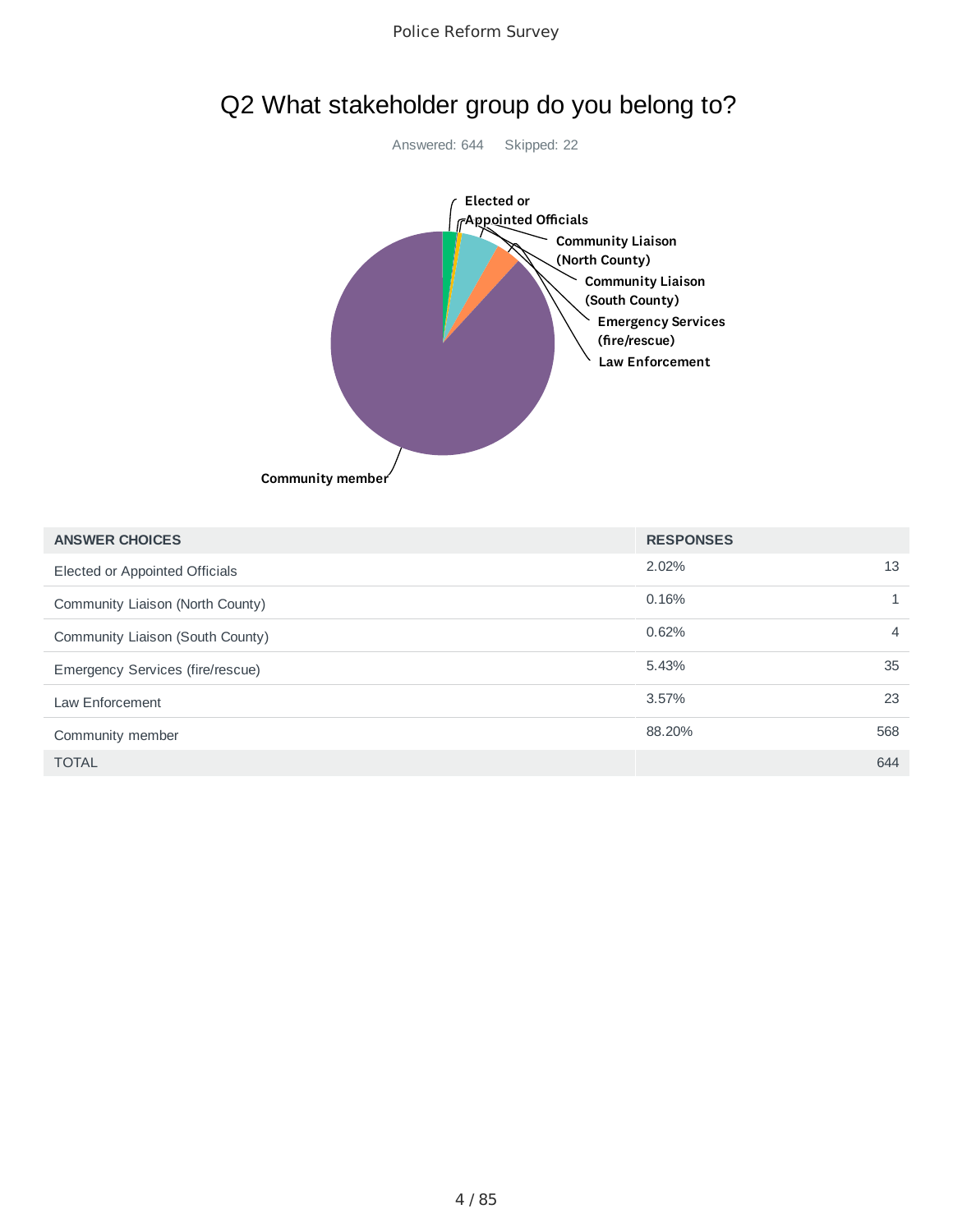## Q2 What stakeholder group do you belong to?

Answered: 644 Skipped: 22

| ANSWER CHOICES | RESPONSES | |
|---|---|---|
| Elected or Appointed Officials | 2.02% | 13 |
| Community Liaison (North County) | 0.16% | 1 |
| Community Liaison (South County) | 0.62% | 4 |
| Emergency Services (fire/rescue) | 5.43% | 35 |
| Law Enforcement | 3.57% | 23 |
| Community member | 88.20% | 568 |
| TOTAL | | 644 |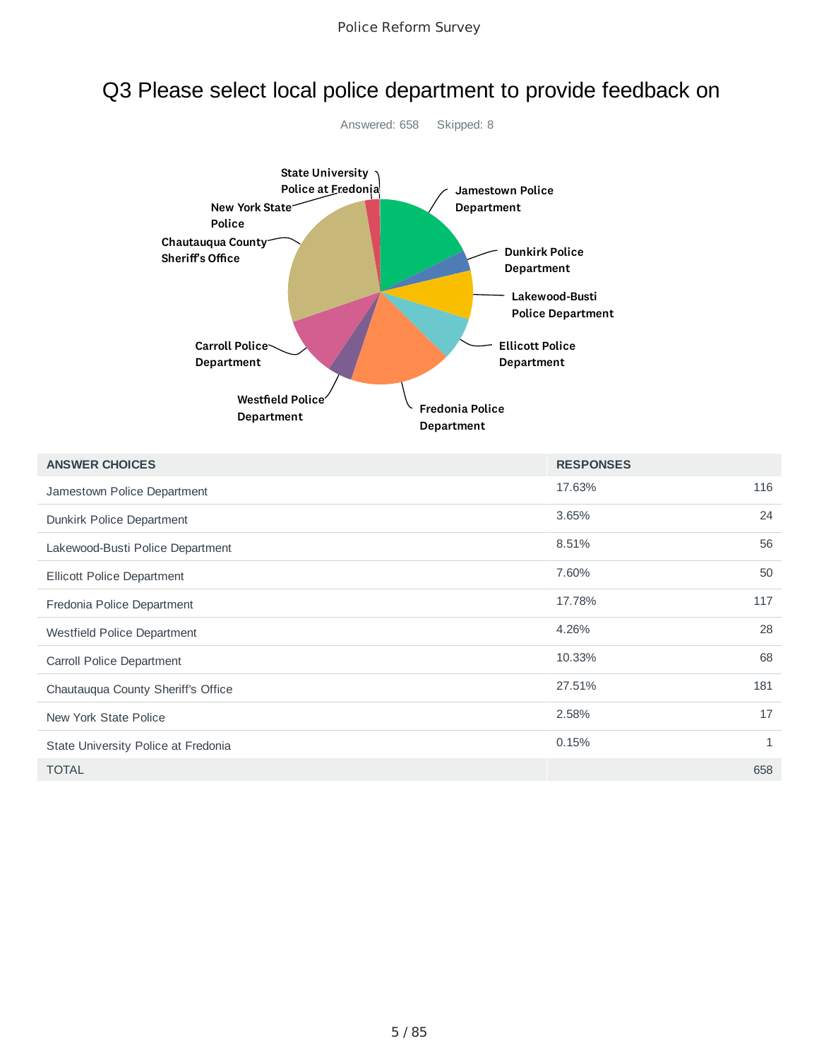# Q3 Please select local police department to provide feedback on

Answered: 658 Skipped: 8

| ANSWER CHOICES | RESPONSES | |
|---|---|---|
| Jamestown Police Department | 17.63% | 116 |
| Dunkirk Police Department | 3.65% | 24 |
| Lakewood-Busti Police Department | 8.51% | 56 |
| Ellicott Police Department | 7.60% | 50 |
| Fredonia Police Department | 17.78% | 117 |
| Westfield Police Department | 4.26% | 28 |
| Carroll Police Department | 10.33% | 68 |
| Chautauqua County Sheriff's Office | 27.51% | 181 |
| New York State Police | 2.58% | 17 |
| State University Police at Fredonia | 0.15% | 1 |
| TOTAL | | 658 |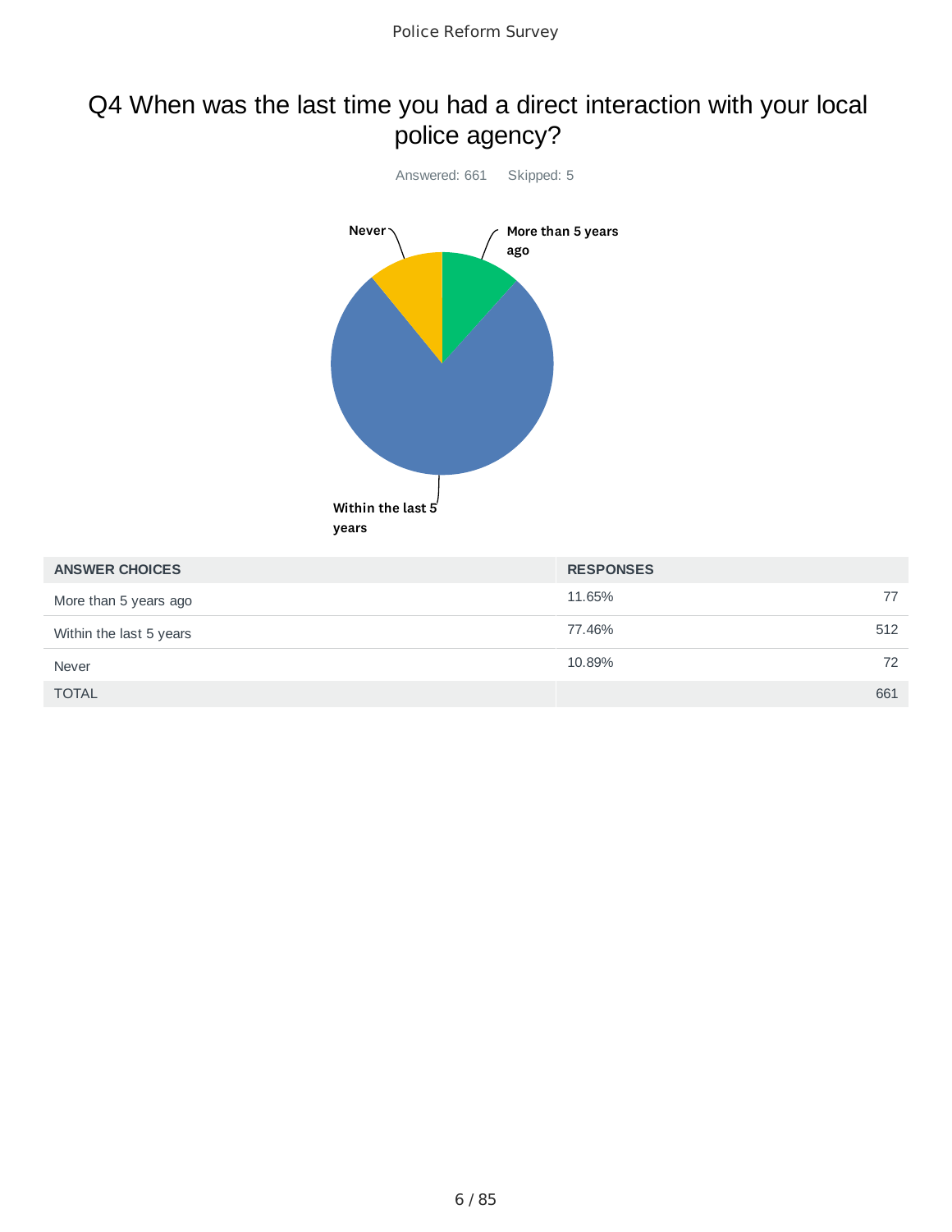## Q4 When was the last time you had a direct interaction with your local police agency?

Answered: 661 Skipped: 5

| ANSWER CHOICES | RESPONSES | |
|---|---|---|
| More than 5 years ago | 11.65% | 77 |
| Within the last 5 years | 77.46% | 512 |
| Never | 10.89% | 72 |
| TOTAL | | 661 |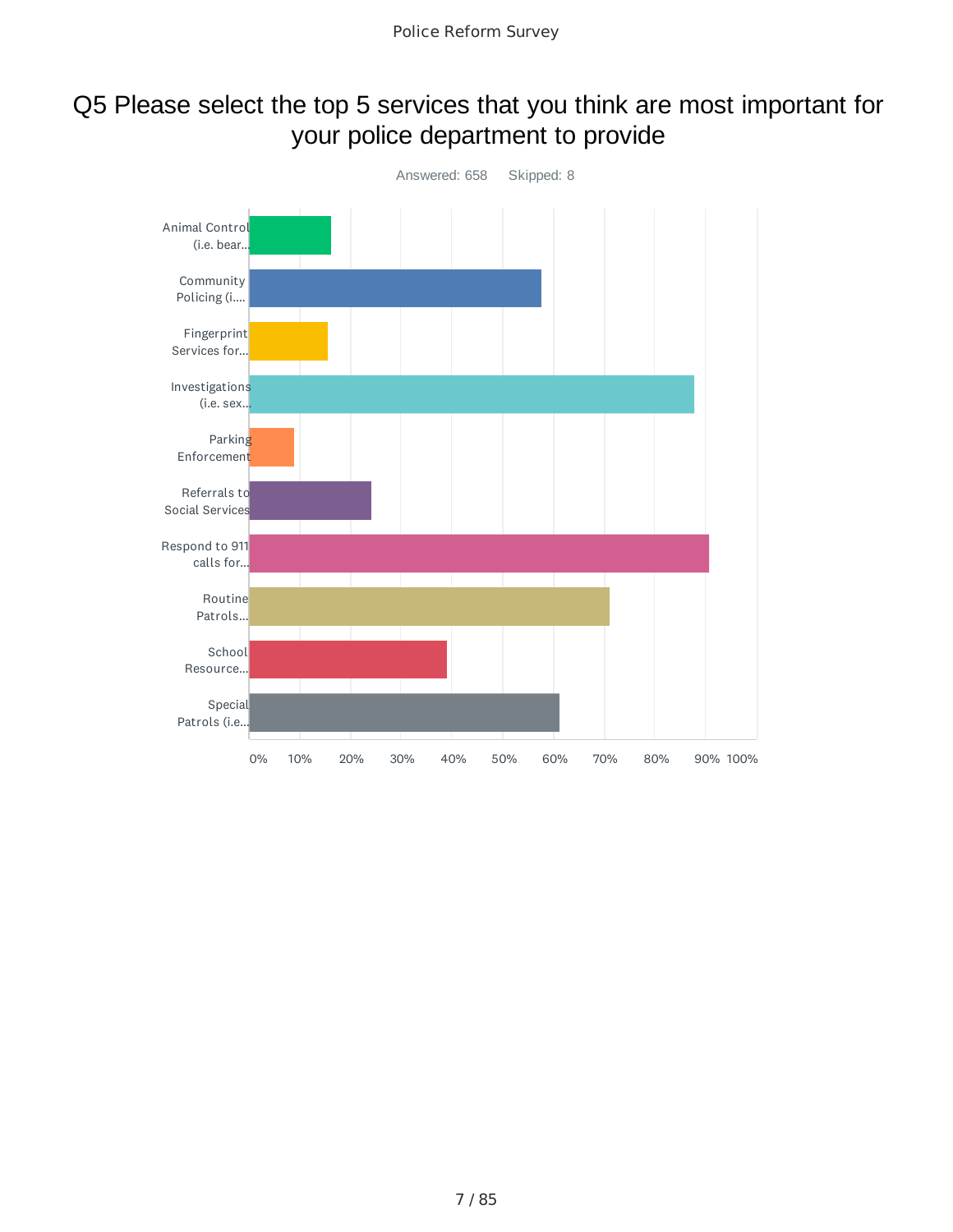# Q5 Please select the top 5 services that you think are most important for your police department to provide

Answered: 658 Skipped: 8

| Answer | |
|---|---|
| Animal Control (i.e. bear... | |
| Community Policing (i.... | |
| Fingerprint Services for... | |
| Investigations (i.e. sex... | |
| Parking Enforcement | |
| Referrals to Social Services | |
| Respond to 911 calls for... | |
| Routine Patrols... | |
| School Resource... | |
| Special Patrols (i.e... | |

0% 10% 20% 30% 40% 50% 60% 70% 80% 90% 100%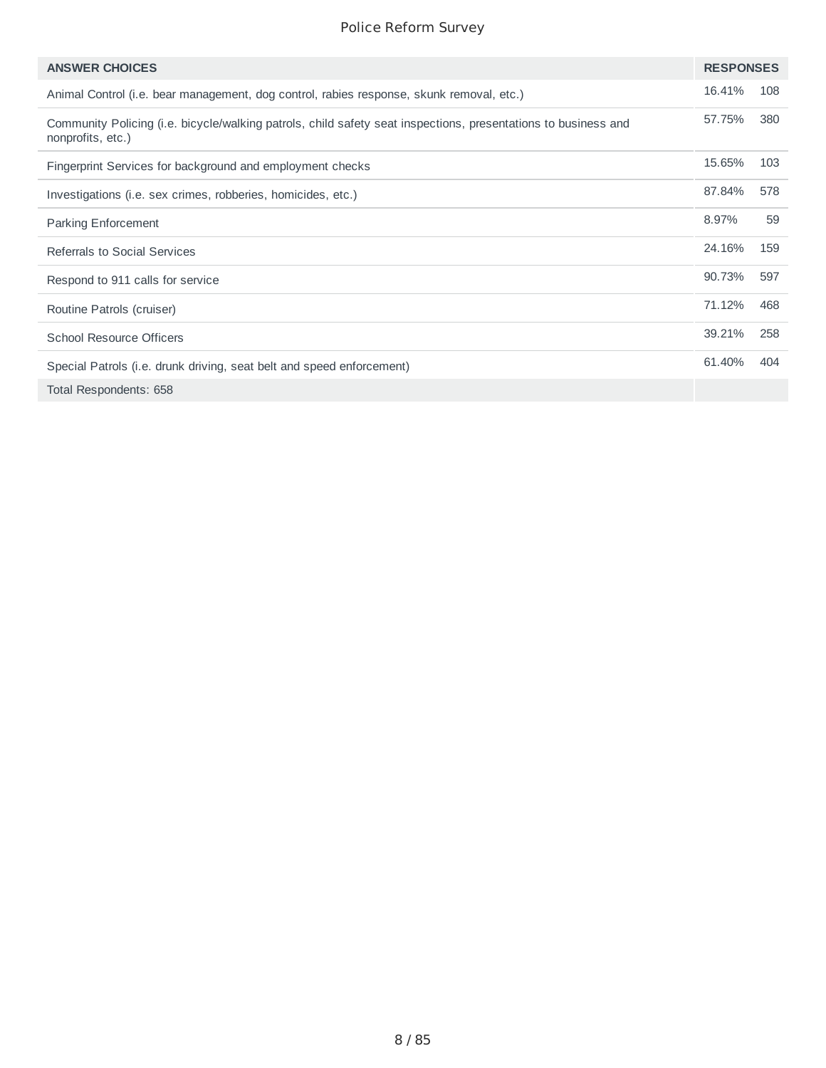| ANSWER CHOICES | RESPONSES | |
|---|---|---|
| Animal Control (i.e. bear management, dog control, rabies response, skunk removal, etc.) | 16.41% | 108 |
| Community Policing (i.e. bicycle/walking patrols, child safety seat inspections, presentations to business and nonprofits, etc.) | 57.75% | 380 |
| Fingerprint Services for background and employment checks | 15.65% | 103 |
| Investigations (i.e. sex crimes, robberies, homicides, etc.) | 87.84% | 578 |
| Parking Enforcement | 8.97% | 59 |
| Referrals to Social Services | 24.16% | 159 |
| Respond to 911 calls for service | 90.73% | 597 |
| Routine Patrols (cruiser) | 71.12% | 468 |
| School Resource Officers | 39.21% | 258 |
| Special Patrols (i.e. drunk driving, seat belt and speed enforcement) | 61.40% | 404 |
| Total Respondents: 658 | | |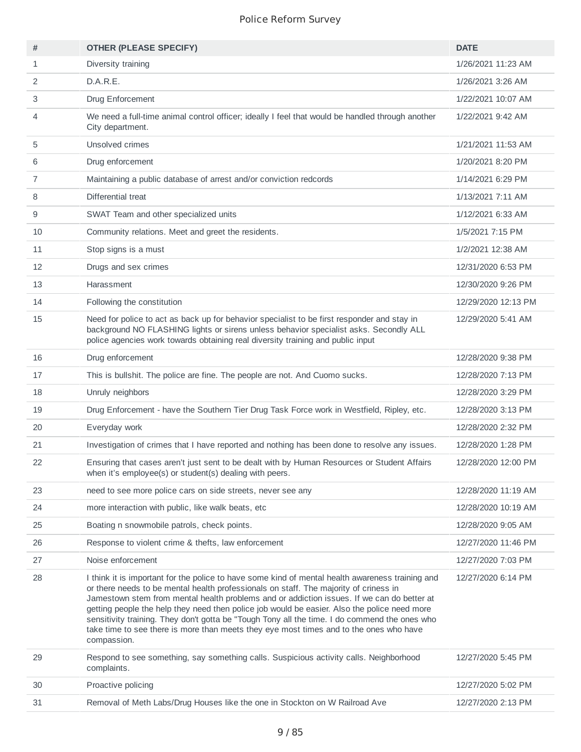# Police Reform Survey

| # | OTHER (PLEASE SPECIFY) | DATE |
| --- | --- | --- |
| 1 | Diversity training | 1/26/2021 11:23 AM |
| 2 | D.A.R.E. | 1/26/2021 3:26 AM |
| 3 | Drug Enforcement | 1/22/2021 10:07 AM |
| 4 | We need a full-time animal control officer; ideally I feel that would be handled through another City department. | 1/22/2021 9:42 AM |
| 5 | Unsolved crimes | 1/21/2021 11:53 AM |
| 6 | Drug enforcement | 1/20/2021 8:20 PM |
| 7 | Maintaining a public database of arrest and/or conviction redcords | 1/14/2021 6:29 PM |
| 8 | Differential treat | 1/13/2021 7:11 AM |
| 9 | SWAT Team and other specialized units | 1/12/2021 6:33 AM |
| 10 | Community relations. Meet and greet the residents. | 1/5/2021 7:15 PM |
| 11 | Stop signs is a must | 1/2/2021 12:38 AM |
| 12 | Drugs and sex crimes | 12/31/2020 6:53 PM |
| 13 | Harassment | 12/30/2020 9:26 PM |
| 14 | Following the constitution | 12/29/2020 12:13 PM |
| 15 | Need for police to act as back up for behavior specialist to be first responder and stay in background NO FLASHING lights or sirens unless behavior specialist asks. Secondly ALL police agencies work towards obtaining real diversity training and public input | 12/29/2020 5:41 AM |
| 16 | Drug enforcement | 12/28/2020 9:38 PM |
| 17 | This is bullshit. The police are fine. The people are not. And Cuomo sucks. | 12/28/2020 7:13 PM |
| 18 | Unruly neighbors | 12/28/2020 3:29 PM |
| 19 | Drug Enforcement - have the Southern Tier Drug Task Force work in Westfield, Ripley, etc. | 12/28/2020 3:13 PM |
| 20 | Everyday work | 12/28/2020 2:32 PM |
| 21 | Investigation of crimes that I have reported and nothing has been done to resolve any issues. | 12/28/2020 1:28 PM |
| 22 | Ensuring that cases aren't just sent to be dealt with by Human Resources or Student Affairs when it's employee(s) or student(s) dealing with peers. | 12/28/2020 12:00 PM |
| 23 | need to see more police cars on side streets, never see any | 12/28/2020 11:19 AM |
| 24 | more interaction with public, like walk beats, etc | 12/28/2020 10:19 AM |
| 25 | Boating n snowmobile patrols, check points. | 12/28/2020 9:05 AM |
| 26 | Response to violent crime & thefts, law enforcement | 12/27/2020 11:46 PM |
| 27 | Noise enforcement | 12/27/2020 7:03 PM |
| 28 | I think it is important for the police to have some kind of mental health awareness training and or there needs to be mental health professionals on staff. The majority of criness in Jamestown stem from mental health problems and or addiction issues. If we can do better at getting people the help they need then police job would be easier. Also the police need more sensitivity training. They don't gotta be "Tough Tony all the time. I do commend the ones who take time to see there is more than meets they eye most times and to the ones who have compassion. | 12/27/2020 6:14 PM |
| 29 | Respond to see something, say something calls. Suspicious activity calls. Neighborhood complaints. | 12/27/2020 5:45 PM |
| 30 | Proactive policing | 12/27/2020 5:02 PM |
| 31 | Removal of Meth Labs/Drug Houses like the one in Stockton on W Railroad Ave | 12/27/2020 2:13 PM |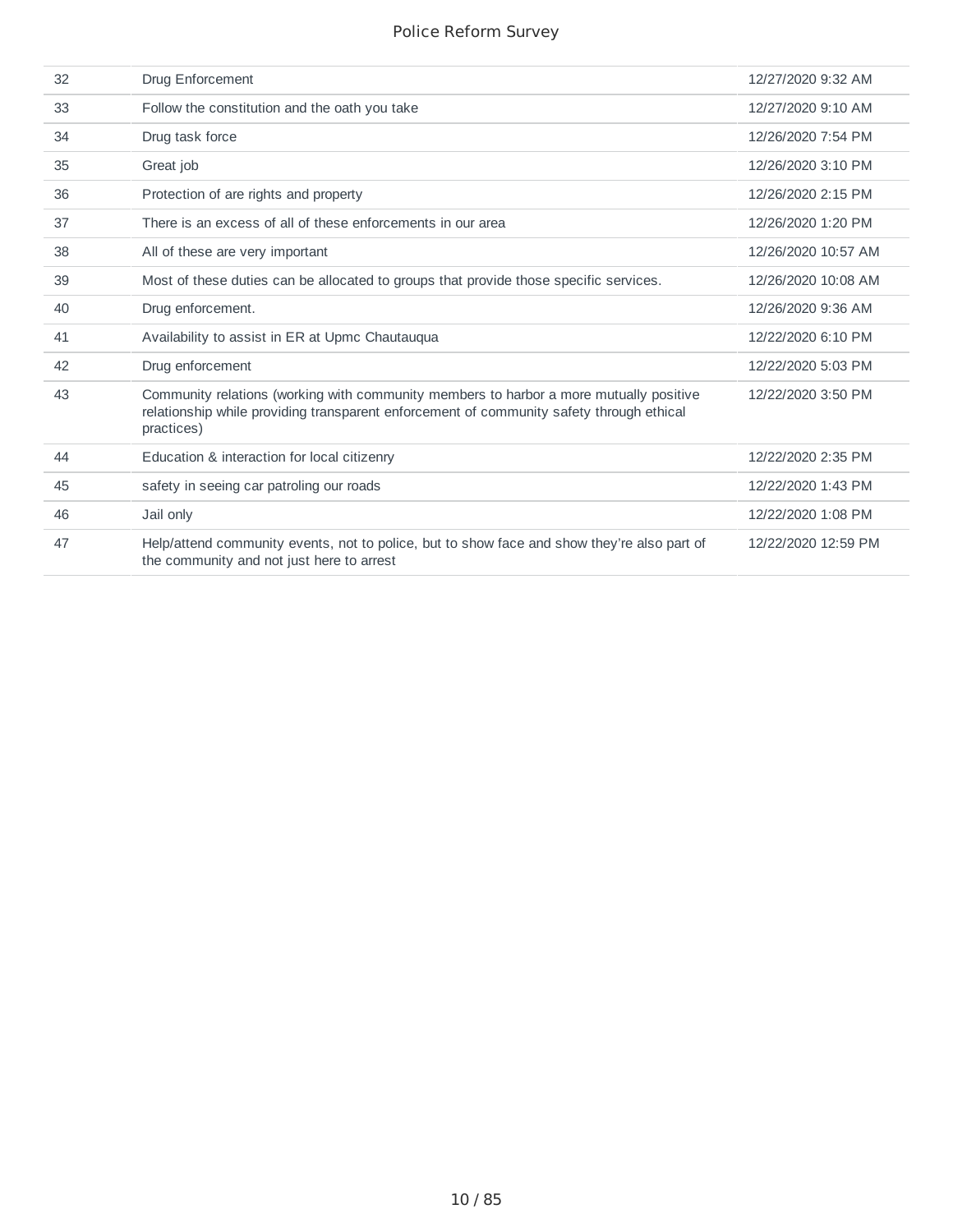| | | |
|---|---|---|
| 32 | Drug Enforcement | 12/27/2020 9:32 AM |
| 33 | Follow the constitution and the oath you take | 12/27/2020 9:10 AM |
| 34 | Drug task force | 12/26/2020 7:54 PM |
| 35 | Great job | 12/26/2020 3:10 PM |
| 36 | Protection of are rights and property | 12/26/2020 2:15 PM |
| 37 | There is an excess of all of these enforcements in our area | 12/26/2020 1:20 PM |
| 38 | All of these are very important | 12/26/2020 10:57 AM |
| 39 | Most of these duties can be allocated to groups that provide those specific services. | 12/26/2020 10:08 AM |
| 40 | Drug enforcement. | 12/26/2020 9:36 AM |
| 41 | Availability to assist in ER at Upmc Chautauqua | 12/22/2020 6:10 PM |
| 42 | Drug enforcement | 12/22/2020 5:03 PM |
| 43 | Community relations (working with community members to harbor a more mutually positive relationship while providing transparent enforcement of community safety through ethical practices) | 12/22/2020 3:50 PM |
| 44 | Education & interaction for local citizenry | 12/22/2020 2:35 PM |
| 45 | safety in seeing car patroling our roads | 12/22/2020 1:43 PM |
| 46 | Jail only | 12/22/2020 1:08 PM |
| 47 | Help/attend community events, not to police, but to show face and show they're also part of the community and not just here to arrest | 12/22/2020 12:59 PM |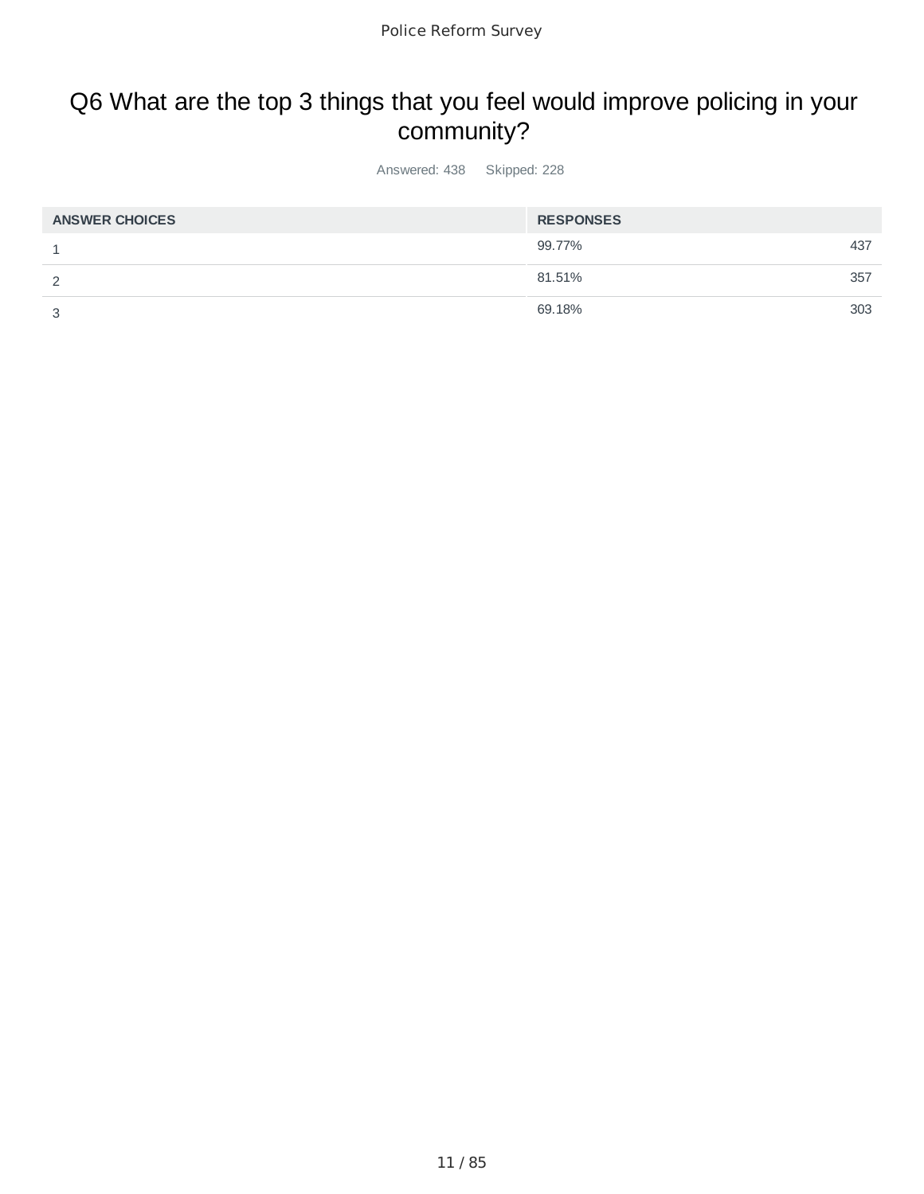# Q6 What are the top 3 things that you feel would improve policing in your community?

Answered: 438 Skipped: 228

| ANSWER CHOICES | RESPONSES | |
|---|---|---|
| 1 | 99.77% | 437 |
| 2 | 81.51% | 357 |
| 3 | 69.18% | 303 |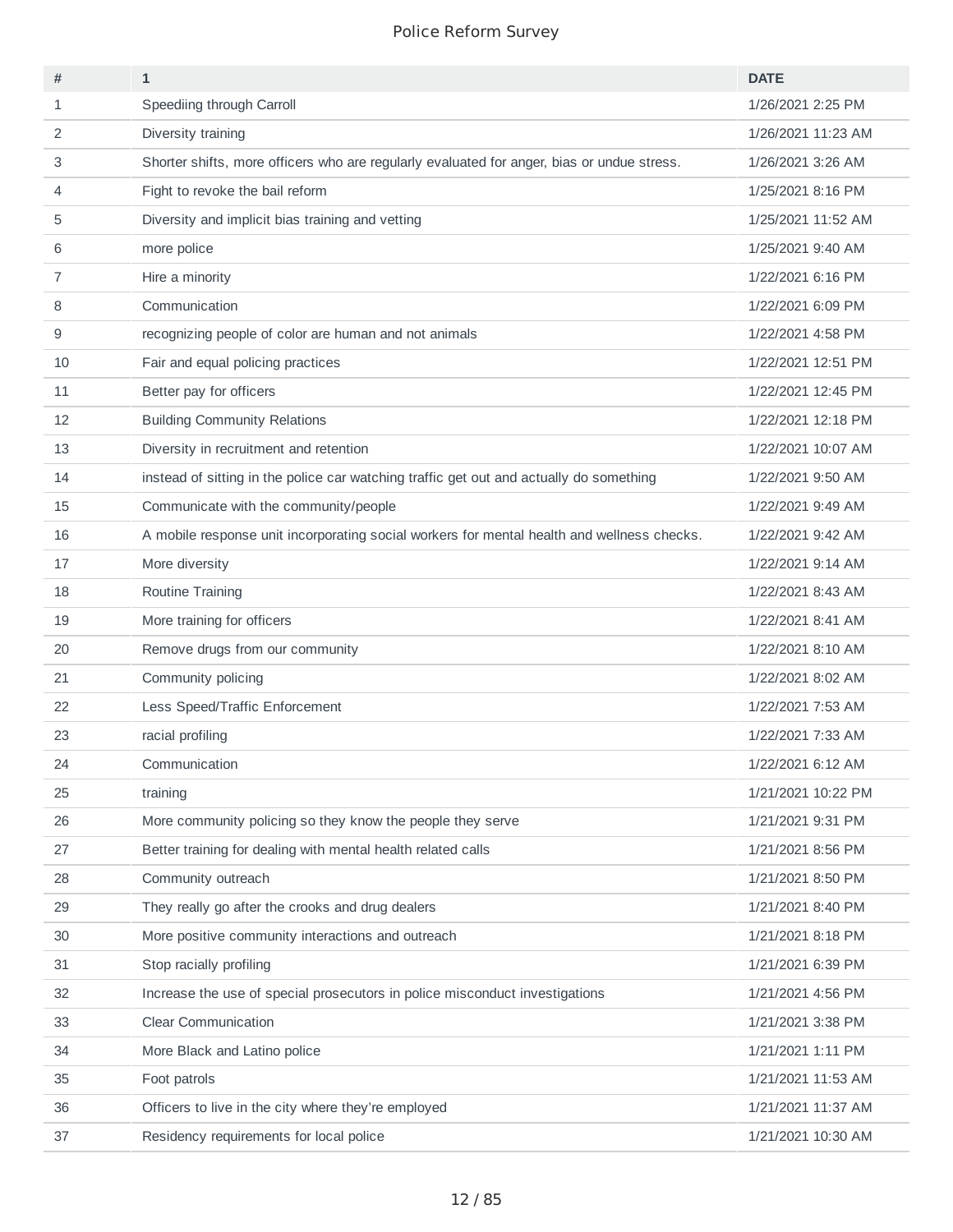# Police Reform Survey

| # | 1 | DATE |
|---|---|---|
| 1 | Speediing through Carroll | 1/26/2021 2:25 PM |
| 2 | Diversity training | 1/26/2021 11:23 AM |
| 3 | Shorter shifts, more officers who are regularly evaluated for anger, bias or undue stress. | 1/26/2021 3:26 AM |
| 4 | Fight to revoke the bail reform | 1/25/2021 8:16 PM |
| 5 | Diversity and implicit bias training and vetting | 1/25/2021 11:52 AM |
| 6 | more police | 1/25/2021 9:40 AM |
| 7 | Hire a minority | 1/22/2021 6:16 PM |
| 8 | Communication | 1/22/2021 6:09 PM |
| 9 | recognizing people of color are human and not animals | 1/22/2021 4:58 PM |
| 10 | Fair and equal policing practices | 1/22/2021 12:51 PM |
| 11 | Better pay for officers | 1/22/2021 12:45 PM |
| 12 | Building Community Relations | 1/22/2021 12:18 PM |
| 13 | Diversity in recruitment and retention | 1/22/2021 10:07 AM |
| 14 | instead of sitting in the police car watching traffic get out and actually do something | 1/22/2021 9:50 AM |
| 15 | Communicate with the community/people | 1/22/2021 9:49 AM |
| 16 | A mobile response unit incorporating social workers for mental health and wellness checks. | 1/22/2021 9:42 AM |
| 17 | More diversity | 1/22/2021 9:14 AM |
| 18 | Routine Training | 1/22/2021 8:43 AM |
| 19 | More training for officers | 1/22/2021 8:41 AM |
| 20 | Remove drugs from our community | 1/22/2021 8:10 AM |
| 21 | Community policing | 1/22/2021 8:02 AM |
| 22 | Less Speed/Traffic Enforcement | 1/22/2021 7:53 AM |
| 23 | racial profiling | 1/22/2021 7:33 AM |
| 24 | Communication | 1/22/2021 6:12 AM |
| 25 | training | 1/21/2021 10:22 PM |
| 26 | More community policing so they know the people they serve | 1/21/2021 9:31 PM |
| 27 | Better training for dealing with mental health related calls | 1/21/2021 8:56 PM |
| 28 | Community outreach | 1/21/2021 8:50 PM |
| 29 | They really go after the crooks and drug dealers | 1/21/2021 8:40 PM |
| 30 | More positive community interactions and outreach | 1/21/2021 8:18 PM |
| 31 | Stop racially profiling | 1/21/2021 6:39 PM |
| 32 | Increase the use of special prosecutors in police misconduct investigations | 1/21/2021 4:56 PM |
| 33 | Clear Communication | 1/21/2021 3:38 PM |
| 34 | More Black and Latino police | 1/21/2021 1:11 PM |
| 35 | Foot patrols | 1/21/2021 11:53 AM |
| 36 | Officers to live in the city where they're employed | 1/21/2021 11:37 AM |
| 37 | Residency requirements for local police | 1/21/2021 10:30 AM |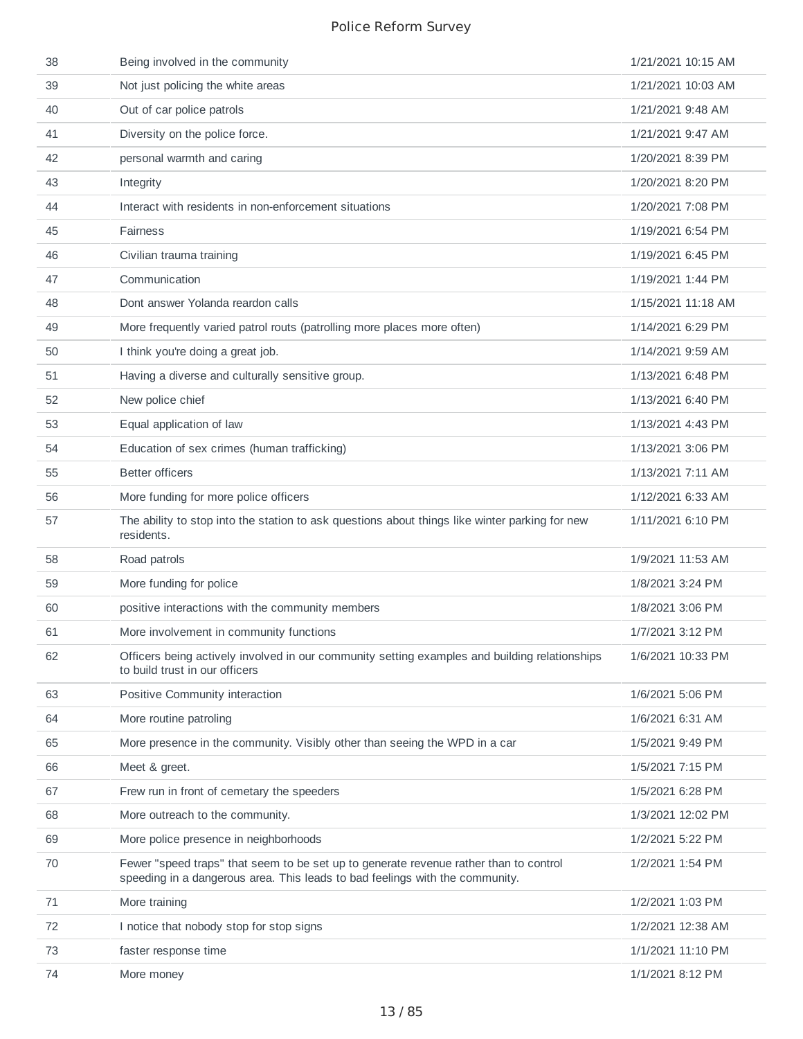| | | |
|---|---|---|
| 38 | Being involved in the community | 1/21/2021 10:15 AM |
| 39 | Not just policing the white areas | 1/21/2021 10:03 AM |
| 40 | Out of car police patrols | 1/21/2021 9:48 AM |
| 41 | Diversity on the police force. | 1/21/2021 9:47 AM |
| 42 | personal warmth and caring | 1/20/2021 8:39 PM |
| 43 | Integrity | 1/20/2021 8:20 PM |
| 44 | Interact with residents in non-enforcement situations | 1/20/2021 7:08 PM |
| 45 | Fairness | 1/19/2021 6:54 PM |
| 46 | Civilian trauma training | 1/19/2021 6:45 PM |
| 47 | Communication | 1/19/2021 1:44 PM |
| 48 | Dont answer Yolanda reardon calls | 1/15/2021 11:18 AM |
| 49 | More frequently varied patrol routs (patrolling more places more often) | 1/14/2021 6:29 PM |
| 50 | I think you're doing a great job. | 1/14/2021 9:59 AM |
| 51 | Having a diverse and culturally sensitive group. | 1/13/2021 6:48 PM |
| 52 | New police chief | 1/13/2021 6:40 PM |
| 53 | Equal application of law | 1/13/2021 4:43 PM |
| 54 | Education of sex crimes (human trafficking) | 1/13/2021 3:06 PM |
| 55 | Better officers | 1/13/2021 7:11 AM |
| 56 | More funding for more police officers | 1/12/2021 6:33 AM |
| 57 | The ability to stop into the station to ask questions about things like winter parking for new residents. | 1/11/2021 6:10 PM |
| 58 | Road patrols | 1/9/2021 11:53 AM |
| 59 | More funding for police | 1/8/2021 3:24 PM |
| 60 | positive interactions with the community members | 1/8/2021 3:06 PM |
| 61 | More involvement in community functions | 1/7/2021 3:12 PM |
| 62 | Officers being actively involved in our community setting examples and building relationships to build trust in our officers | 1/6/2021 10:33 PM |
| 63 | Positive Community interaction | 1/6/2021 5:06 PM |
| 64 | More routine patroling | 1/6/2021 6:31 AM |
| 65 | More presence in the community. Visibly other than seeing the WPD in a car | 1/5/2021 9:49 PM |
| 66 | Meet & greet. | 1/5/2021 7:15 PM |
| 67 | Frew run in front of cemetary the speeders | 1/5/2021 6:28 PM |
| 68 | More outreach to the community. | 1/3/2021 12:02 PM |
| 69 | More police presence in neighborhoods | 1/2/2021 5:22 PM |
| 70 | Fewer "speed traps" that seem to be set up to generate revenue rather than to control speeding in a dangerous area. This leads to bad feelings with the community. | 1/2/2021 1:54 PM |
| 71 | More training | 1/2/2021 1:03 PM |
| 72 | I notice that nobody stop for stop signs | 1/2/2021 12:38 AM |
| 73 | faster response time | 1/1/2021 11:10 PM |
| 74 | More money | 1/1/2021 8:12 PM |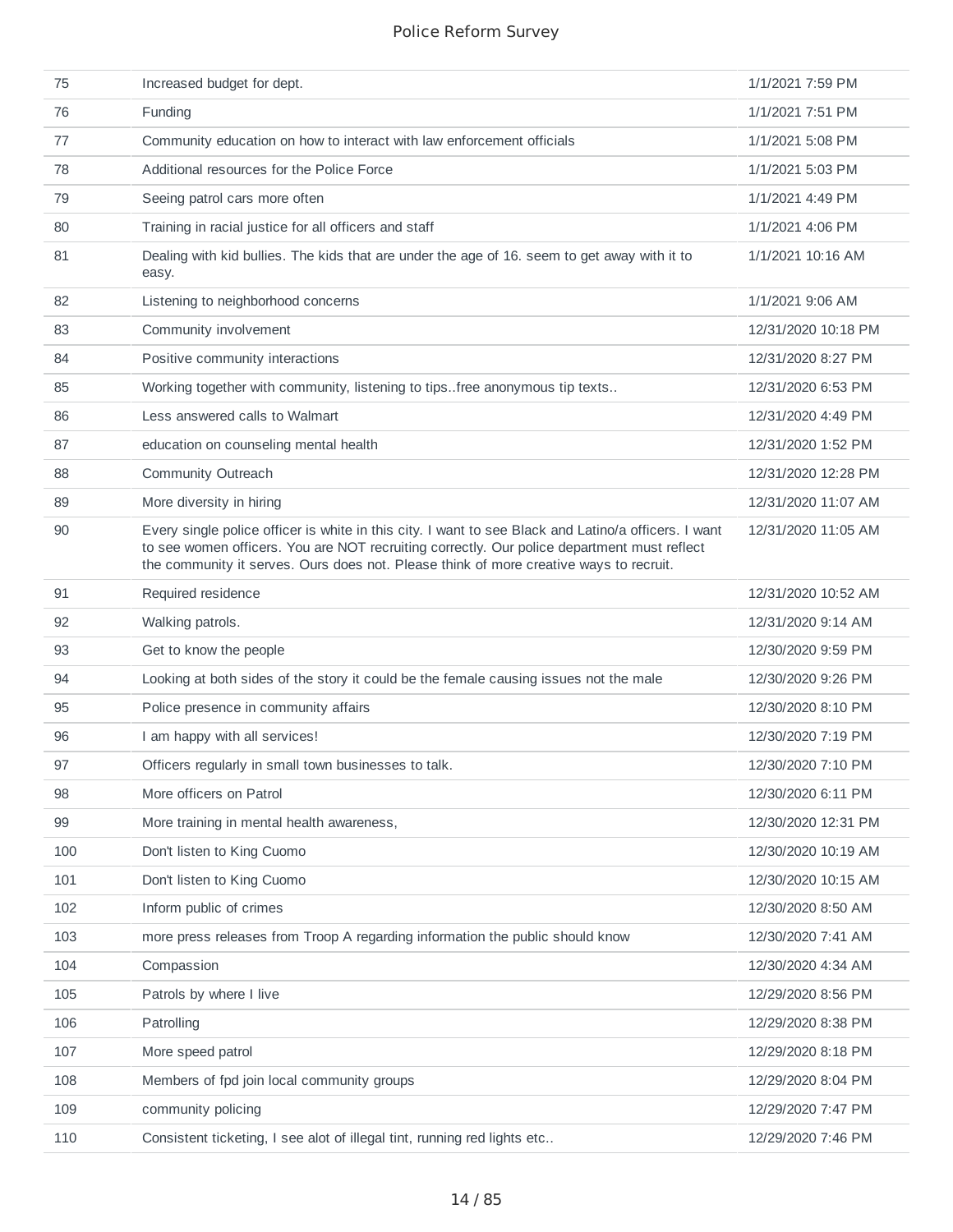| | | |
|---|---|---|
| 75 | Increased budget for dept. | 1/1/2021 7:59 PM |
| 76 | Funding | 1/1/2021 7:51 PM |
| 77 | Community education on how to interact with law enforcement officials | 1/1/2021 5:08 PM |
| 78 | Additional resources for the Police Force | 1/1/2021 5:03 PM |
| 79 | Seeing patrol cars more often | 1/1/2021 4:49 PM |
| 80 | Training in racial justice for all officers and staff | 1/1/2021 4:06 PM |
| 81 | Dealing with kid bullies. The kids that are under the age of 16. seem to get away with it to easy. | 1/1/2021 10:16 AM |
| 82 | Listening to neighborhood concerns | 1/1/2021 9:06 AM |
| 83 | Community involvement | 12/31/2020 10:18 PM |
| 84 | Positive community interactions | 12/31/2020 8:27 PM |
| 85 | Working together with community, listening to tips..free anonymous tip texts.. | 12/31/2020 6:53 PM |
| 86 | Less answered calls to Walmart | 12/31/2020 4:49 PM |
| 87 | education on counseling mental health | 12/31/2020 1:52 PM |
| 88 | Community Outreach | 12/31/2020 12:28 PM |
| 89 | More diversity in hiring | 12/31/2020 11:07 AM |
| 90 | Every single police officer is white in this city. I want to see Black and Latino/a officers. I want to see women officers. You are NOT recruiting correctly. Our police department must reflect the community it serves. Ours does not. Please think of more creative ways to recruit. | 12/31/2020 11:05 AM |
| 91 | Required residence | 12/31/2020 10:52 AM |
| 92 | Walking patrols. | 12/31/2020 9:14 AM |
| 93 | Get to know the people | 12/30/2020 9:59 PM |
| 94 | Looking at both sides of the story it could be the female causing issues not the male | 12/30/2020 9:26 PM |
| 95 | Police presence in community affairs | 12/30/2020 8:10 PM |
| 96 | I am happy with all services! | 12/30/2020 7:19 PM |
| 97 | Officers regularly in small town businesses to talk. | 12/30/2020 7:10 PM |
| 98 | More officers on Patrol | 12/30/2020 6:11 PM |
| 99 | More training in mental health awareness, | 12/30/2020 12:31 PM |
| 100 | Don't listen to King Cuomo | 12/30/2020 10:19 AM |
| 101 | Don't listen to King Cuomo | 12/30/2020 10:15 AM |
| 102 | Inform public of crimes | 12/30/2020 8:50 AM |
| 103 | more press releases from Troop A regarding information the public should know | 12/30/2020 7:41 AM |
| 104 | Compassion | 12/30/2020 4:34 AM |
| 105 | Patrols by where I live | 12/29/2020 8:56 PM |
| 106 | Patrolling | 12/29/2020 8:38 PM |
| 107 | More speed patrol | 12/29/2020 8:18 PM |
| 108 | Members of fpd join local community groups | 12/29/2020 8:04 PM |
| 109 | community policing | 12/29/2020 7:47 PM |
| 110 | Consistent ticketing, I see alot of illegal tint, running red lights etc.. | 12/29/2020 7:46 PM |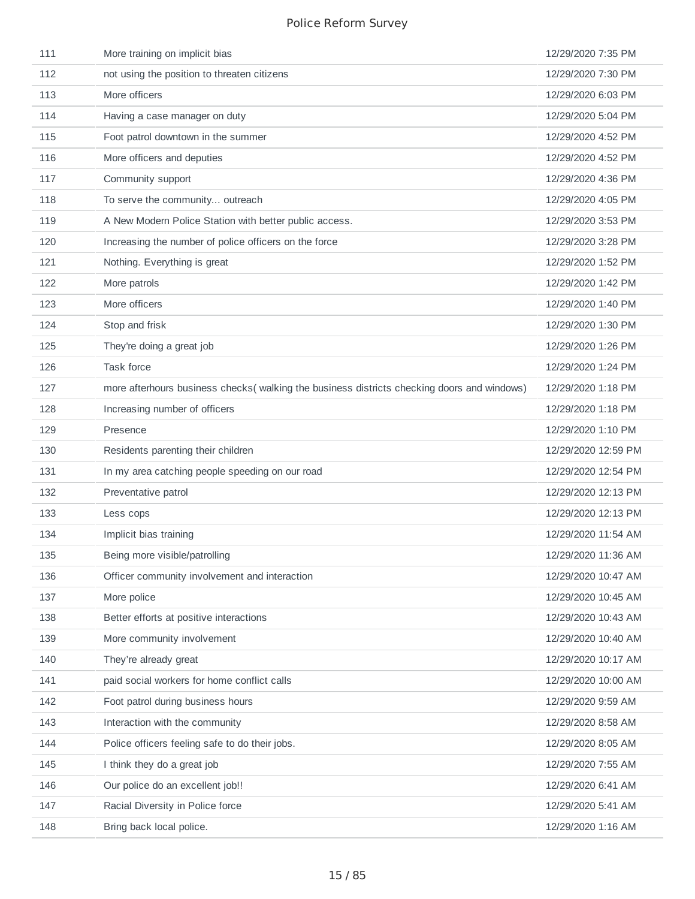| | | |
|---|---|---|
| 111 | More training on implicit bias | 12/29/2020 7:35 PM |
| 112 | not using the position to threaten citizens | 12/29/2020 7:30 PM |
| 113 | More officers | 12/29/2020 6:03 PM |
| 114 | Having a case manager on duty | 12/29/2020 5:04 PM |
| 115 | Foot patrol downtown in the summer | 12/29/2020 4:52 PM |
| 116 | More officers and deputies | 12/29/2020 4:52 PM |
| 117 | Community support | 12/29/2020 4:36 PM |
| 118 | To serve the community... outreach | 12/29/2020 4:05 PM |
| 119 | A New Modern Police Station with better public access. | 12/29/2020 3:53 PM |
| 120 | Increasing the number of police officers on the force | 12/29/2020 3:28 PM |
| 121 | Nothing. Everything is great | 12/29/2020 1:52 PM |
| 122 | More patrols | 12/29/2020 1:42 PM |
| 123 | More officers | 12/29/2020 1:40 PM |
| 124 | Stop and frisk | 12/29/2020 1:30 PM |
| 125 | They're doing a great job | 12/29/2020 1:26 PM |
| 126 | Task force | 12/29/2020 1:24 PM |
| 127 | more afterhours business checks( walking the business districts checking doors and windows) | 12/29/2020 1:18 PM |
| 128 | Increasing number of officers | 12/29/2020 1:18 PM |
| 129 | Presence | 12/29/2020 1:10 PM |
| 130 | Residents parenting their children | 12/29/2020 12:59 PM |
| 131 | In my area catching people speeding on our road | 12/29/2020 12:54 PM |
| 132 | Preventative patrol | 12/29/2020 12:13 PM |
| 133 | Less cops | 12/29/2020 12:13 PM |
| 134 | Implicit bias training | 12/29/2020 11:54 AM |
| 135 | Being more visible/patrolling | 12/29/2020 11:36 AM |
| 136 | Officer community involvement and interaction | 12/29/2020 10:47 AM |
| 137 | More police | 12/29/2020 10:45 AM |
| 138 | Better efforts at positive interactions | 12/29/2020 10:43 AM |
| 139 | More community involvement | 12/29/2020 10:40 AM |
| 140 | They're already great | 12/29/2020 10:17 AM |
| 141 | paid social workers for home conflict calls | 12/29/2020 10:00 AM |
| 142 | Foot patrol during business hours | 12/29/2020 9:59 AM |
| 143 | Interaction with the community | 12/29/2020 8:58 AM |
| 144 | Police officers feeling safe to do their jobs. | 12/29/2020 8:05 AM |
| 145 | I think they do a great job | 12/29/2020 7:55 AM |
| 146 | Our police do an excellent job!! | 12/29/2020 6:41 AM |
| 147 | Racial Diversity in Police force | 12/29/2020 5:41 AM |
| 148 | Bring back local police. | 12/29/2020 1:16 AM |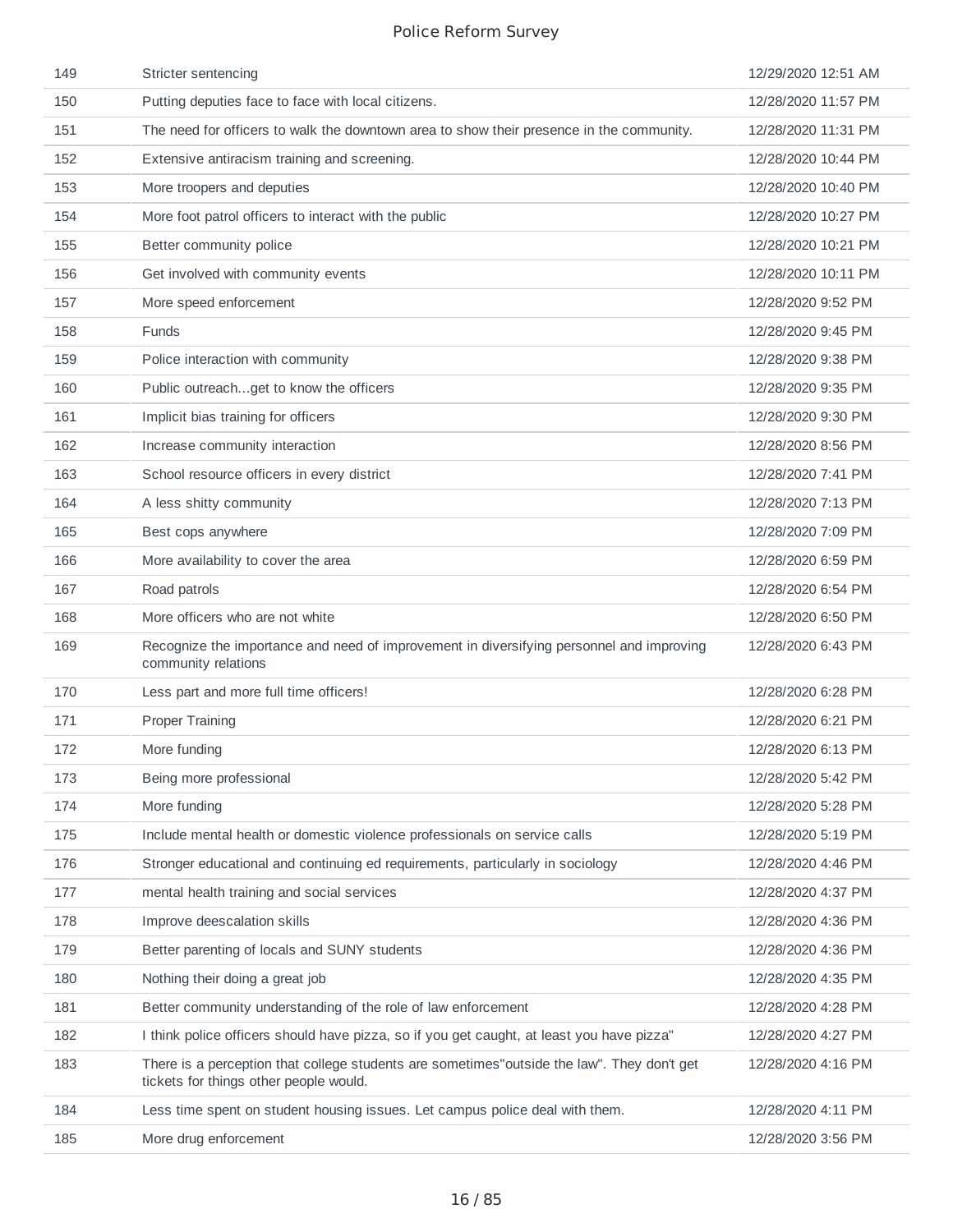| | | |
|---|---|---|
| 149 | Stricter sentencing | 12/29/2020 12:51 AM |
| 150 | Putting deputies face to face with local citizens. | 12/28/2020 11:57 PM |
| 151 | The need for officers to walk the downtown area to show their presence in the community. | 12/28/2020 11:31 PM |
| 152 | Extensive antiracism training and screening. | 12/28/2020 10:44 PM |
| 153 | More troopers and deputies | 12/28/2020 10:40 PM |
| 154 | More foot patrol officers to interact with the public | 12/28/2020 10:27 PM |
| 155 | Better community police | 12/28/2020 10:21 PM |
| 156 | Get involved with community events | 12/28/2020 10:11 PM |
| 157 | More speed enforcement | 12/28/2020 9:52 PM |
| 158 | Funds | 12/28/2020 9:45 PM |
| 159 | Police interaction with community | 12/28/2020 9:38 PM |
| 160 | Public outreach...get to know the officers | 12/28/2020 9:35 PM |
| 161 | Implicit bias training for officers | 12/28/2020 9:30 PM |
| 162 | Increase community interaction | 12/28/2020 8:56 PM |
| 163 | School resource officers in every district | 12/28/2020 7:41 PM |
| 164 | A less shitty community | 12/28/2020 7:13 PM |
| 165 | Best cops anywhere | 12/28/2020 7:09 PM |
| 166 | More availability to cover the area | 12/28/2020 6:59 PM |
| 167 | Road patrols | 12/28/2020 6:54 PM |
| 168 | More officers who are not white | 12/28/2020 6:50 PM |
| 169 | Recognize the importance and need of improvement in diversifying personnel and improving community relations | 12/28/2020 6:43 PM |
| 170 | Less part and more full time officers! | 12/28/2020 6:28 PM |
| 171 | Proper Training | 12/28/2020 6:21 PM |
| 172 | More funding | 12/28/2020 6:13 PM |
| 173 | Being more professional | 12/28/2020 5:42 PM |
| 174 | More funding | 12/28/2020 5:28 PM |
| 175 | Include mental health or domestic violence professionals on service calls | 12/28/2020 5:19 PM |
| 176 | Stronger educational and continuing ed requirements, particularly in sociology | 12/28/2020 4:46 PM |
| 177 | mental health training and social services | 12/28/2020 4:37 PM |
| 178 | Improve deescalation skills | 12/28/2020 4:36 PM |
| 179 | Better parenting of locals and SUNY students | 12/28/2020 4:36 PM |
| 180 | Nothing their doing a great job | 12/28/2020 4:35 PM |
| 181 | Better community understanding of the role of law enforcement | 12/28/2020 4:28 PM |
| 182 | I think police officers should have pizza, so if you get caught, at least you have pizza" | 12/28/2020 4:27 PM |
| 183 | There is a perception that college students are sometimes"outside the law". They don't get tickets for things other people would. | 12/28/2020 4:16 PM |
| 184 | Less time spent on student housing issues. Let campus police deal with them. | 12/28/2020 4:11 PM |
| 185 | More drug enforcement | 12/28/2020 3:56 PM |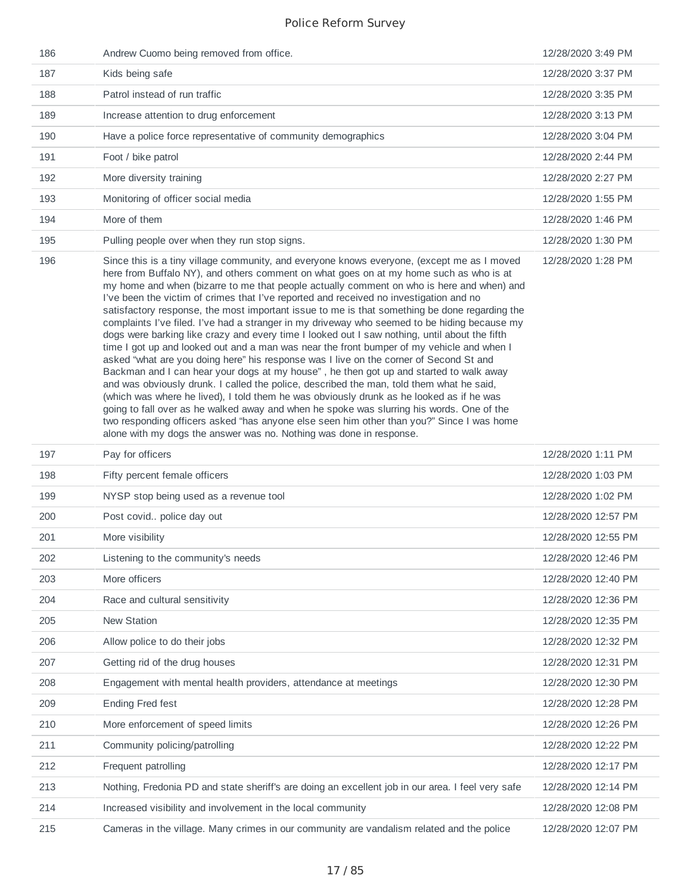| 186 | Andrew Cuomo being removed from office. | 12/28/2020 3:49 PM |
|---|---|---|
| 187 | Kids being safe | 12/28/2020 3:37 PM |
| 188 | Patrol instead of run traffic | 12/28/2020 3:35 PM |
| 189 | Increase attention to drug enforcement | 12/28/2020 3:13 PM |
| 190 | Have a police force representative of community demographics | 12/28/2020 3:04 PM |
| 191 | Foot / bike patrol | 12/28/2020 2:44 PM |
| 192 | More diversity training | 12/28/2020 2:27 PM |
| 193 | Monitoring of officer social media | 12/28/2020 1:55 PM |
| 194 | More of them | 12/28/2020 1:46 PM |
| 195 | Pulling people over when they run stop signs. | 12/28/2020 1:30 PM |
| 196 | Since this is a tiny village community, and everyone knows everyone, (except me as I moved here from Buffalo NY), and others comment on what goes on at my home such as who is at my home and when (bizarre to me that people actually comment on who is here and when) and I've been the victim of crimes that I've reported and received no investigation and no satisfactory response, the most important issue to me is that something be done regarding the complaints I've filed. I've had a stranger in my driveway who seemed to be hiding because my dogs were barking like crazy and every time I looked out I saw nothing, until about the fifth time I got up and looked out and a man was near the front bumper of my vehicle and when I asked "what are you doing here" his response was I live on the corner of Second St and Backman and I can hear your dogs at my house" , he then got up and started to walk away and was obviously drunk. I called the police, described the man, told them what he said, (which was where he lived), I told them he was obviously drunk as he looked as if he was going to fall over as he walked away and when he spoke was slurring his words. One of the two responding officers asked "has anyone else seen him other than you?" Since I was home alone with my dogs the answer was no. Nothing was done in response. | 12/28/2020 1:28 PM |
| 197 | Pay for officers | 12/28/2020 1:11 PM |
| 198 | Fifty percent female officers | 12/28/2020 1:03 PM |
| 199 | NYSP stop being used as a revenue tool | 12/28/2020 1:02 PM |
| 200 | Post covid.. police day out | 12/28/2020 12:57 PM |
| 201 | More visibility | 12/28/2020 12:55 PM |
| 202 | Listening to the community's needs | 12/28/2020 12:46 PM |
| 203 | More officers | 12/28/2020 12:40 PM |
| 204 | Race and cultural sensitivity | 12/28/2020 12:36 PM |
| 205 | New Station | 12/28/2020 12:35 PM |
| 206 | Allow police to do their jobs | 12/28/2020 12:32 PM |
| 207 | Getting rid of the drug houses | 12/28/2020 12:31 PM |
| 208 | Engagement with mental health providers, attendance at meetings | 12/28/2020 12:30 PM |
| 209 | Ending Fred fest | 12/28/2020 12:28 PM |
| 210 | More enforcement of speed limits | 12/28/2020 12:26 PM |
| 211 | Community policing/patrolling | 12/28/2020 12:22 PM |
| 212 | Frequent patrolling | 12/28/2020 12:17 PM |
| 213 | Nothing, Fredonia PD and state sheriff's are doing an excellent job in our area. I feel very safe | 12/28/2020 12:14 PM |
| 214 | Increased visibility and involvement in the local community | 12/28/2020 12:08 PM |
| 215 | Cameras in the village. Many crimes in our community are vandalism related and the police | 12/28/2020 12:07 PM |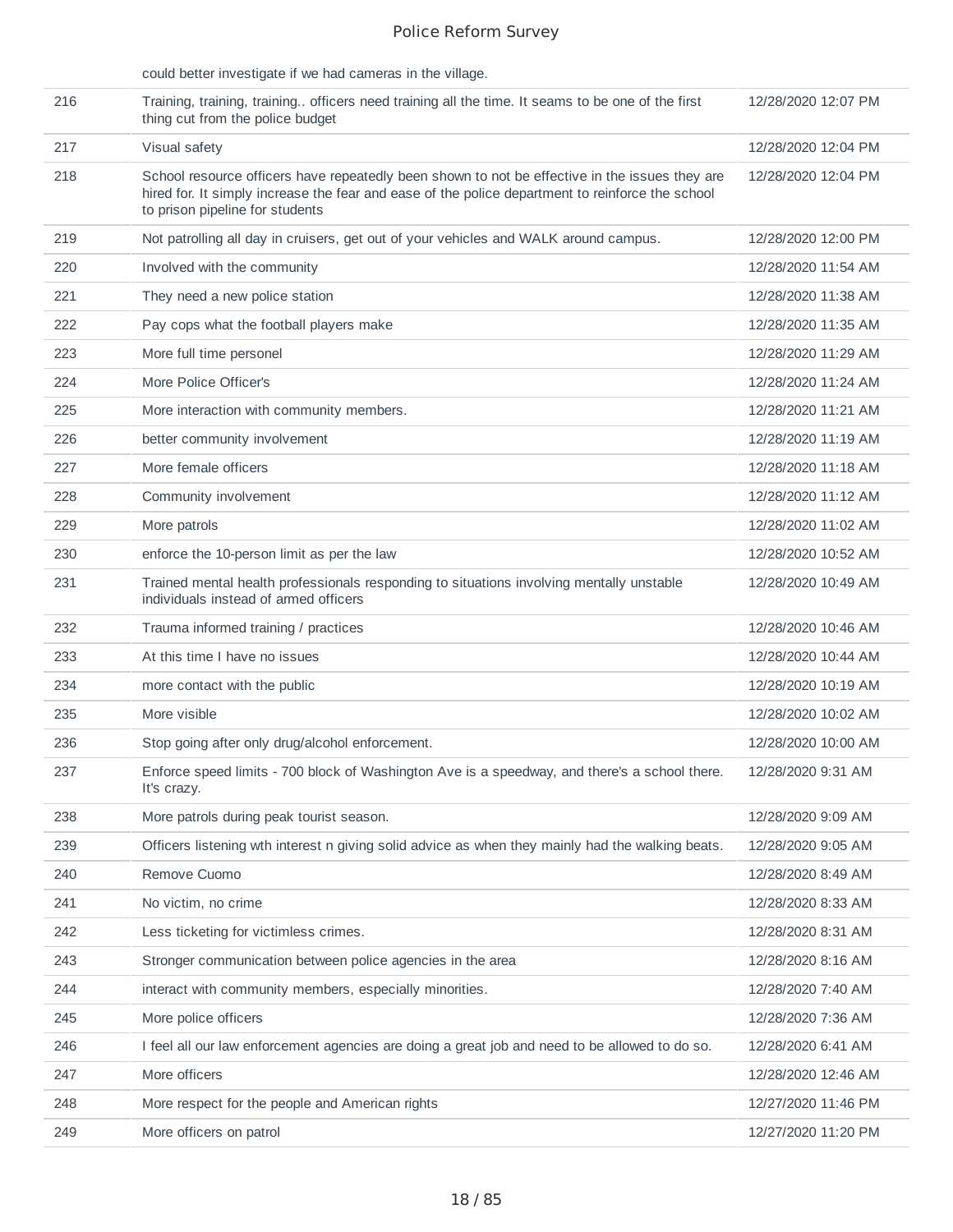| | could better investigate if we had cameras in the village. | |
|---|---|---|
| 216 | Training, training, training.. officers need training all the time. It seams to be one of the first thing cut from the police budget | 12/28/2020 12:07 PM |
| 217 | Visual safety | 12/28/2020 12:04 PM |
| 218 | School resource officers have repeatedly been shown to not be effective in the issues they are hired for. It simply increase the fear and ease of the police department to reinforce the school to prison pipeline for students | 12/28/2020 12:04 PM |
| 219 | Not patrolling all day in cruisers, get out of your vehicles and WALK around campus. | 12/28/2020 12:00 PM |
| 220 | Involved with the community | 12/28/2020 11:54 AM |
| 221 | They need a new police station | 12/28/2020 11:38 AM |
| 222 | Pay cops what the football players make | 12/28/2020 11:35 AM |
| 223 | More full time personel | 12/28/2020 11:29 AM |
| 224 | More Police Officer's | 12/28/2020 11:24 AM |
| 225 | More interaction with community members. | 12/28/2020 11:21 AM |
| 226 | better community involvement | 12/28/2020 11:19 AM |
| 227 | More female officers | 12/28/2020 11:18 AM |
| 228 | Community involvement | 12/28/2020 11:12 AM |
| 229 | More patrols | 12/28/2020 11:02 AM |
| 230 | enforce the 10-person limit as per the law | 12/28/2020 10:52 AM |
| 231 | Trained mental health professionals responding to situations involving mentally unstable individuals instead of armed officers | 12/28/2020 10:49 AM |
| 232 | Trauma informed training / practices | 12/28/2020 10:46 AM |
| 233 | At this time I have no issues | 12/28/2020 10:44 AM |
| 234 | more contact with the public | 12/28/2020 10:19 AM |
| 235 | More visible | 12/28/2020 10:02 AM |
| 236 | Stop going after only drug/alcohol enforcement. | 12/28/2020 10:00 AM |
| 237 | Enforce speed limits - 700 block of Washington Ave is a speedway, and there's a school there. It's crazy. | 12/28/2020 9:31 AM |
| 238 | More patrols during peak tourist season. | 12/28/2020 9:09 AM |
| 239 | Officers listening wth interest n giving solid advice as when they mainly had the walking beats. | 12/28/2020 9:05 AM |
| 240 | Remove Cuomo | 12/28/2020 8:49 AM |
| 241 | No victim, no crime | 12/28/2020 8:33 AM |
| 242 | Less ticketing for victimless crimes. | 12/28/2020 8:31 AM |
| 243 | Stronger communication between police agencies in the area | 12/28/2020 8:16 AM |
| 244 | interact with community members, especially minorities. | 12/28/2020 7:40 AM |
| 245 | More police officers | 12/28/2020 7:36 AM |
| 246 | I feel all our law enforcement agencies are doing a great job and need to be allowed to do so. | 12/28/2020 6:41 AM |
| 247 | More officers | 12/28/2020 12:46 AM |
| 248 | More respect for the people and American rights | 12/27/2020 11:46 PM |
| 249 | More officers on patrol | 12/27/2020 11:20 PM |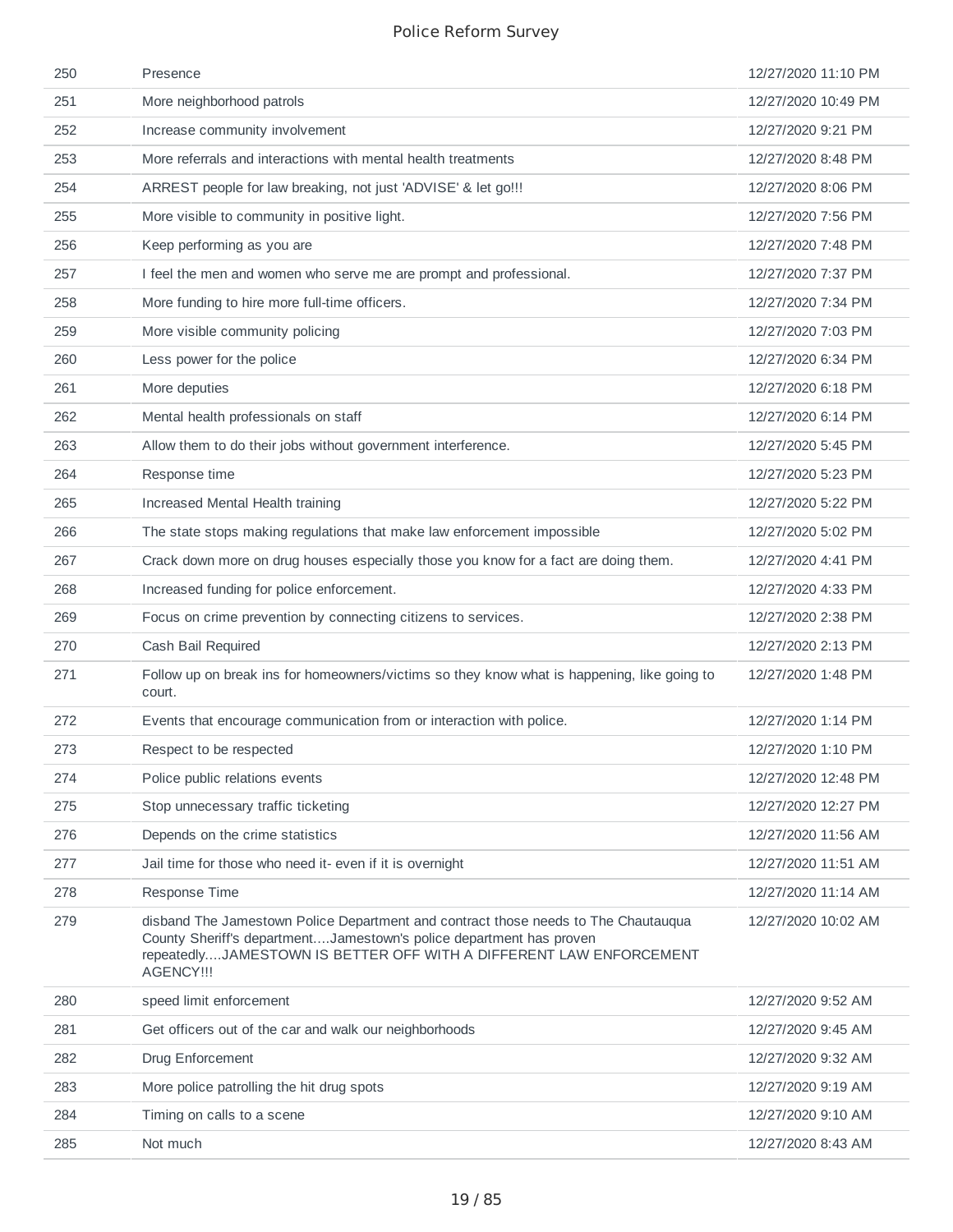| | | |
|---|---|---|
| 250 | Presence | 12/27/2020 11:10 PM |
| 251 | More neighborhood patrols | 12/27/2020 10:49 PM |
| 252 | Increase community involvement | 12/27/2020 9:21 PM |
| 253 | More referrals and interactions with mental health treatments | 12/27/2020 8:48 PM |
| 254 | ARREST people for law breaking, not just 'ADVISE' & let go!!! | 12/27/2020 8:06 PM |
| 255 | More visible to community in positive light. | 12/27/2020 7:56 PM |
| 256 | Keep performing as you are | 12/27/2020 7:48 PM |
| 257 | I feel the men and women who serve me are prompt and professional. | 12/27/2020 7:37 PM |
| 258 | More funding to hire more full-time officers. | 12/27/2020 7:34 PM |
| 259 | More visible community policing | 12/27/2020 7:03 PM |
| 260 | Less power for the police | 12/27/2020 6:34 PM |
| 261 | More deputies | 12/27/2020 6:18 PM |
| 262 | Mental health professionals on staff | 12/27/2020 6:14 PM |
| 263 | Allow them to do their jobs without government interference. | 12/27/2020 5:45 PM |
| 264 | Response time | 12/27/2020 5:23 PM |
| 265 | Increased Mental Health training | 12/27/2020 5:22 PM |
| 266 | The state stops making regulations that make law enforcement impossible | 12/27/2020 5:02 PM |
| 267 | Crack down more on drug houses especially those you know for a fact are doing them. | 12/27/2020 4:41 PM |
| 268 | Increased funding for police enforcement. | 12/27/2020 4:33 PM |
| 269 | Focus on crime prevention by connecting citizens to services. | 12/27/2020 2:38 PM |
| 270 | Cash Bail Required | 12/27/2020 2:13 PM |
| 271 | Follow up on break ins for homeowners/victims so they know what is happening, like going to court. | 12/27/2020 1:48 PM |
| 272 | Events that encourage communication from or interaction with police. | 12/27/2020 1:14 PM |
| 273 | Respect to be respected | 12/27/2020 1:10 PM |
| 274 | Police public relations events | 12/27/2020 12:48 PM |
| 275 | Stop unnecessary traffic ticketing | 12/27/2020 12:27 PM |
| 276 | Depends on the crime statistics | 12/27/2020 11:56 AM |
| 277 | Jail time for those who need it- even if it is overnight | 12/27/2020 11:51 AM |
| 278 | Response Time | 12/27/2020 11:14 AM |
| 279 | disband The Jamestown Police Department and contract those needs to The Chautauqua County Sheriff's department....Jamestown's police department has proven repeatedly....JAMESTOWN IS BETTER OFF WITH A DIFFERENT LAW ENFORCEMENT AGENCY!!! | 12/27/2020 10:02 AM |
| 280 | speed limit enforcement | 12/27/2020 9:52 AM |
| 281 | Get officers out of the car and walk our neighborhoods | 12/27/2020 9:45 AM |
| 282 | Drug Enforcement | 12/27/2020 9:32 AM |
| 283 | More police patrolling the hit drug spots | 12/27/2020 9:19 AM |
| 284 | Timing on calls to a scene | 12/27/2020 9:10 AM |
| 285 | Not much | 12/27/2020 8:43 AM |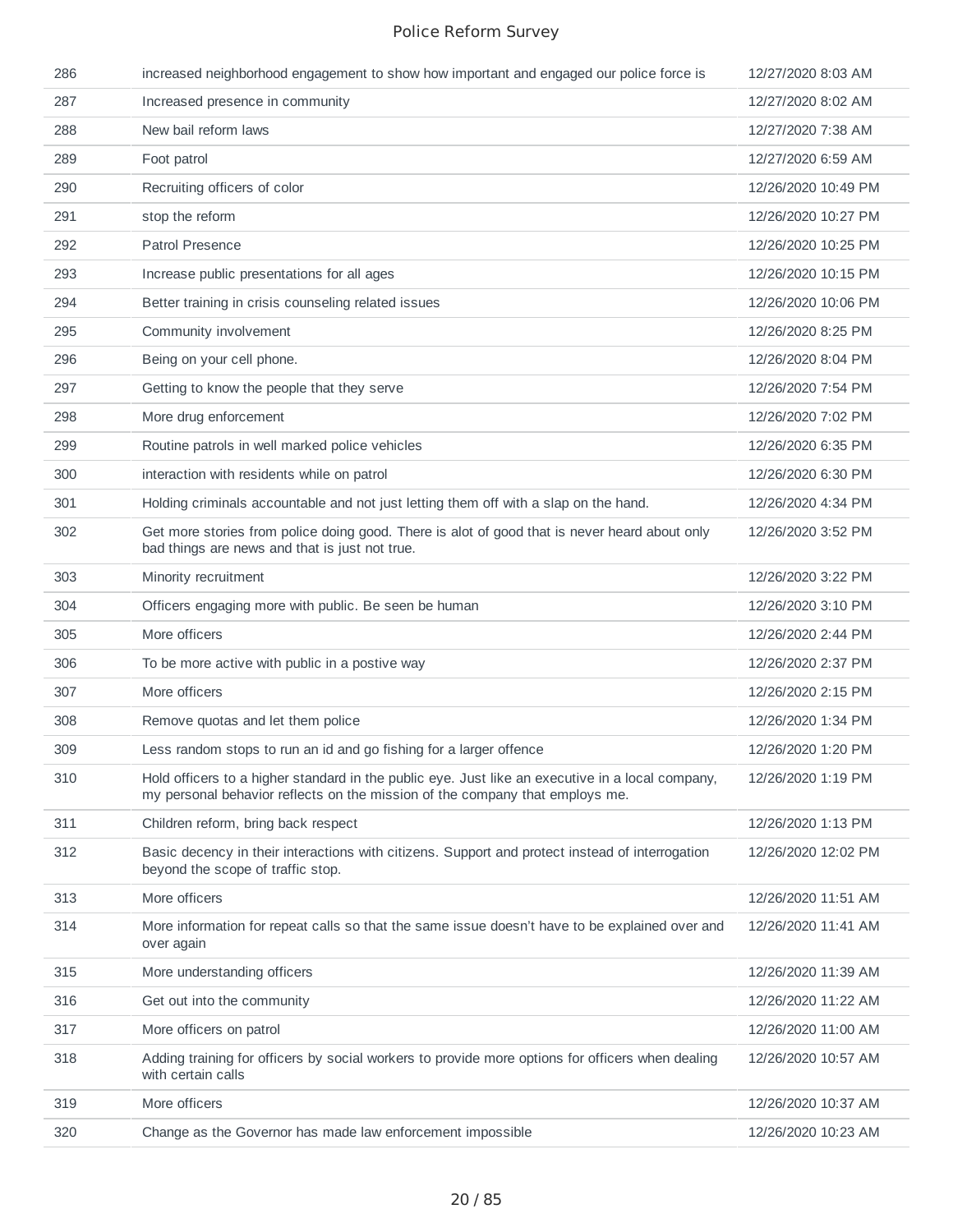| | | |
|---|---|---|
| 286 | increased neighborhood engagement to show how important and engaged our police force is | 12/27/2020 8:03 AM |
| 287 | Increased presence in community | 12/27/2020 8:02 AM |
| 288 | New bail reform laws | 12/27/2020 7:38 AM |
| 289 | Foot patrol | 12/27/2020 6:59 AM |
| 290 | Recruiting officers of color | 12/26/2020 10:49 PM |
| 291 | stop the reform | 12/26/2020 10:27 PM |
| 292 | Patrol Presence | 12/26/2020 10:25 PM |
| 293 | Increase public presentations for all ages | 12/26/2020 10:15 PM |
| 294 | Better training in crisis counseling related issues | 12/26/2020 10:06 PM |
| 295 | Community involvement | 12/26/2020 8:25 PM |
| 296 | Being on your cell phone. | 12/26/2020 8:04 PM |
| 297 | Getting to know the people that they serve | 12/26/2020 7:54 PM |
| 298 | More drug enforcement | 12/26/2020 7:02 PM |
| 299 | Routine patrols in well marked police vehicles | 12/26/2020 6:35 PM |
| 300 | interaction with residents while on patrol | 12/26/2020 6:30 PM |
| 301 | Holding criminals accountable and not just letting them off with a slap on the hand. | 12/26/2020 4:34 PM |
| 302 | Get more stories from police doing good. There is alot of good that is never heard about only bad things are news and that is just not true. | 12/26/2020 3:52 PM |
| 303 | Minority recruitment | 12/26/2020 3:22 PM |
| 304 | Officers engaging more with public. Be seen be human | 12/26/2020 3:10 PM |
| 305 | More officers | 12/26/2020 2:44 PM |
| 306 | To be more active with public in a postive way | 12/26/2020 2:37 PM |
| 307 | More officers | 12/26/2020 2:15 PM |
| 308 | Remove quotas and let them police | 12/26/2020 1:34 PM |
| 309 | Less random stops to run an id and go fishing for a larger offence | 12/26/2020 1:20 PM |
| 310 | Hold officers to a higher standard in the public eye. Just like an executive in a local company, my personal behavior reflects on the mission of the company that employs me. | 12/26/2020 1:19 PM |
| 311 | Children reform, bring back respect | 12/26/2020 1:13 PM |
| 312 | Basic decency in their interactions with citizens. Support and protect instead of interrogation beyond the scope of traffic stop. | 12/26/2020 12:02 PM |
| 313 | More officers | 12/26/2020 11:51 AM |
| 314 | More information for repeat calls so that the same issue doesn't have to be explained over and over again | 12/26/2020 11:41 AM |
| 315 | More understanding officers | 12/26/2020 11:39 AM |
| 316 | Get out into the community | 12/26/2020 11:22 AM |
| 317 | More officers on patrol | 12/26/2020 11:00 AM |
| 318 | Adding training for officers by social workers to provide more options for officers when dealing with certain calls | 12/26/2020 10:57 AM |
| 319 | More officers | 12/26/2020 10:37 AM |
| 320 | Change as the Governor has made law enforcement impossible | 12/26/2020 10:23 AM |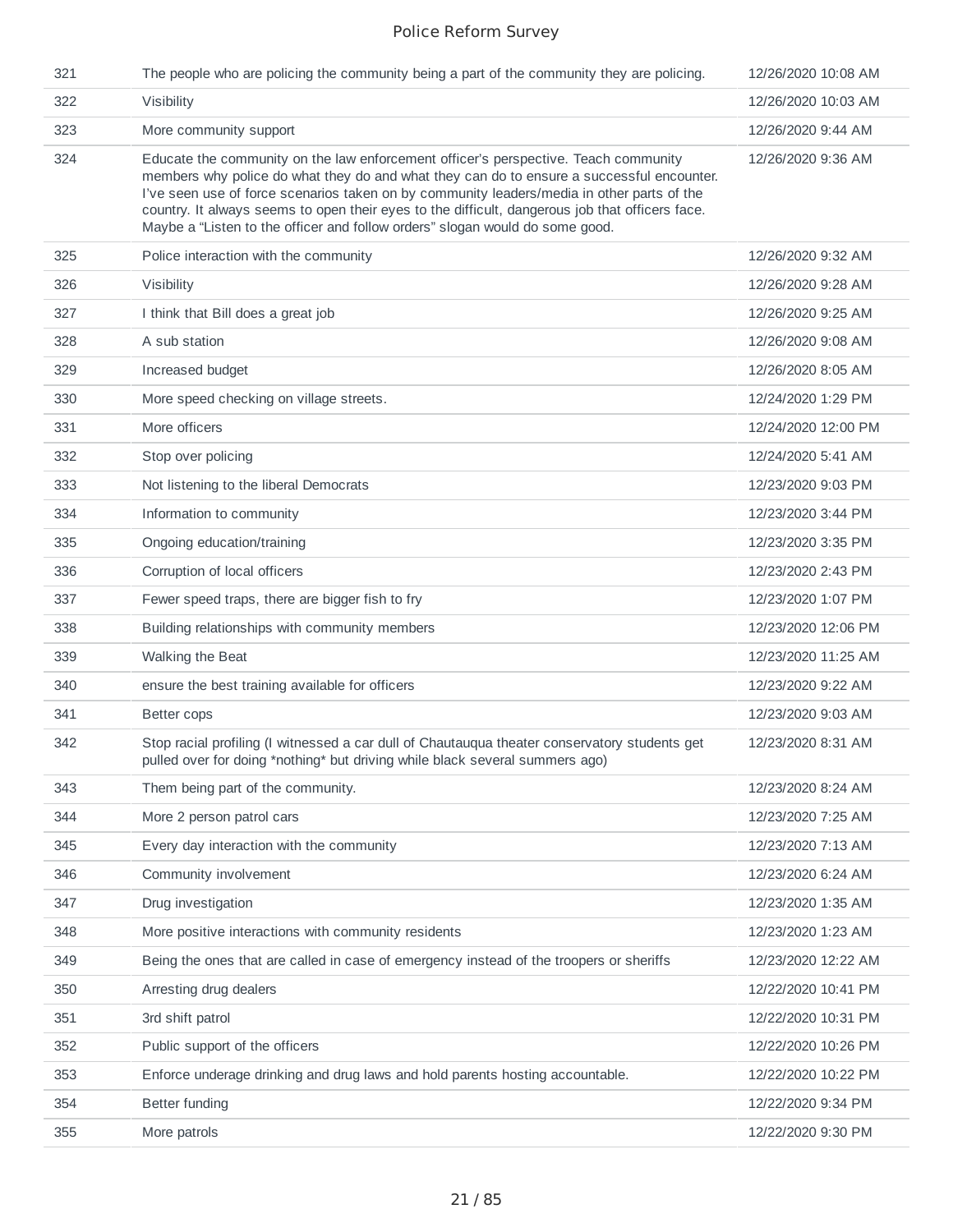| | | |
|---|---|---|
| 321 | The people who are policing the community being a part of the community they are policing. | 12/26/2020 10:08 AM |
| 322 | Visibility | 12/26/2020 10:03 AM |
| 323 | More community support | 12/26/2020 9:44 AM |
| 324 | Educate the community on the law enforcement officer's perspective. Teach community members why police do what they do and what they can do to ensure a successful encounter. I've seen use of force scenarios taken on by community leaders/media in other parts of the country. It always seems to open their eyes to the difficult, dangerous job that officers face. Maybe a "Listen to the officer and follow orders" slogan would do some good. | 12/26/2020 9:36 AM |
| 325 | Police interaction with the community | 12/26/2020 9:32 AM |
| 326 | Visibility | 12/26/2020 9:28 AM |
| 327 | I think that Bill does a great job | 12/26/2020 9:25 AM |
| 328 | A sub station | 12/26/2020 9:08 AM |
| 329 | Increased budget | 12/26/2020 8:05 AM |
| 330 | More speed checking on village streets. | 12/24/2020 1:29 PM |
| 331 | More officers | 12/24/2020 12:00 PM |
| 332 | Stop over policing | 12/24/2020 5:41 AM |
| 333 | Not listening to the liberal Democrats | 12/23/2020 9:03 PM |
| 334 | Information to community | 12/23/2020 3:44 PM |
| 335 | Ongoing education/training | 12/23/2020 3:35 PM |
| 336 | Corruption of local officers | 12/23/2020 2:43 PM |
| 337 | Fewer speed traps, there are bigger fish to fry | 12/23/2020 1:07 PM |
| 338 | Building relationships with community members | 12/23/2020 12:06 PM |
| 339 | Walking the Beat | 12/23/2020 11:25 AM |
| 340 | ensure the best training available for officers | 12/23/2020 9:22 AM |
| 341 | Better cops | 12/23/2020 9:03 AM |
| 342 | Stop racial profiling (I witnessed a car dull of Chautauqua theater conservatory students get pulled over for doing *nothing* but driving while black several summers ago) | 12/23/2020 8:31 AM |
| 343 | Them being part of the community. | 12/23/2020 8:24 AM |
| 344 | More 2 person patrol cars | 12/23/2020 7:25 AM |
| 345 | Every day interaction with the community | 12/23/2020 7:13 AM |
| 346 | Community involvement | 12/23/2020 6:24 AM |
| 347 | Drug investigation | 12/23/2020 1:35 AM |
| 348 | More positive interactions with community residents | 12/23/2020 1:23 AM |
| 349 | Being the ones that are called in case of emergency instead of the troopers or sheriffs | 12/23/2020 12:22 AM |
| 350 | Arresting drug dealers | 12/22/2020 10:41 PM |
| 351 | 3rd shift patrol | 12/22/2020 10:31 PM |
| 352 | Public support of the officers | 12/22/2020 10:26 PM |
| 353 | Enforce underage drinking and drug laws and hold parents hosting accountable. | 12/22/2020 10:22 PM |
| 354 | Better funding | 12/22/2020 9:34 PM |
| 355 | More patrols | 12/22/2020 9:30 PM |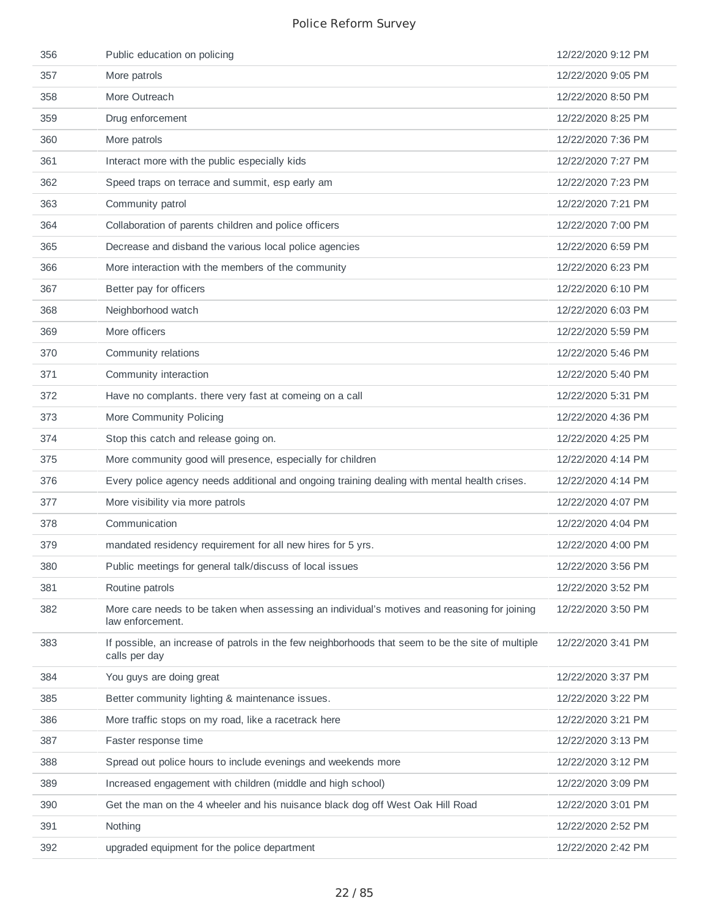| | | |
|---|---|---|
| 356 | Public education on policing | 12/22/2020 9:12 PM |
| 357 | More patrols | 12/22/2020 9:05 PM |
| 358 | More Outreach | 12/22/2020 8:50 PM |
| 359 | Drug enforcement | 12/22/2020 8:25 PM |
| 360 | More patrols | 12/22/2020 7:36 PM |
| 361 | Interact more with the public especially kids | 12/22/2020 7:27 PM |
| 362 | Speed traps on terrace and summit, esp early am | 12/22/2020 7:23 PM |
| 363 | Community patrol | 12/22/2020 7:21 PM |
| 364 | Collaboration of parents children and police officers | 12/22/2020 7:00 PM |
| 365 | Decrease and disband the various local police agencies | 12/22/2020 6:59 PM |
| 366 | More interaction with the members of the community | 12/22/2020 6:23 PM |
| 367 | Better pay for officers | 12/22/2020 6:10 PM |
| 368 | Neighborhood watch | 12/22/2020 6:03 PM |
| 369 | More officers | 12/22/2020 5:59 PM |
| 370 | Community relations | 12/22/2020 5:46 PM |
| 371 | Community interaction | 12/22/2020 5:40 PM |
| 372 | Have no complants. there very fast at comeing on a call | 12/22/2020 5:31 PM |
| 373 | More Community Policing | 12/22/2020 4:36 PM |
| 374 | Stop this catch and release going on. | 12/22/2020 4:25 PM |
| 375 | More community good will presence, especially for children | 12/22/2020 4:14 PM |
| 376 | Every police agency needs additional and ongoing training dealing with mental health crises. | 12/22/2020 4:14 PM |
| 377 | More visibility via more patrols | 12/22/2020 4:07 PM |
| 378 | Communication | 12/22/2020 4:04 PM |
| 379 | mandated residency requirement for all new hires for 5 yrs. | 12/22/2020 4:00 PM |
| 380 | Public meetings for general talk/discuss of local issues | 12/22/2020 3:56 PM |
| 381 | Routine patrols | 12/22/2020 3:52 PM |
| 382 | More care needs to be taken when assessing an individual's motives and reasoning for joining law enforcement. | 12/22/2020 3:50 PM |
| 383 | If possible, an increase of patrols in the few neighborhoods that seem to be the site of multiple calls per day | 12/22/2020 3:41 PM |
| 384 | You guys are doing great | 12/22/2020 3:37 PM |
| 385 | Better community lighting & maintenance issues. | 12/22/2020 3:22 PM |
| 386 | More traffic stops on my road, like a racetrack here | 12/22/2020 3:21 PM |
| 387 | Faster response time | 12/22/2020 3:13 PM |
| 388 | Spread out police hours to include evenings and weekends more | 12/22/2020 3:12 PM |
| 389 | Increased engagement with children (middle and high school) | 12/22/2020 3:09 PM |
| 390 | Get the man on the 4 wheeler and his nuisance black dog off West Oak Hill Road | 12/22/2020 3:01 PM |
| 391 | Nothing | 12/22/2020 2:52 PM |
| 392 | upgraded equipment for the police department | 12/22/2020 2:42 PM |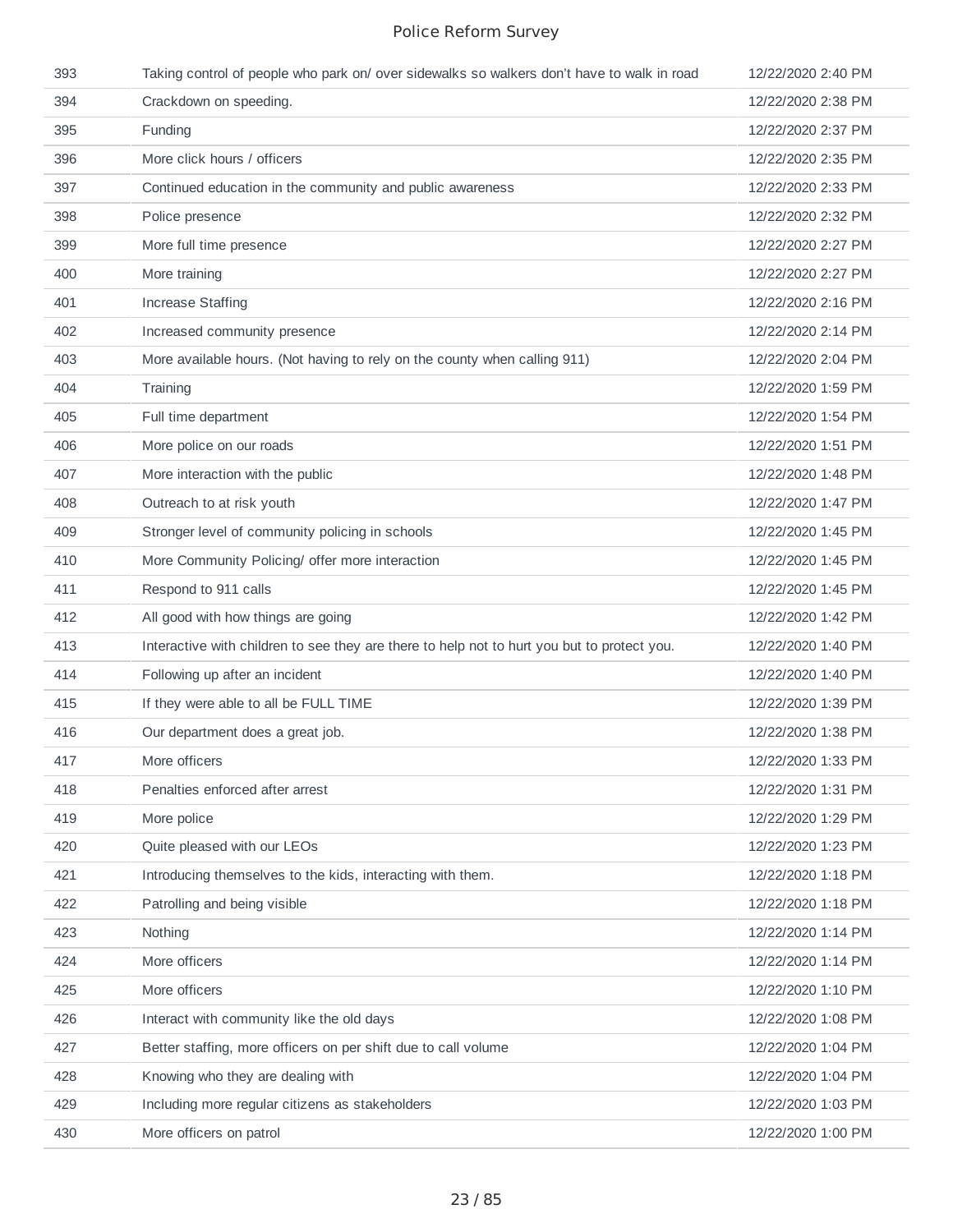| | | |
|---|---|---|
| 393 | Taking control of people who park on/ over sidewalks so walkers don't have to walk in road | 12/22/2020 2:40 PM |
| 394 | Crackdown on speeding. | 12/22/2020 2:38 PM |
| 395 | Funding | 12/22/2020 2:37 PM |
| 396 | More click hours / officers | 12/22/2020 2:35 PM |
| 397 | Continued education in the community and public awareness | 12/22/2020 2:33 PM |
| 398 | Police presence | 12/22/2020 2:32 PM |
| 399 | More full time presence | 12/22/2020 2:27 PM |
| 400 | More training | 12/22/2020 2:27 PM |
| 401 | Increase Staffing | 12/22/2020 2:16 PM |
| 402 | Increased community presence | 12/22/2020 2:14 PM |
| 403 | More available hours. (Not having to rely on the county when calling 911) | 12/22/2020 2:04 PM |
| 404 | Training | 12/22/2020 1:59 PM |
| 405 | Full time department | 12/22/2020 1:54 PM |
| 406 | More police on our roads | 12/22/2020 1:51 PM |
| 407 | More interaction with the public | 12/22/2020 1:48 PM |
| 408 | Outreach to at risk youth | 12/22/2020 1:47 PM |
| 409 | Stronger level of community policing in schools | 12/22/2020 1:45 PM |
| 410 | More Community Policing/ offer more interaction | 12/22/2020 1:45 PM |
| 411 | Respond to 911 calls | 12/22/2020 1:45 PM |
| 412 | All good with how things are going | 12/22/2020 1:42 PM |
| 413 | Interactive with children to see they are there to help not to hurt you but to protect you. | 12/22/2020 1:40 PM |
| 414 | Following up after an incident | 12/22/2020 1:40 PM |
| 415 | If they were able to all be FULL TIME | 12/22/2020 1:39 PM |
| 416 | Our department does a great job. | 12/22/2020 1:38 PM |
| 417 | More officers | 12/22/2020 1:33 PM |
| 418 | Penalties enforced after arrest | 12/22/2020 1:31 PM |
| 419 | More police | 12/22/2020 1:29 PM |
| 420 | Quite pleased with our LEOs | 12/22/2020 1:23 PM |
| 421 | Introducing themselves to the kids, interacting with them. | 12/22/2020 1:18 PM |
| 422 | Patrolling and being visible | 12/22/2020 1:18 PM |
| 423 | Nothing | 12/22/2020 1:14 PM |
| 424 | More officers | 12/22/2020 1:14 PM |
| 425 | More officers | 12/22/2020 1:10 PM |
| 426 | Interact with community like the old days | 12/22/2020 1:08 PM |
| 427 | Better staffing, more officers on per shift due to call volume | 12/22/2020 1:04 PM |
| 428 | Knowing who they are dealing with | 12/22/2020 1:04 PM |
| 429 | Including more regular citizens as stakeholders | 12/22/2020 1:03 PM |
| 430 | More officers on patrol | 12/22/2020 1:00 PM |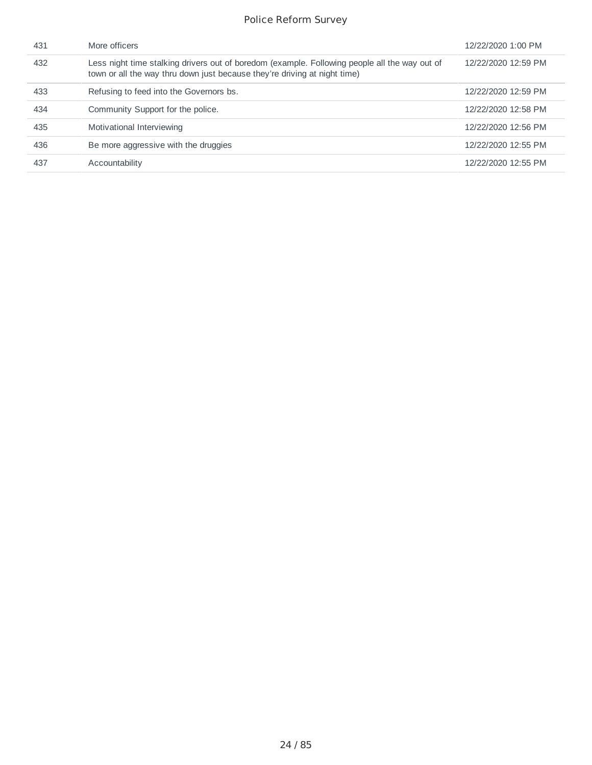| | | |
|---|---|---|
| 431 | More officers | 12/22/2020 1:00 PM |
| 432 | Less night time stalking drivers out of boredom (example. Following people all the way out of town or all the way thru down just because they're driving at night time) | 12/22/2020 12:59 PM |
| 433 | Refusing to feed into the Governors bs. | 12/22/2020 12:59 PM |
| 434 | Community Support for the police. | 12/22/2020 12:58 PM |
| 435 | Motivational Interviewing | 12/22/2020 12:56 PM |
| 436 | Be more aggressive with the druggies | 12/22/2020 12:55 PM |
| 437 | Accountability | 12/22/2020 12:55 PM |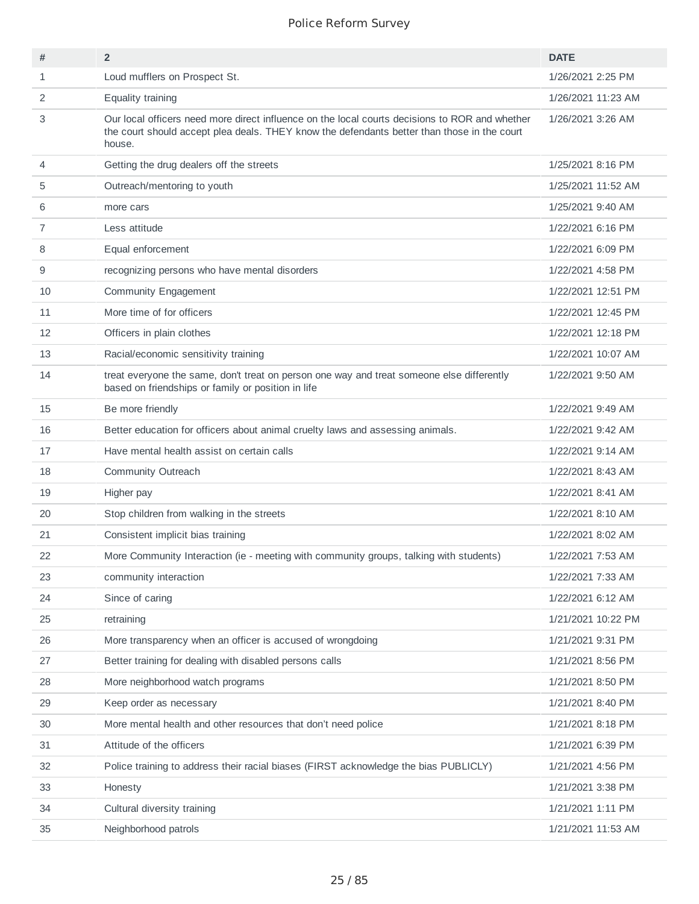| # | 2 | DATE |
|---|---|---|
| 1 | Loud mufflers on Prospect St. | 1/26/2021 2:25 PM |
| 2 | Equality training | 1/26/2021 11:23 AM |
| 3 | Our local officers need more direct influence on the local courts decisions to ROR and whether the court should accept plea deals. THEY know the defendants better than those in the court house. | 1/26/2021 3:26 AM |
| 4 | Getting the drug dealers off the streets | 1/25/2021 8:16 PM |
| 5 | Outreach/mentoring to youth | 1/25/2021 11:52 AM |
| 6 | more cars | 1/25/2021 9:40 AM |
| 7 | Less attitude | 1/22/2021 6:16 PM |
| 8 | Equal enforcement | 1/22/2021 6:09 PM |
| 9 | recognizing persons who have mental disorders | 1/22/2021 4:58 PM |
| 10 | Community Engagement | 1/22/2021 12:51 PM |
| 11 | More time of for officers | 1/22/2021 12:45 PM |
| 12 | Officers in plain clothes | 1/22/2021 12:18 PM |
| 13 | Racial/economic sensitivity training | 1/22/2021 10:07 AM |
| 14 | treat everyone the same, don't treat on person one way and treat someone else differently based on friendships or family or position in life | 1/22/2021 9:50 AM |
| 15 | Be more friendly | 1/22/2021 9:49 AM |
| 16 | Better education for officers about animal cruelty laws and assessing animals. | 1/22/2021 9:42 AM |
| 17 | Have mental health assist on certain calls | 1/22/2021 9:14 AM |
| 18 | Community Outreach | 1/22/2021 8:43 AM |
| 19 | Higher pay | 1/22/2021 8:41 AM |
| 20 | Stop children from walking in the streets | 1/22/2021 8:10 AM |
| 21 | Consistent implicit bias training | 1/22/2021 8:02 AM |
| 22 | More Community Interaction (ie - meeting with community groups, talking with students) | 1/22/2021 7:53 AM |
| 23 | community interaction | 1/22/2021 7:33 AM |
| 24 | Since of caring | 1/22/2021 6:12 AM |
| 25 | retraining | 1/21/2021 10:22 PM |
| 26 | More transparency when an officer is accused of wrongdoing | 1/21/2021 9:31 PM |
| 27 | Better training for dealing with disabled persons calls | 1/21/2021 8:56 PM |
| 28 | More neighborhood watch programs | 1/21/2021 8:50 PM |
| 29 | Keep order as necessary | 1/21/2021 8:40 PM |
| 30 | More mental health and other resources that don't need police | 1/21/2021 8:18 PM |
| 31 | Attitude of the officers | 1/21/2021 6:39 PM |
| 32 | Police training to address their racial biases (FIRST acknowledge the bias PUBLICLY) | 1/21/2021 4:56 PM |
| 33 | Honesty | 1/21/2021 3:38 PM |
| 34 | Cultural diversity training | 1/21/2021 1:11 PM |
| 35 | Neighborhood patrols | 1/21/2021 11:53 AM |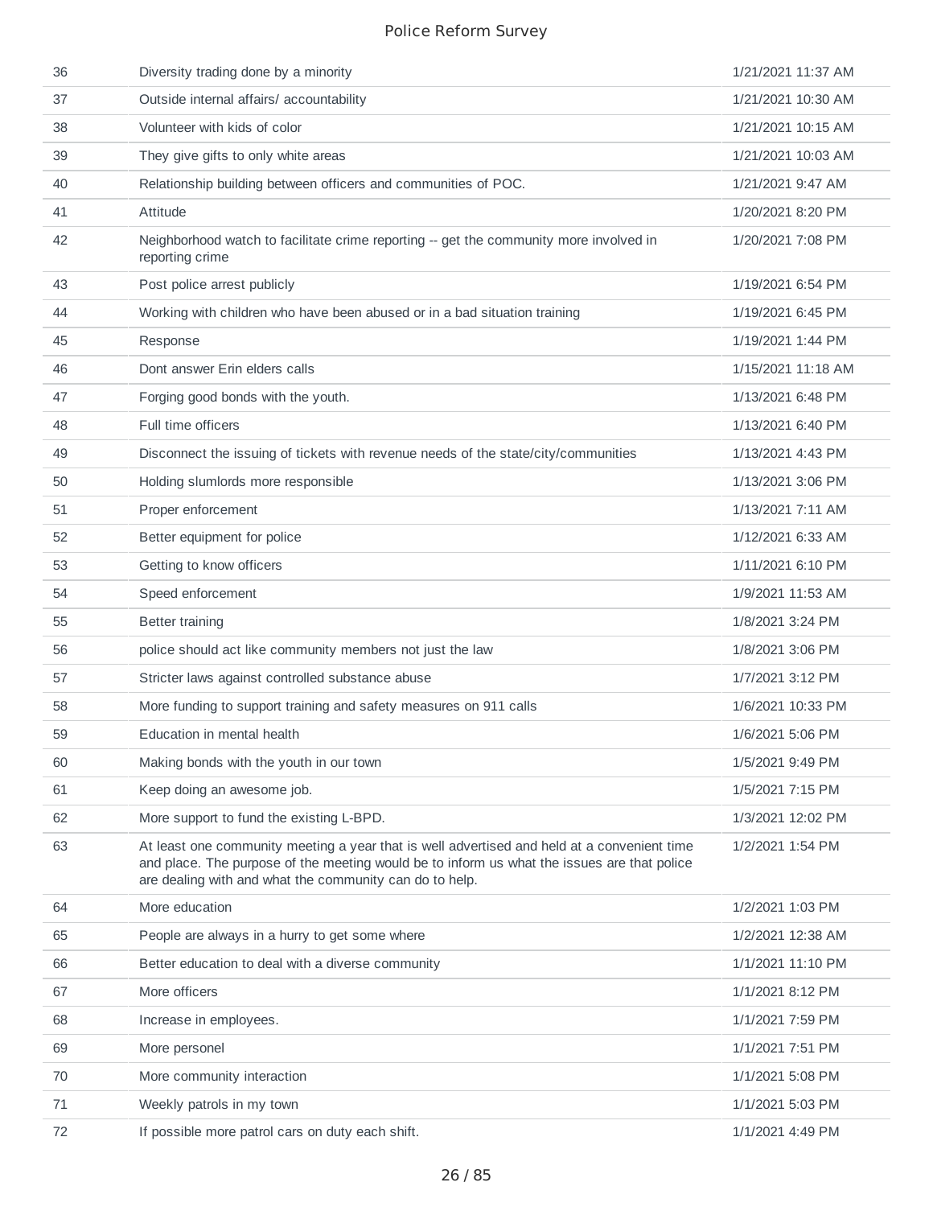| | | |
|---|---|---|
| 36 | Diversity trading done by a minority | 1/21/2021 11:37 AM |
| 37 | Outside internal affairs/ accountability | 1/21/2021 10:30 AM |
| 38 | Volunteer with kids of color | 1/21/2021 10:15 AM |
| 39 | They give gifts to only white areas | 1/21/2021 10:03 AM |
| 40 | Relationship building between officers and communities of POC. | 1/21/2021 9:47 AM |
| 41 | Attitude | 1/20/2021 8:20 PM |
| 42 | Neighborhood watch to facilitate crime reporting -- get the community more involved in reporting crime | 1/20/2021 7:08 PM |
| 43 | Post police arrest publicly | 1/19/2021 6:54 PM |
| 44 | Working with children who have been abused or in a bad situation training | 1/19/2021 6:45 PM |
| 45 | Response | 1/19/2021 1:44 PM |
| 46 | Dont answer Erin elders calls | 1/15/2021 11:18 AM |
| 47 | Forging good bonds with the youth. | 1/13/2021 6:48 PM |
| 48 | Full time officers | 1/13/2021 6:40 PM |
| 49 | Disconnect the issuing of tickets with revenue needs of the state/city/communities | 1/13/2021 4:43 PM |
| 50 | Holding slumlords more responsible | 1/13/2021 3:06 PM |
| 51 | Proper enforcement | 1/13/2021 7:11 AM |
| 52 | Better equipment for police | 1/12/2021 6:33 AM |
| 53 | Getting to know officers | 1/11/2021 6:10 PM |
| 54 | Speed enforcement | 1/9/2021 11:53 AM |
| 55 | Better training | 1/8/2021 3:24 PM |
| 56 | police should act like community members not just the law | 1/8/2021 3:06 PM |
| 57 | Stricter laws against controlled substance abuse | 1/7/2021 3:12 PM |
| 58 | More funding to support training and safety measures on 911 calls | 1/6/2021 10:33 PM |
| 59 | Education in mental health | 1/6/2021 5:06 PM |
| 60 | Making bonds with the youth in our town | 1/5/2021 9:49 PM |
| 61 | Keep doing an awesome job. | 1/5/2021 7:15 PM |
| 62 | More support to fund the existing L-BPD. | 1/3/2021 12:02 PM |
| 63 | At least one community meeting a year that is well advertised and held at a convenient time and place. The purpose of the meeting would be to inform us what the issues are that police are dealing with and what the community can do to help. | 1/2/2021 1:54 PM |
| 64 | More education | 1/2/2021 1:03 PM |
| 65 | People are always in a hurry to get some where | 1/2/2021 12:38 AM |
| 66 | Better education to deal with a diverse community | 1/1/2021 11:10 PM |
| 67 | More officers | 1/1/2021 8:12 PM |
| 68 | Increase in employees. | 1/1/2021 7:59 PM |
| 69 | More personel | 1/1/2021 7:51 PM |
| 70 | More community interaction | 1/1/2021 5:08 PM |
| 71 | Weekly patrols in my town | 1/1/2021 5:03 PM |
| 72 | If possible more patrol cars on duty each shift. | 1/1/2021 4:49 PM |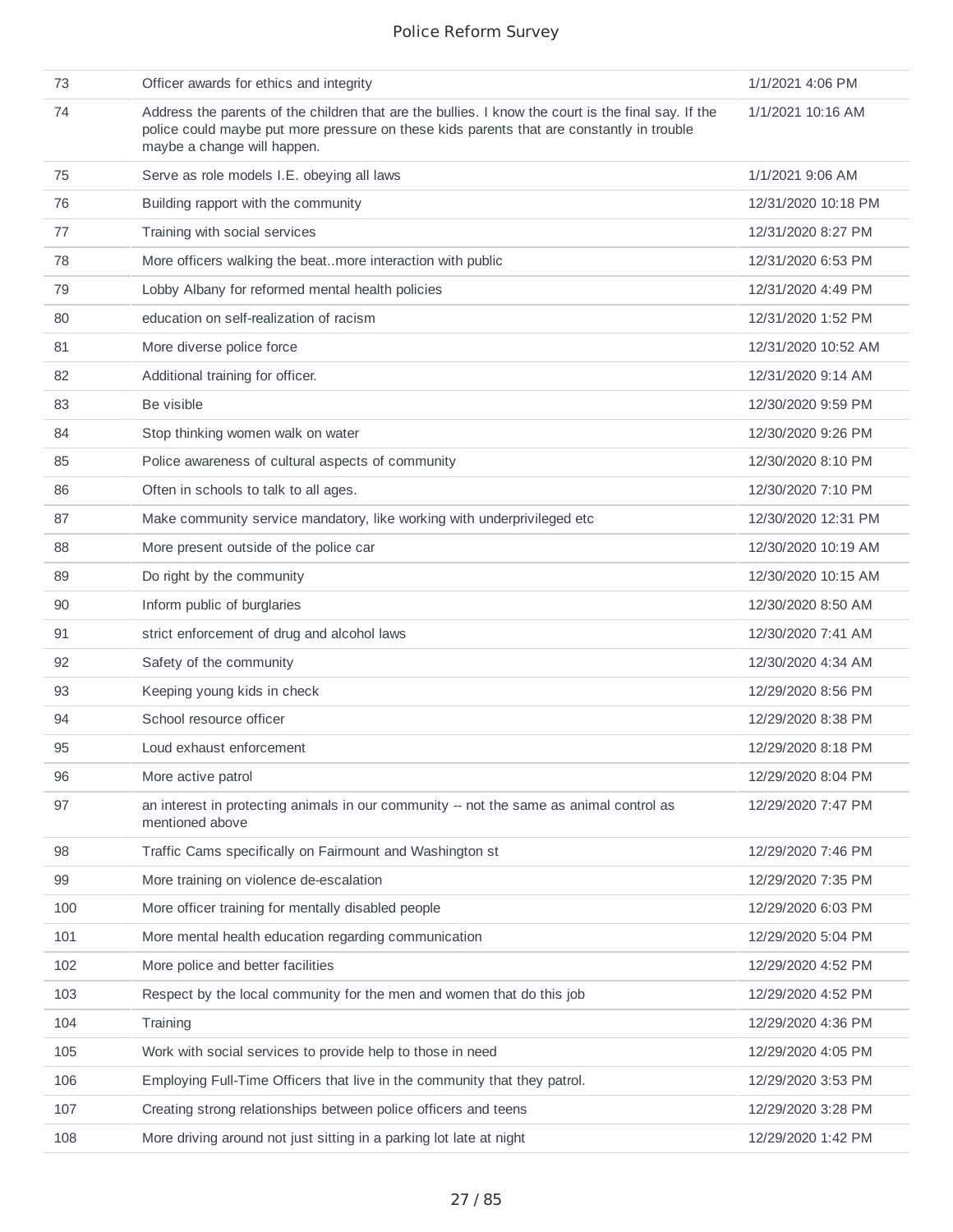| | | |
|---|---|---|
| 73 | Officer awards for ethics and integrity | 1/1/2021 4:06 PM |
| 74 | Address the parents of the children that are the bullies. I know the court is the final say. If the police could maybe put more pressure on these kids parents that are constantly in trouble maybe a change will happen. | 1/1/2021 10:16 AM |
| 75 | Serve as role models I.E. obeying all laws | 1/1/2021 9:06 AM |
| 76 | Building rapport with the community | 12/31/2020 10:18 PM |
| 77 | Training with social services | 12/31/2020 8:27 PM |
| 78 | More officers walking the beat..more interaction with public | 12/31/2020 6:53 PM |
| 79 | Lobby Albany for reformed mental health policies | 12/31/2020 4:49 PM |
| 80 | education on self-realization of racism | 12/31/2020 1:52 PM |
| 81 | More diverse police force | 12/31/2020 10:52 AM |
| 82 | Additional training for officer. | 12/31/2020 9:14 AM |
| 83 | Be visible | 12/30/2020 9:59 PM |
| 84 | Stop thinking women walk on water | 12/30/2020 9:26 PM |
| 85 | Police awareness of cultural aspects of community | 12/30/2020 8:10 PM |
| 86 | Often in schools to talk to all ages. | 12/30/2020 7:10 PM |
| 87 | Make community service mandatory, like working with underprivileged etc | 12/30/2020 12:31 PM |
| 88 | More present outside of the police car | 12/30/2020 10:19 AM |
| 89 | Do right by the community | 12/30/2020 10:15 AM |
| 90 | Inform public of burglaries | 12/30/2020 8:50 AM |
| 91 | strict enforcement of drug and alcohol laws | 12/30/2020 7:41 AM |
| 92 | Safety of the community | 12/30/2020 4:34 AM |
| 93 | Keeping young kids in check | 12/29/2020 8:56 PM |
| 94 | School resource officer | 12/29/2020 8:38 PM |
| 95 | Loud exhaust enforcement | 12/29/2020 8:18 PM |
| 96 | More active patrol | 12/29/2020 8:04 PM |
| 97 | an interest in protecting animals in our community -- not the same as animal control as mentioned above | 12/29/2020 7:47 PM |
| 98 | Traffic Cams specifically on Fairmount and Washington st | 12/29/2020 7:46 PM |
| 99 | More training on violence de-escalation | 12/29/2020 7:35 PM |
| 100 | More officer training for mentally disabled people | 12/29/2020 6:03 PM |
| 101 | More mental health education regarding communication | 12/29/2020 5:04 PM |
| 102 | More police and better facilities | 12/29/2020 4:52 PM |
| 103 | Respect by the local community for the men and women that do this job | 12/29/2020 4:52 PM |
| 104 | Training | 12/29/2020 4:36 PM |
| 105 | Work with social services to provide help to those in need | 12/29/2020 4:05 PM |
| 106 | Employing Full-Time Officers that live in the community that they patrol. | 12/29/2020 3:53 PM |
| 107 | Creating strong relationships between police officers and teens | 12/29/2020 3:28 PM |
| 108 | More driving around not just sitting in a parking lot late at night | 12/29/2020 1:42 PM |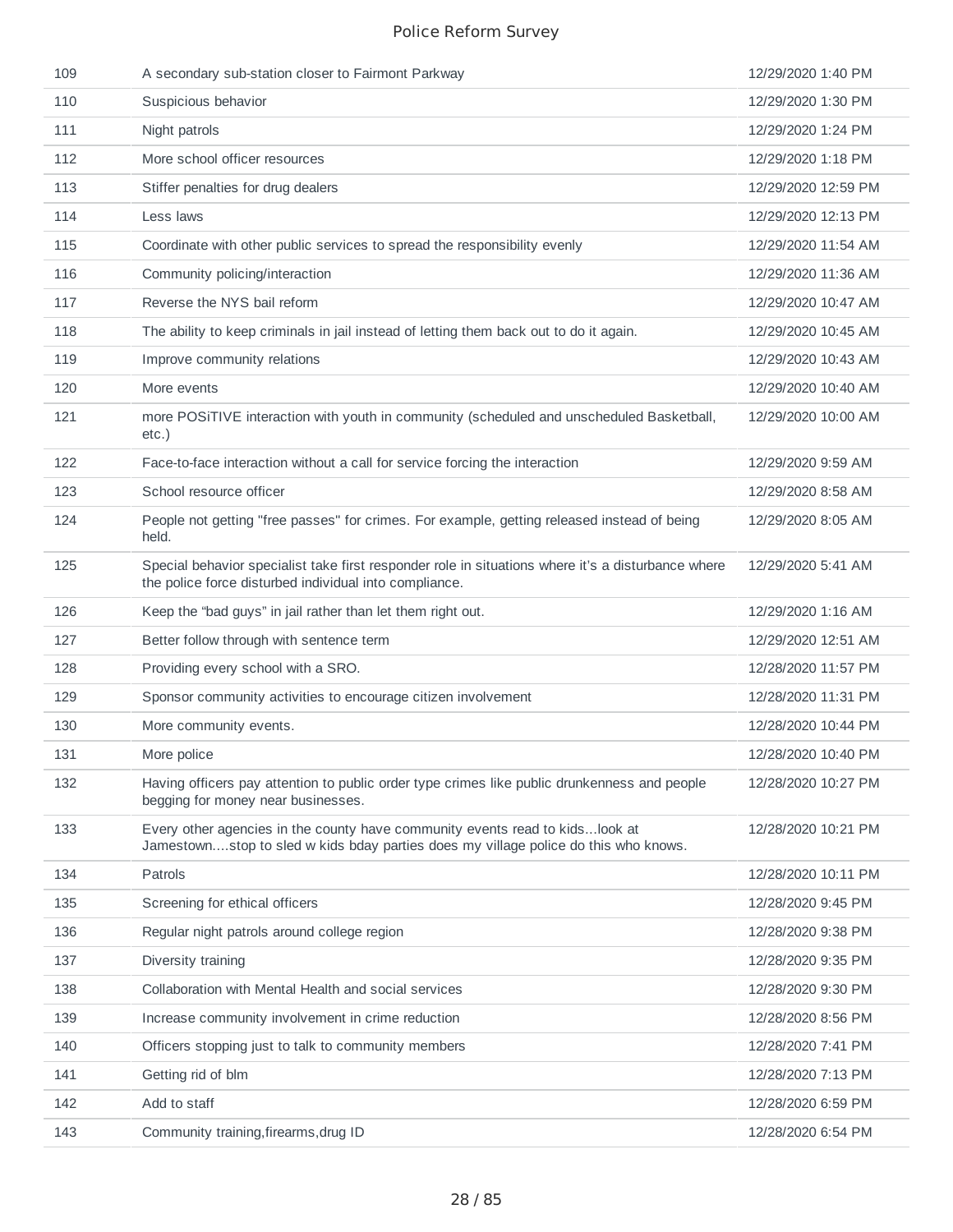| | | |
|---|---|---|
| 109 | A secondary sub-station closer to Fairmont Parkway | 12/29/2020 1:40 PM |
| 110 | Suspicious behavior | 12/29/2020 1:30 PM |
| 111 | Night patrols | 12/29/2020 1:24 PM |
| 112 | More school officer resources | 12/29/2020 1:18 PM |
| 113 | Stiffer penalties for drug dealers | 12/29/2020 12:59 PM |
| 114 | Less laws | 12/29/2020 12:13 PM |
| 115 | Coordinate with other public services to spread the responsibility evenly | 12/29/2020 11:54 AM |
| 116 | Community policing/interaction | 12/29/2020 11:36 AM |
| 117 | Reverse the NYS bail reform | 12/29/2020 10:47 AM |
| 118 | The ability to keep criminals in jail instead of letting them back out to do it again. | 12/29/2020 10:45 AM |
| 119 | Improve community relations | 12/29/2020 10:43 AM |
| 120 | More events | 12/29/2020 10:40 AM |
| 121 | more POSiTIVE interaction with youth in community (scheduled and unscheduled Basketball, etc.) | 12/29/2020 10:00 AM |
| 122 | Face-to-face interaction without a call for service forcing the interaction | 12/29/2020 9:59 AM |
| 123 | School resource officer | 12/29/2020 8:58 AM |
| 124 | People not getting "free passes" for crimes. For example, getting released instead of being held. | 12/29/2020 8:05 AM |
| 125 | Special behavior specialist take first responder role in situations where it's a disturbance where the police force disturbed individual into compliance. | 12/29/2020 5:41 AM |
| 126 | Keep the "bad guys" in jail rather than let them right out. | 12/29/2020 1:16 AM |
| 127 | Better follow through with sentence term | 12/29/2020 12:51 AM |
| 128 | Providing every school with a SRO. | 12/28/2020 11:57 PM |
| 129 | Sponsor community activities to encourage citizen involvement | 12/28/2020 11:31 PM |
| 130 | More community events. | 12/28/2020 10:44 PM |
| 131 | More police | 12/28/2020 10:40 PM |
| 132 | Having officers pay attention to public order type crimes like public drunkenness and people begging for money near businesses. | 12/28/2020 10:27 PM |
| 133 | Every other agencies in the county have community events read to kids...look at Jamestown....stop to sled w kids bday parties does my village police do this who knows. | 12/28/2020 10:21 PM |
| 134 | Patrols | 12/28/2020 10:11 PM |
| 135 | Screening for ethical officers | 12/28/2020 9:45 PM |
| 136 | Regular night patrols around college region | 12/28/2020 9:38 PM |
| 137 | Diversity training | 12/28/2020 9:35 PM |
| 138 | Collaboration with Mental Health and social services | 12/28/2020 9:30 PM |
| 139 | Increase community involvement in crime reduction | 12/28/2020 8:56 PM |
| 140 | Officers stopping just to talk to community members | 12/28/2020 7:41 PM |
| 141 | Getting rid of blm | 12/28/2020 7:13 PM |
| 142 | Add to staff | 12/28/2020 6:59 PM |
| 143 | Community training,firearms,drug ID | 12/28/2020 6:54 PM |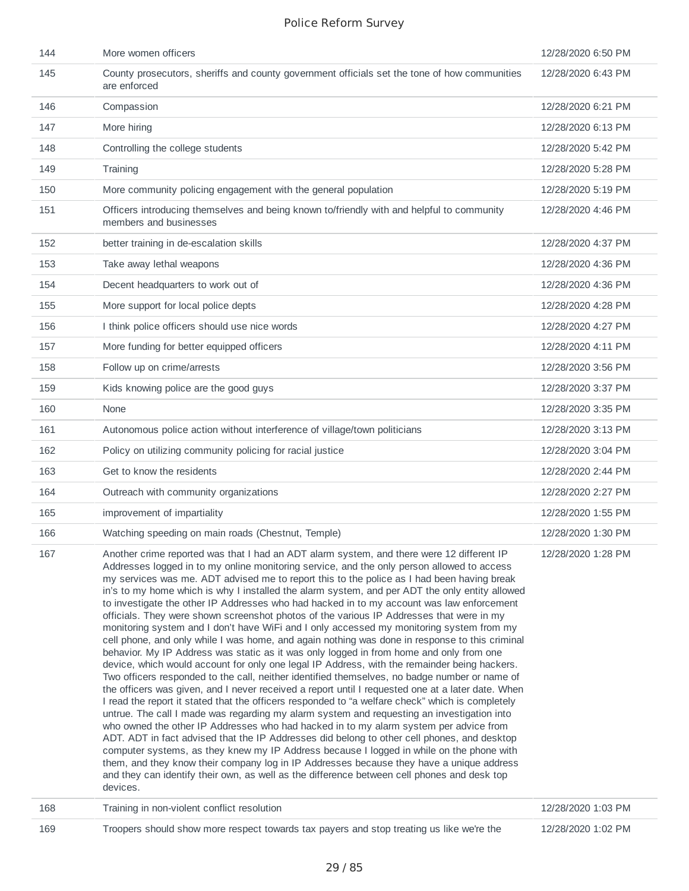| | | |
|---|---|---|
| 144 | More women officers | 12/28/2020 6:50 PM |
| 145 | County prosecutors, sheriffs and county government officials set the tone of how communities are enforced | 12/28/2020 6:43 PM |
| 146 | Compassion | 12/28/2020 6:21 PM |
| 147 | More hiring | 12/28/2020 6:13 PM |
| 148 | Controlling the college students | 12/28/2020 5:42 PM |
| 149 | Training | 12/28/2020 5:28 PM |
| 150 | More community policing engagement with the general population | 12/28/2020 5:19 PM |
| 151 | Officers introducing themselves and being known to/friendly with and helpful to community members and businesses | 12/28/2020 4:46 PM |
| 152 | better training in de-escalation skills | 12/28/2020 4:37 PM |
| 153 | Take away lethal weapons | 12/28/2020 4:36 PM |
| 154 | Decent headquarters to work out of | 12/28/2020 4:36 PM |
| 155 | More support for local police depts | 12/28/2020 4:28 PM |
| 156 | I think police officers should use nice words | 12/28/2020 4:27 PM |
| 157 | More funding for better equipped officers | 12/28/2020 4:11 PM |
| 158 | Follow up on crime/arrests | 12/28/2020 3:56 PM |
| 159 | Kids knowing police are the good guys | 12/28/2020 3:37 PM |
| 160 | None | 12/28/2020 3:35 PM |
| 161 | Autonomous police action without interference of village/town politicians | 12/28/2020 3:13 PM |
| 162 | Policy on utilizing community policing for racial justice | 12/28/2020 3:04 PM |
| 163 | Get to know the residents | 12/28/2020 2:44 PM |
| 164 | Outreach with community organizations | 12/28/2020 2:27 PM |
| 165 | improvement of impartiality | 12/28/2020 1:55 PM |
| 166 | Watching speeding on main roads (Chestnut, Temple) | 12/28/2020 1:30 PM |
| 167 | Another crime reported was that I had an ADT alarm system, and there were 12 different IP Addresses logged in to my online monitoring service, and the only person allowed to access my services was me. ADT advised me to report this to the police as I had been having break in's to my home which is why I installed the alarm system, and per ADT the only entity allowed to investigate the other IP Addresses who had hacked in to my account was law enforcement officials. They were shown screenshot photos of the various IP Addresses that were in my monitoring system and I don't have WiFi and I only accessed my monitoring system from my cell phone, and only while I was home, and again nothing was done in response to this criminal behavior. My IP Address was static as it was only logged in from home and only from one device, which would account for only one legal IP Address, with the remainder being hackers. Two officers responded to the call, neither identified themselves, no badge number or name of the officers was given, and I never received a report until I requested one at a later date. When I read the report it stated that the officers responded to "a welfare check" which is completely untrue. The call I made was regarding my alarm system and requesting an investigation into who owned the other IP Addresses who had hacked in to my alarm system per advice from ADT. ADT in fact advised that the IP Addresses did belong to other cell phones, and desktop computer systems, as they knew my IP Address because I logged in while on the phone with them, and they know their company log in IP Addresses because they have a unique address and they can identify their own, as well as the difference between cell phones and desk top devices. | 12/28/2020 1:28 PM |
| 168 | Training in non-violent conflict resolution | 12/28/2020 1:03 PM |
| 169 | Troopers should show more respect towards tax payers and stop treating us like we're the | 12/28/2020 1:02 PM |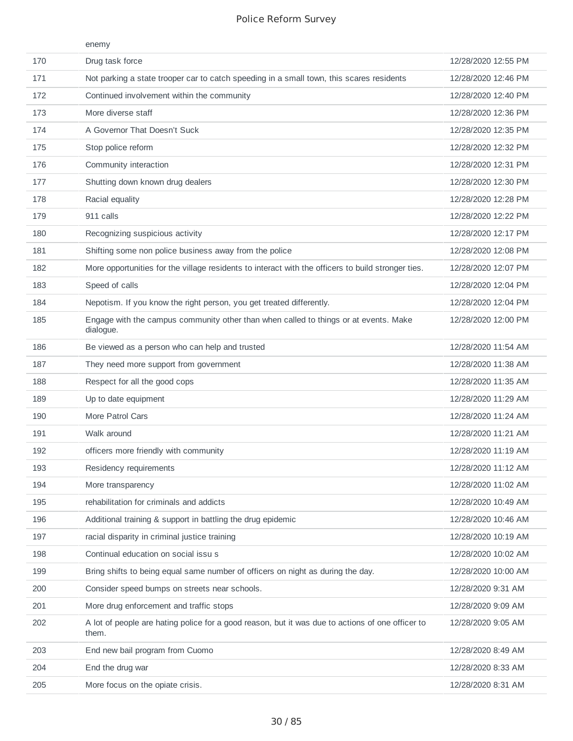| | enemy | |
|---|---|---|
| 170 | Drug task force | 12/28/2020 12:55 PM |
| 171 | Not parking a state trooper car to catch speeding in a small town, this scares residents | 12/28/2020 12:46 PM |
| 172 | Continued involvement within the community | 12/28/2020 12:40 PM |
| 173 | More diverse staff | 12/28/2020 12:36 PM |
| 174 | A Governor That Doesn't Suck | 12/28/2020 12:35 PM |
| 175 | Stop police reform | 12/28/2020 12:32 PM |
| 176 | Community interaction | 12/28/2020 12:31 PM |
| 177 | Shutting down known drug dealers | 12/28/2020 12:30 PM |
| 178 | Racial equality | 12/28/2020 12:28 PM |
| 179 | 911 calls | 12/28/2020 12:22 PM |
| 180 | Recognizing suspicious activity | 12/28/2020 12:17 PM |
| 181 | Shifting some non police business away from the police | 12/28/2020 12:08 PM |
| 182 | More opportunities for the village residents to interact with the officers to build stronger ties. | 12/28/2020 12:07 PM |
| 183 | Speed of calls | 12/28/2020 12:04 PM |
| 184 | Nepotism. If you know the right person, you get treated differently. | 12/28/2020 12:04 PM |
| 185 | Engage with the campus community other than when called to things or at events. Make dialogue. | 12/28/2020 12:00 PM |
| 186 | Be viewed as a person who can help and trusted | 12/28/2020 11:54 AM |
| 187 | They need more support from government | 12/28/2020 11:38 AM |
| 188 | Respect for all the good cops | 12/28/2020 11:35 AM |
| 189 | Up to date equipment | 12/28/2020 11:29 AM |
| 190 | More Patrol Cars | 12/28/2020 11:24 AM |
| 191 | Walk around | 12/28/2020 11:21 AM |
| 192 | officers more friendly with community | 12/28/2020 11:19 AM |
| 193 | Residency requirements | 12/28/2020 11:12 AM |
| 194 | More transparency | 12/28/2020 11:02 AM |
| 195 | rehabilitation for criminals and addicts | 12/28/2020 10:49 AM |
| 196 | Additional training & support in battling the drug epidemic | 12/28/2020 10:46 AM |
| 197 | racial disparity in criminal justice training | 12/28/2020 10:19 AM |
| 198 | Continual education on social issu s | 12/28/2020 10:02 AM |
| 199 | Bring shifts to being equal same number of officers on night as during the day. | 12/28/2020 10:00 AM |
| 200 | Consider speed bumps on streets near schools. | 12/28/2020 9:31 AM |
| 201 | More drug enforcement and traffic stops | 12/28/2020 9:09 AM |
| 202 | A lot of people are hating police for a good reason, but it was due to actions of one officer to them. | 12/28/2020 9:05 AM |
| 203 | End new bail program from Cuomo | 12/28/2020 8:49 AM |
| 204 | End the drug war | 12/28/2020 8:33 AM |
| 205 | More focus on the opiate crisis. | 12/28/2020 8:31 AM |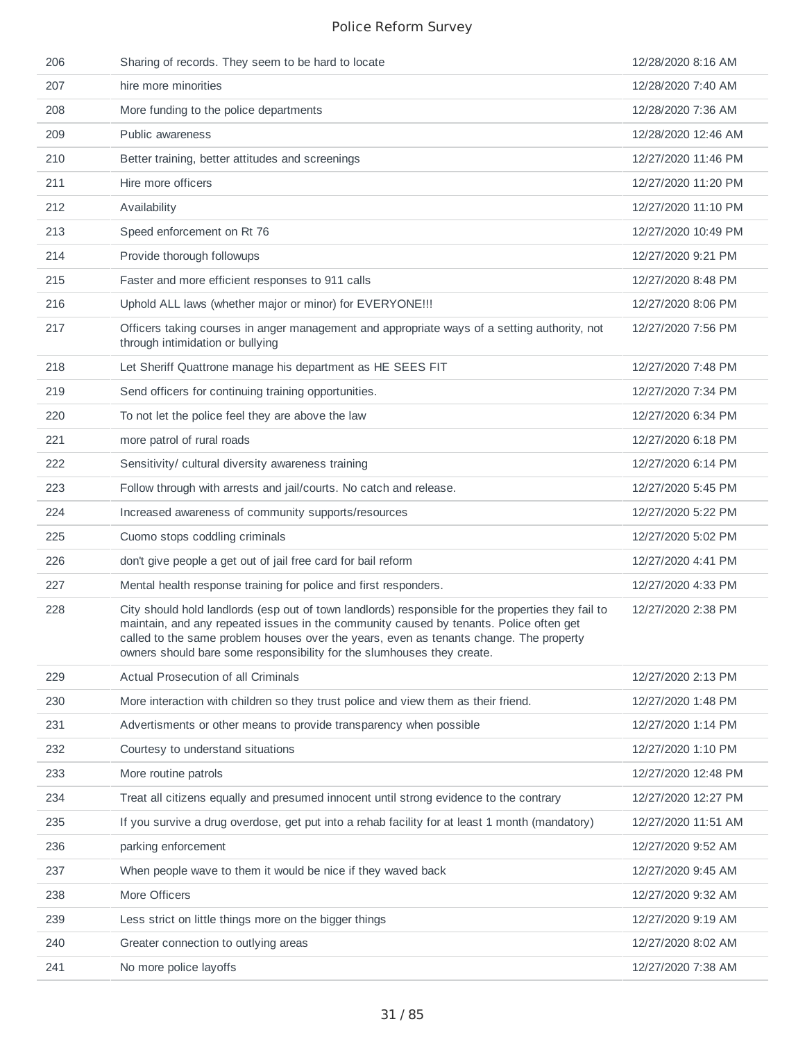| | | |
|---|---|---|
| 206 | Sharing of records. They seem to be hard to locate | 12/28/2020 8:16 AM |
| 207 | hire more minorities | 12/28/2020 7:40 AM |
| 208 | More funding to the police departments | 12/28/2020 7:36 AM |
| 209 | Public awareness | 12/28/2020 12:46 AM |
| 210 | Better training, better attitudes and screenings | 12/27/2020 11:46 PM |
| 211 | Hire more officers | 12/27/2020 11:20 PM |
| 212 | Availability | 12/27/2020 11:10 PM |
| 213 | Speed enforcement on Rt 76 | 12/27/2020 10:49 PM |
| 214 | Provide thorough followups | 12/27/2020 9:21 PM |
| 215 | Faster and more efficient responses to 911 calls | 12/27/2020 8:48 PM |
| 216 | Uphold ALL laws (whether major or minor) for EVERYONE!!! | 12/27/2020 8:06 PM |
| 217 | Officers taking courses in anger management and appropriate ways of a setting authority, not through intimidation or bullying | 12/27/2020 7:56 PM |
| 218 | Let Sheriff Quattrone manage his department as HE SEES FIT | 12/27/2020 7:48 PM |
| 219 | Send officers for continuing training opportunities. | 12/27/2020 7:34 PM |
| 220 | To not let the police feel they are above the law | 12/27/2020 6:34 PM |
| 221 | more patrol of rural roads | 12/27/2020 6:18 PM |
| 222 | Sensitivity/ cultural diversity awareness training | 12/27/2020 6:14 PM |
| 223 | Follow through with arrests and jail/courts. No catch and release. | 12/27/2020 5:45 PM |
| 224 | Increased awareness of community supports/resources | 12/27/2020 5:22 PM |
| 225 | Cuomo stops coddling criminals | 12/27/2020 5:02 PM |
| 226 | don't give people a get out of jail free card for bail reform | 12/27/2020 4:41 PM |
| 227 | Mental health response training for police and first responders. | 12/27/2020 4:33 PM |
| 228 | City should hold landlords (esp out of town landlords) responsible for the properties they fail to maintain, and any repeated issues in the community caused by tenants. Police often get called to the same problem houses over the years, even as tenants change. The property owners should bare some responsibility for the slumhouses they create. | 12/27/2020 2:38 PM |
| 229 | Actual Prosecution of all Criminals | 12/27/2020 2:13 PM |
| 230 | More interaction with children so they trust police and view them as their friend. | 12/27/2020 1:48 PM |
| 231 | Advertisments or other means to provide transparency when possible | 12/27/2020 1:14 PM |
| 232 | Courtesy to understand situations | 12/27/2020 1:10 PM |
| 233 | More routine patrols | 12/27/2020 12:48 PM |
| 234 | Treat all citizens equally and presumed innocent until strong evidence to the contrary | 12/27/2020 12:27 PM |
| 235 | If you survive a drug overdose, get put into a rehab facility for at least 1 month (mandatory) | 12/27/2020 11:51 AM |
| 236 | parking enforcement | 12/27/2020 9:52 AM |
| 237 | When people wave to them it would be nice if they waved back | 12/27/2020 9:45 AM |
| 238 | More Officers | 12/27/2020 9:32 AM |
| 239 | Less strict on little things more on the bigger things | 12/27/2020 9:19 AM |
| 240 | Greater connection to outlying areas | 12/27/2020 8:02 AM |
| 241 | No more police layoffs | 12/27/2020 7:38 AM |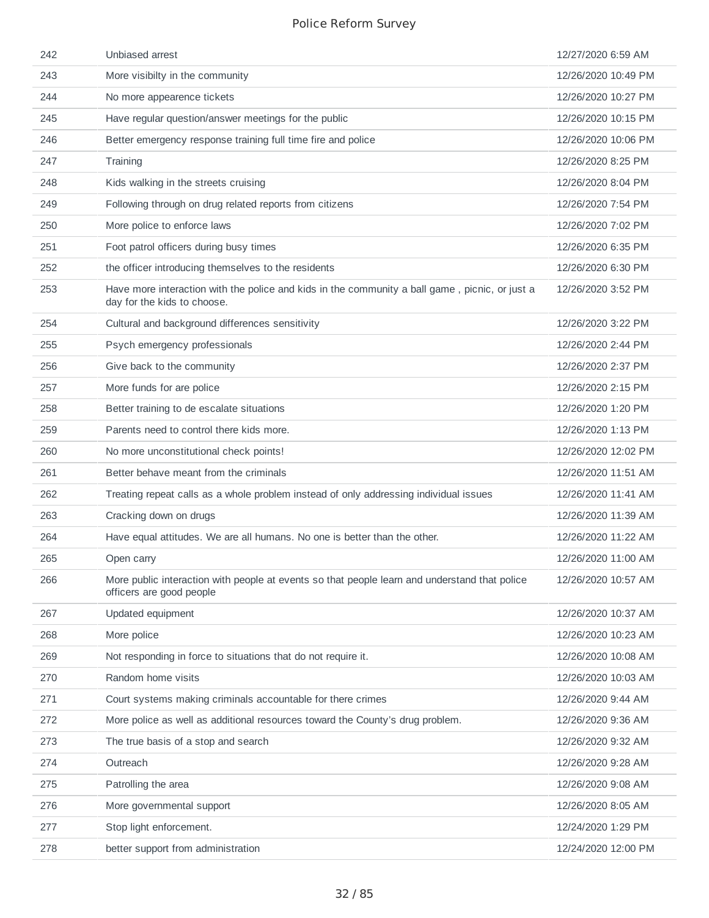| | | |
|---|---|---|
| 242 | Unbiased arrest | 12/27/2020 6:59 AM |
| 243 | More visibilty in the community | 12/26/2020 10:49 PM |
| 244 | No more appearence tickets | 12/26/2020 10:27 PM |
| 245 | Have regular question/answer meetings for the public | 12/26/2020 10:15 PM |
| 246 | Better emergency response training full time fire and police | 12/26/2020 10:06 PM |
| 247 | Training | 12/26/2020 8:25 PM |
| 248 | Kids walking in the streets cruising | 12/26/2020 8:04 PM |
| 249 | Following through on drug related reports from citizens | 12/26/2020 7:54 PM |
| 250 | More police to enforce laws | 12/26/2020 7:02 PM |
| 251 | Foot patrol officers during busy times | 12/26/2020 6:35 PM |
| 252 | the officer introducing themselves to the residents | 12/26/2020 6:30 PM |
| 253 | Have more interaction with the police and kids in the community a ball game , picnic, or just a day for the kids to choose. | 12/26/2020 3:52 PM |
| 254 | Cultural and background differences sensitivity | 12/26/2020 3:22 PM |
| 255 | Psych emergency professionals | 12/26/2020 2:44 PM |
| 256 | Give back to the community | 12/26/2020 2:37 PM |
| 257 | More funds for are police | 12/26/2020 2:15 PM |
| 258 | Better training to de escalate situations | 12/26/2020 1:20 PM |
| 259 | Parents need to control there kids more. | 12/26/2020 1:13 PM |
| 260 | No more unconstitutional check points! | 12/26/2020 12:02 PM |
| 261 | Better behave meant from the criminals | 12/26/2020 11:51 AM |
| 262 | Treating repeat calls as a whole problem instead of only addressing individual issues | 12/26/2020 11:41 AM |
| 263 | Cracking down on drugs | 12/26/2020 11:39 AM |
| 264 | Have equal attitudes. We are all humans. No one is better than the other. | 12/26/2020 11:22 AM |
| 265 | Open carry | 12/26/2020 11:00 AM |
| 266 | More public interaction with people at events so that people learn and understand that police officers are good people | 12/26/2020 10:57 AM |
| 267 | Updated equipment | 12/26/2020 10:37 AM |
| 268 | More police | 12/26/2020 10:23 AM |
| 269 | Not responding in force to situations that do not require it. | 12/26/2020 10:08 AM |
| 270 | Random home visits | 12/26/2020 10:03 AM |
| 271 | Court systems making criminals accountable for there crimes | 12/26/2020 9:44 AM |
| 272 | More police as well as additional resources toward the County's drug problem. | 12/26/2020 9:36 AM |
| 273 | The true basis of a stop and search | 12/26/2020 9:32 AM |
| 274 | Outreach | 12/26/2020 9:28 AM |
| 275 | Patrolling the area | 12/26/2020 9:08 AM |
| 276 | More governmental support | 12/26/2020 8:05 AM |
| 277 | Stop light enforcement. | 12/24/2020 1:29 PM |
| 278 | better support from administration | 12/24/2020 12:00 PM |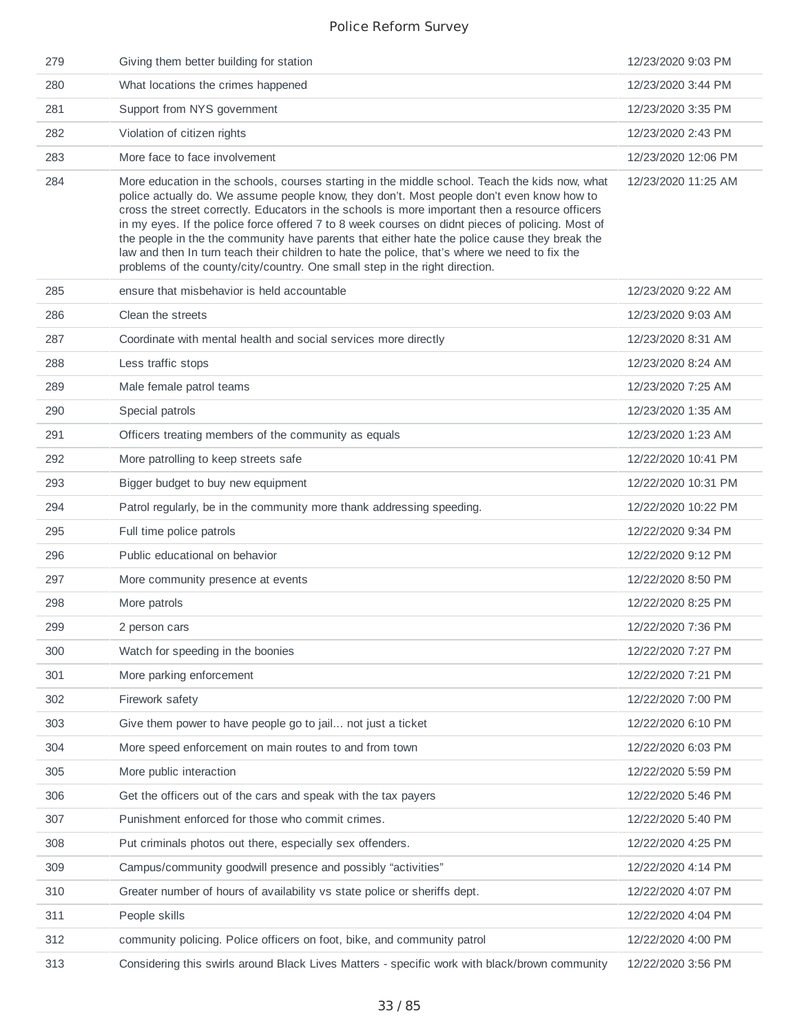| | | |
|---|---|---|
| 279 | Giving them better building for station | 12/23/2020 9:03 PM |
| 280 | What locations the crimes happened | 12/23/2020 3:44 PM |
| 281 | Support from NYS government | 12/23/2020 3:35 PM |
| 282 | Violation of citizen rights | 12/23/2020 2:43 PM |
| 283 | More face to face involvement | 12/23/2020 12:06 PM |
| 284 | More education in the schools, courses starting in the middle school. Teach the kids now, what police actually do. We assume people know, they don't. Most people don't even know how to cross the street correctly. Educators in the schools is more important then a resource officers in my eyes. If the police force offered 7 to 8 week courses on didnt pieces of policing. Most of the people in the the community have parents that either hate the police cause they break the law and then In turn teach their children to hate the police, that's where we need to fix the problems of the county/city/country. One small step in the right direction. | 12/23/2020 11:25 AM |
| 285 | ensure that misbehavior is held accountable | 12/23/2020 9:22 AM |
| 286 | Clean the streets | 12/23/2020 9:03 AM |
| 287 | Coordinate with mental health and social services more directly | 12/23/2020 8:31 AM |
| 288 | Less traffic stops | 12/23/2020 8:24 AM |
| 289 | Male female patrol teams | 12/23/2020 7:25 AM |
| 290 | Special patrols | 12/23/2020 1:35 AM |
| 291 | Officers treating members of the community as equals | 12/23/2020 1:23 AM |
| 292 | More patrolling to keep streets safe | 12/22/2020 10:41 PM |
| 293 | Bigger budget to buy new equipment | 12/22/2020 10:31 PM |
| 294 | Patrol regularly, be in the community more thank addressing speeding. | 12/22/2020 10:22 PM |
| 295 | Full time police patrols | 12/22/2020 9:34 PM |
| 296 | Public educational on behavior | 12/22/2020 9:12 PM |
| 297 | More community presence at events | 12/22/2020 8:50 PM |
| 298 | More patrols | 12/22/2020 8:25 PM |
| 299 | 2 person cars | 12/22/2020 7:36 PM |
| 300 | Watch for speeding in the boonies | 12/22/2020 7:27 PM |
| 301 | More parking enforcement | 12/22/2020 7:21 PM |
| 302 | Firework safety | 12/22/2020 7:00 PM |
| 303 | Give them power to have people go to jail... not just a ticket | 12/22/2020 6:10 PM |
| 304 | More speed enforcement on main routes to and from town | 12/22/2020 6:03 PM |
| 305 | More public interaction | 12/22/2020 5:59 PM |
| 306 | Get the officers out of the cars and speak with the tax payers | 12/22/2020 5:46 PM |
| 307 | Punishment enforced for those who commit crimes. | 12/22/2020 5:40 PM |
| 308 | Put criminals photos out there, especially sex offenders. | 12/22/2020 4:25 PM |
| 309 | Campus/community goodwill presence and possibly "activities" | 12/22/2020 4:14 PM |
| 310 | Greater number of hours of availability vs state police or sheriffs dept. | 12/22/2020 4:07 PM |
| 311 | People skills | 12/22/2020 4:04 PM |
| 312 | community policing. Police officers on foot, bike, and community patrol | 12/22/2020 4:00 PM |
| 313 | Considering this swirls around Black Lives Matters - specific work with black/brown community | 12/22/2020 3:56 PM |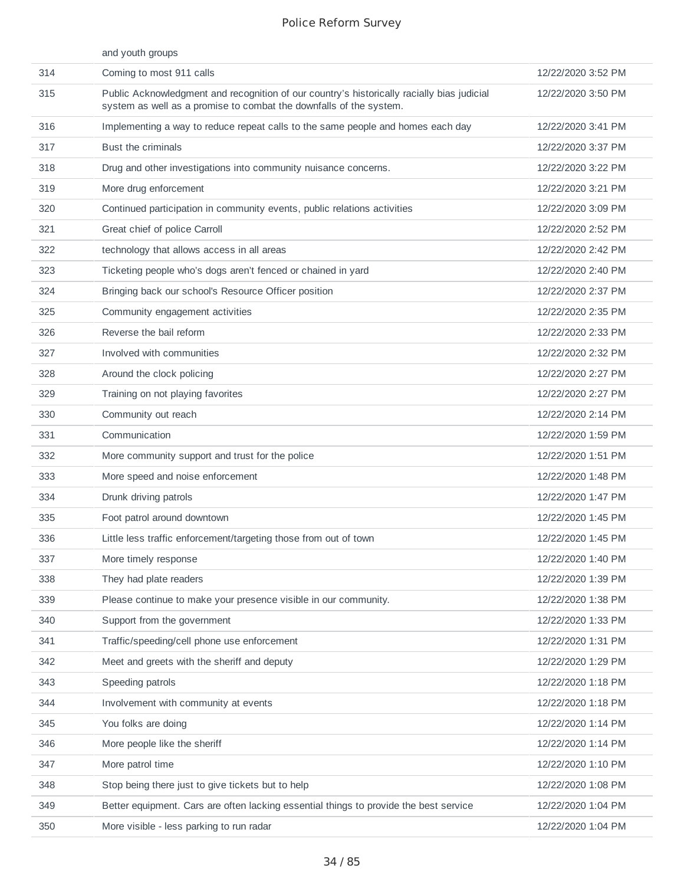| | | |
|---|---|---|
| | and youth groups | |
| 314 | Coming to most 911 calls | 12/22/2020 3:52 PM |
| 315 | Public Acknowledgment and recognition of our country's historically racially bias judicial system as well as a promise to combat the downfalls of the system. | 12/22/2020 3:50 PM |
| 316 | Implementing a way to reduce repeat calls to the same people and homes each day | 12/22/2020 3:41 PM |
| 317 | Bust the criminals | 12/22/2020 3:37 PM |
| 318 | Drug and other investigations into community nuisance concerns. | 12/22/2020 3:22 PM |
| 319 | More drug enforcement | 12/22/2020 3:21 PM |
| 320 | Continued participation in community events, public relations activities | 12/22/2020 3:09 PM |
| 321 | Great chief of police Carroll | 12/22/2020 2:52 PM |
| 322 | technology that allows access in all areas | 12/22/2020 2:42 PM |
| 323 | Ticketing people who's dogs aren't fenced or chained in yard | 12/22/2020 2:40 PM |
| 324 | Bringing back our school's Resource Officer position | 12/22/2020 2:37 PM |
| 325 | Community engagement activities | 12/22/2020 2:35 PM |
| 326 | Reverse the bail reform | 12/22/2020 2:33 PM |
| 327 | Involved with communities | 12/22/2020 2:32 PM |
| 328 | Around the clock policing | 12/22/2020 2:27 PM |
| 329 | Training on not playing favorites | 12/22/2020 2:27 PM |
| 330 | Community out reach | 12/22/2020 2:14 PM |
| 331 | Communication | 12/22/2020 1:59 PM |
| 332 | More community support and trust for the police | 12/22/2020 1:51 PM |
| 333 | More speed and noise enforcement | 12/22/2020 1:48 PM |
| 334 | Drunk driving patrols | 12/22/2020 1:47 PM |
| 335 | Foot patrol around downtown | 12/22/2020 1:45 PM |
| 336 | Little less traffic enforcement/targeting those from out of town | 12/22/2020 1:45 PM |
| 337 | More timely response | 12/22/2020 1:40 PM |
| 338 | They had plate readers | 12/22/2020 1:39 PM |
| 339 | Please continue to make your presence visible in our community. | 12/22/2020 1:38 PM |
| 340 | Support from the government | 12/22/2020 1:33 PM |
| 341 | Traffic/speeding/cell phone use enforcement | 12/22/2020 1:31 PM |
| 342 | Meet and greets with the sheriff and deputy | 12/22/2020 1:29 PM |
| 343 | Speeding patrols | 12/22/2020 1:18 PM |
| 344 | Involvement with community at events | 12/22/2020 1:18 PM |
| 345 | You folks are doing | 12/22/2020 1:14 PM |
| 346 | More people like the sheriff | 12/22/2020 1:14 PM |
| 347 | More patrol time | 12/22/2020 1:10 PM |
| 348 | Stop being there just to give tickets but to help | 12/22/2020 1:08 PM |
| 349 | Better equipment. Cars are often lacking essential things to provide the best service | 12/22/2020 1:04 PM |
| 350 | More visible - less parking to run radar | 12/22/2020 1:04 PM |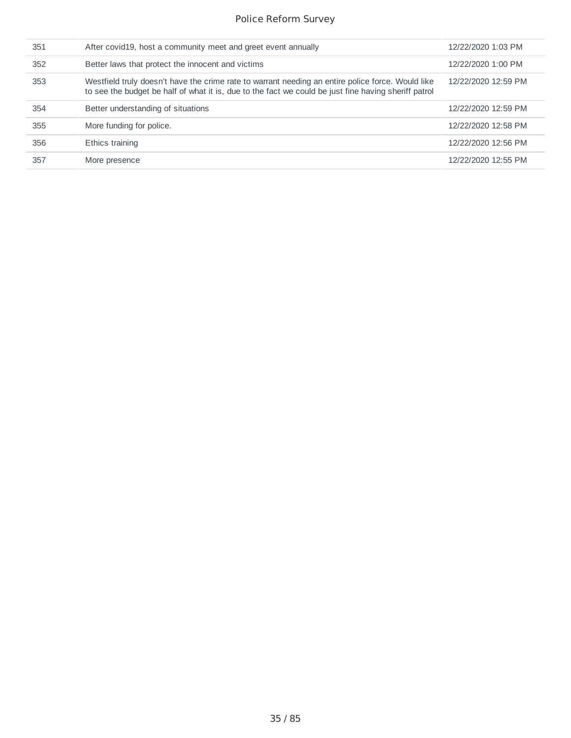| | | |
|---|---|---|
| 351 | After covid19, host a community meet and greet event annually | 12/22/2020 1:03 PM |
| 352 | Better laws that protect the innocent and victims | 12/22/2020 1:00 PM |
| 353 | Westfield truly doesn't have the crime rate to warrant needing an entire police force. Would like to see the budget be half of what it is, due to the fact we could be just fine having sheriff patrol | 12/22/2020 12:59 PM |
| 354 | Better understanding of situations | 12/22/2020 12:59 PM |
| 355 | More funding for police. | 12/22/2020 12:58 PM |
| 356 | Ethics training | 12/22/2020 12:56 PM |
| 357 | More presence | 12/22/2020 12:55 PM |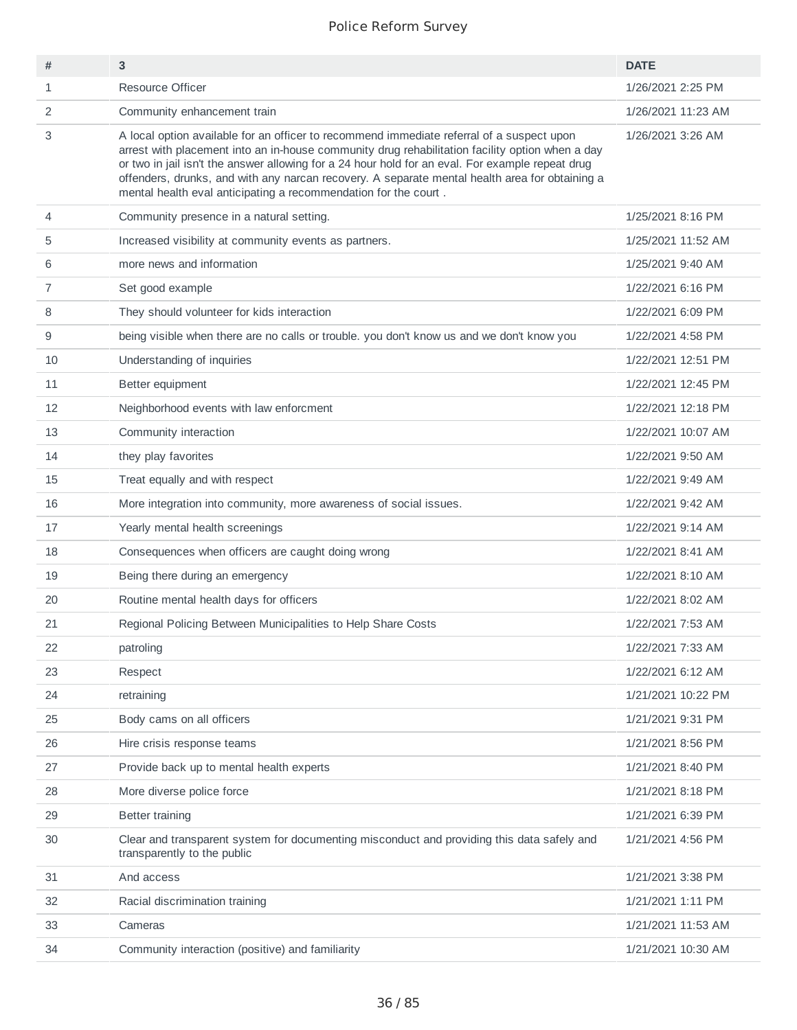# Police Reform Survey

| # | 3 | DATE |
|---|---|---|
| 1 | Resource Officer | 1/26/2021 2:25 PM |
| 2 | Community enhancement train | 1/26/2021 11:23 AM |
| 3 | A local option available for an officer to recommend immediate referral of a suspect upon arrest with placement into an in-house community drug rehabilitation facility option when a day or two in jail isn't the answer allowing for a 24 hour hold for an eval. For example repeat drug offenders, drunks, and with any narcan recovery. A separate mental health area for obtaining a mental health eval anticipating a recommendation for the court . | 1/26/2021 3:26 AM |
| 4 | Community presence in a natural setting. | 1/25/2021 8:16 PM |
| 5 | Increased visibility at community events as partners. | 1/25/2021 11:52 AM |
| 6 | more news and information | 1/25/2021 9:40 AM |
| 7 | Set good example | 1/22/2021 6:16 PM |
| 8 | They should volunteer for kids interaction | 1/22/2021 6:09 PM |
| 9 | being visible when there are no calls or trouble. you don't know us and we don't know you | 1/22/2021 4:58 PM |
| 10 | Understanding of inquiries | 1/22/2021 12:51 PM |
| 11 | Better equipment | 1/22/2021 12:45 PM |
| 12 | Neighborhood events with law enforcment | 1/22/2021 12:18 PM |
| 13 | Community interaction | 1/22/2021 10:07 AM |
| 14 | they play favorites | 1/22/2021 9:50 AM |
| 15 | Treat equally and with respect | 1/22/2021 9:49 AM |
| 16 | More integration into community, more awareness of social issues. | 1/22/2021 9:42 AM |
| 17 | Yearly mental health screenings | 1/22/2021 9:14 AM |
| 18 | Consequences when officers are caught doing wrong | 1/22/2021 8:41 AM |
| 19 | Being there during an emergency | 1/22/2021 8:10 AM |
| 20 | Routine mental health days for officers | 1/22/2021 8:02 AM |
| 21 | Regional Policing Between Municipalities to Help Share Costs | 1/22/2021 7:53 AM |
| 22 | patroling | 1/22/2021 7:33 AM |
| 23 | Respect | 1/22/2021 6:12 AM |
| 24 | retraining | 1/21/2021 10:22 PM |
| 25 | Body cams on all officers | 1/21/2021 9:31 PM |
| 26 | Hire crisis response teams | 1/21/2021 8:56 PM |
| 27 | Provide back up to mental health experts | 1/21/2021 8:40 PM |
| 28 | More diverse police force | 1/21/2021 8:18 PM |
| 29 | Better training | 1/21/2021 6:39 PM |
| 30 | Clear and transparent system for documenting misconduct and providing this data safely and transparently to the public | 1/21/2021 4:56 PM |
| 31 | And access | 1/21/2021 3:38 PM |
| 32 | Racial discrimination training | 1/21/2021 1:11 PM |
| 33 | Cameras | 1/21/2021 11:53 AM |
| 34 | Community interaction (positive) and familiarity | 1/21/2021 10:30 AM |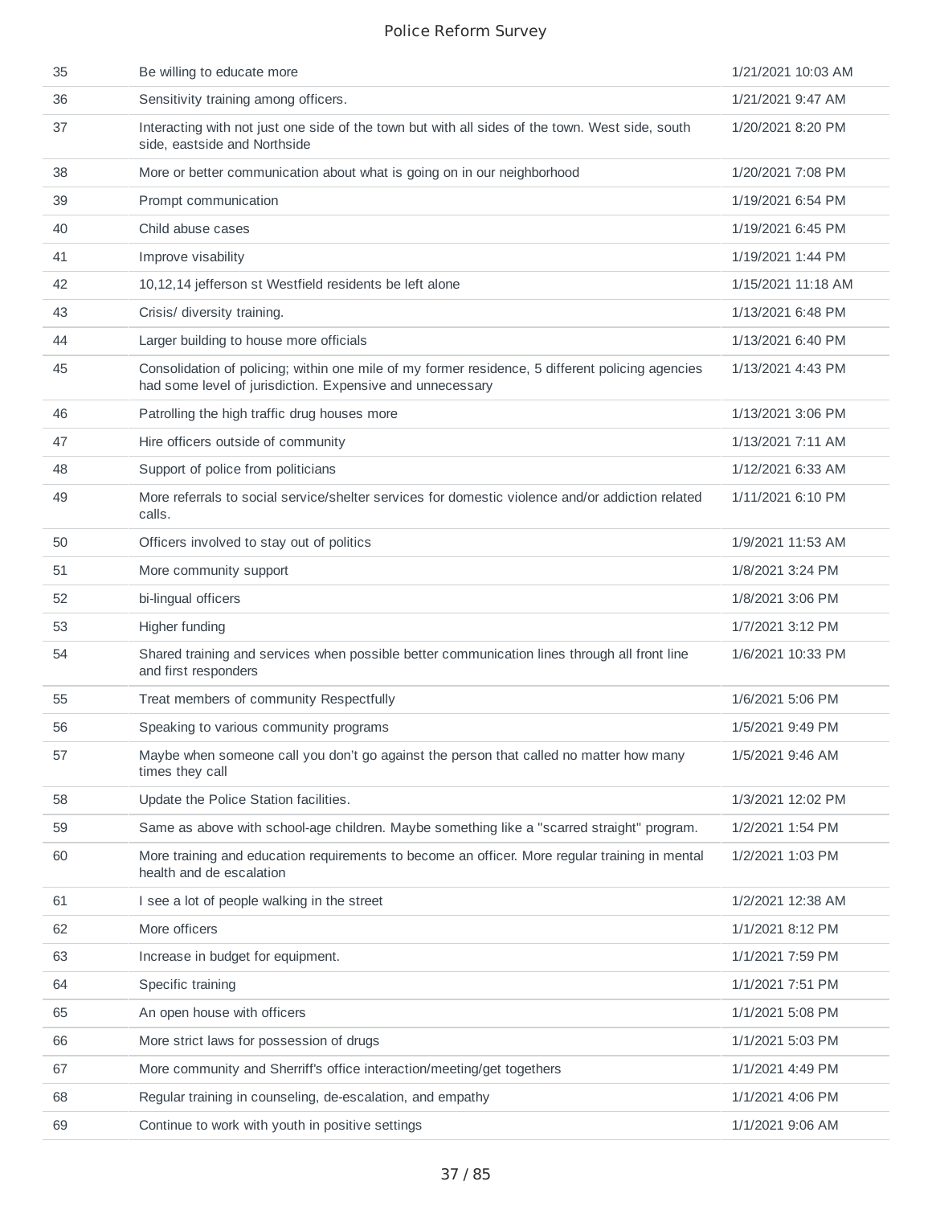| | | |
|---|---|---|
| 35 | Be willing to educate more | 1/21/2021 10:03 AM |
| 36 | Sensitivity training among officers. | 1/21/2021 9:47 AM |
| 37 | Interacting with not just one side of the town but with all sides of the town. West side, south side, eastside and Northside | 1/20/2021 8:20 PM |
| 38 | More or better communication about what is going on in our neighborhood | 1/20/2021 7:08 PM |
| 39 | Prompt communication | 1/19/2021 6:54 PM |
| 40 | Child abuse cases | 1/19/2021 6:45 PM |
| 41 | Improve visability | 1/19/2021 1:44 PM |
| 42 | 10,12,14 jefferson st Westfield residents be left alone | 1/15/2021 11:18 AM |
| 43 | Crisis/ diversity training. | 1/13/2021 6:48 PM |
| 44 | Larger building to house more officials | 1/13/2021 6:40 PM |
| 45 | Consolidation of policing; within one mile of my former residence, 5 different policing agencies had some level of jurisdiction. Expensive and unnecessary | 1/13/2021 4:43 PM |
| 46 | Patrolling the high traffic drug houses more | 1/13/2021 3:06 PM |
| 47 | Hire officers outside of community | 1/13/2021 7:11 AM |
| 48 | Support of police from politicians | 1/12/2021 6:33 AM |
| 49 | More referrals to social service/shelter services for domestic violence and/or addiction related calls. | 1/11/2021 6:10 PM |
| 50 | Officers involved to stay out of politics | 1/9/2021 11:53 AM |
| 51 | More community support | 1/8/2021 3:24 PM |
| 52 | bi-lingual officers | 1/8/2021 3:06 PM |
| 53 | Higher funding | 1/7/2021 3:12 PM |
| 54 | Shared training and services when possible better communication lines through all front line and first responders | 1/6/2021 10:33 PM |
| 55 | Treat members of community Respectfully | 1/6/2021 5:06 PM |
| 56 | Speaking to various community programs | 1/5/2021 9:49 PM |
| 57 | Maybe when someone call you don't go against the person that called no matter how many times they call | 1/5/2021 9:46 AM |
| 58 | Update the Police Station facilities. | 1/3/2021 12:02 PM |
| 59 | Same as above with school-age children. Maybe something like a "scarred straight" program. | 1/2/2021 1:54 PM |
| 60 | More training and education requirements to become an officer. More regular training in mental health and de escalation | 1/2/2021 1:03 PM |
| 61 | I see a lot of people walking in the street | 1/2/2021 12:38 AM |
| 62 | More officers | 1/1/2021 8:12 PM |
| 63 | Increase in budget for equipment. | 1/1/2021 7:59 PM |
| 64 | Specific training | 1/1/2021 7:51 PM |
| 65 | An open house with officers | 1/1/2021 5:08 PM |
| 66 | More strict laws for possession of drugs | 1/1/2021 5:03 PM |
| 67 | More community and Sherriff's office interaction/meeting/get togethers | 1/1/2021 4:49 PM |
| 68 | Regular training in counseling, de-escalation, and empathy | 1/1/2021 4:06 PM |
| 69 | Continue to work with youth in positive settings | 1/1/2021 9:06 AM |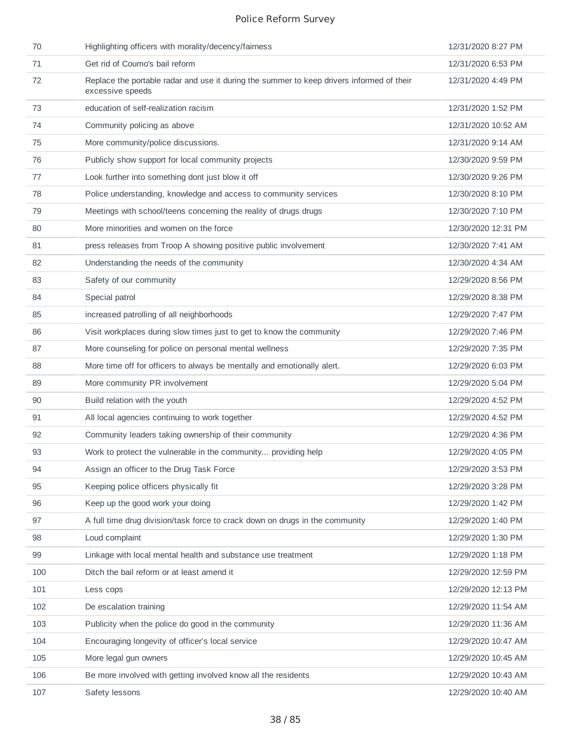| | | |
|---|---|---|
| 70 | Highlighting officers with morality/decency/fairness | 12/31/2020 8:27 PM |
| 71 | Get rid of Coumo's bail reform | 12/31/2020 6:53 PM |
| 72 | Replace the portable radar and use it during the summer to keep drivers informed of their excessive speeds | 12/31/2020 4:49 PM |
| 73 | education of self-realization racism | 12/31/2020 1:52 PM |
| 74 | Community policing as above | 12/31/2020 10:52 AM |
| 75 | More community/police discussions. | 12/31/2020 9:14 AM |
| 76 | Publicly show support for local community projects | 12/30/2020 9:59 PM |
| 77 | Look further into something dont just blow it off | 12/30/2020 9:26 PM |
| 78 | Police understanding, knowledge and access to community services | 12/30/2020 8:10 PM |
| 79 | Meetings with school/teens concerning the reality of drugs drugs | 12/30/2020 7:10 PM |
| 80 | More minorities and women on the force | 12/30/2020 12:31 PM |
| 81 | press releases from Troop A showing positive public involvement | 12/30/2020 7:41 AM |
| 82 | Understanding the needs of the community | 12/30/2020 4:34 AM |
| 83 | Safety of our community | 12/29/2020 8:56 PM |
| 84 | Special patrol | 12/29/2020 8:38 PM |
| 85 | increased patrolling of all neighborhoods | 12/29/2020 7:47 PM |
| 86 | Visit workplaces during slow times just to get to know the community | 12/29/2020 7:46 PM |
| 87 | More counseling for police on personal mental wellness | 12/29/2020 7:35 PM |
| 88 | More time off for officers to always be mentally and emotionally alert. | 12/29/2020 6:03 PM |
| 89 | More community PR involvement | 12/29/2020 5:04 PM |
| 90 | Build relation with the youth | 12/29/2020 4:52 PM |
| 91 | All local agencies continuing to work together | 12/29/2020 4:52 PM |
| 92 | Community leaders taking ownership of their community | 12/29/2020 4:36 PM |
| 93 | Work to protect the vulnerable in the community... providing help | 12/29/2020 4:05 PM |
| 94 | Assign an officer to the Drug Task Force | 12/29/2020 3:53 PM |
| 95 | Keeping police officers physically fit | 12/29/2020 3:28 PM |
| 96 | Keep up the good work your doing | 12/29/2020 1:42 PM |
| 97 | A full time drug division/task force to crack down on drugs in the community | 12/29/2020 1:40 PM |
| 98 | Loud complaint | 12/29/2020 1:30 PM |
| 99 | Linkage with local mental health and substance use treatment | 12/29/2020 1:18 PM |
| 100 | Ditch the bail reform or at least amend it | 12/29/2020 12:59 PM |
| 101 | Less cops | 12/29/2020 12:13 PM |
| 102 | De escalation training | 12/29/2020 11:54 AM |
| 103 | Publicity when the police do good in the community | 12/29/2020 11:36 AM |
| 104 | Encouraging longevity of officer's local service | 12/29/2020 10:47 AM |
| 105 | More legal gun owners | 12/29/2020 10:45 AM |
| 106 | Be more involved with getting involved know all the residents | 12/29/2020 10:43 AM |
| 107 | Safety lessons | 12/29/2020 10:40 AM |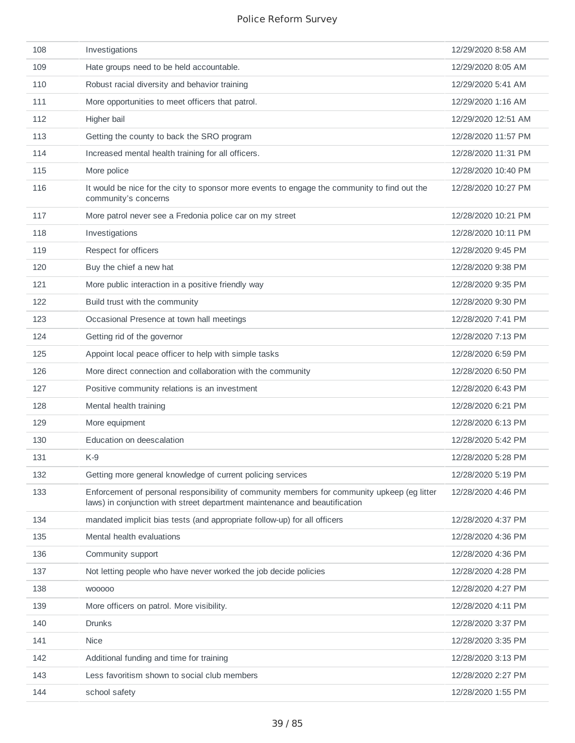| | | |
|---|---|---|
| 108 | Investigations | 12/29/2020 8:58 AM |
| 109 | Hate groups need to be held accountable. | 12/29/2020 8:05 AM |
| 110 | Robust racial diversity and behavior training | 12/29/2020 5:41 AM |
| 111 | More opportunities to meet officers that patrol. | 12/29/2020 1:16 AM |
| 112 | Higher bail | 12/29/2020 12:51 AM |
| 113 | Getting the county to back the SRO program | 12/28/2020 11:57 PM |
| 114 | Increased mental health training for all officers. | 12/28/2020 11:31 PM |
| 115 | More police | 12/28/2020 10:40 PM |
| 116 | It would be nice for the city to sponsor more events to engage the community to find out the community's concerns | 12/28/2020 10:27 PM |
| 117 | More patrol never see a Fredonia police car on my street | 12/28/2020 10:21 PM |
| 118 | Investigations | 12/28/2020 10:11 PM |
| 119 | Respect for officers | 12/28/2020 9:45 PM |
| 120 | Buy the chief a new hat | 12/28/2020 9:38 PM |
| 121 | More public interaction in a positive friendly way | 12/28/2020 9:35 PM |
| 122 | Build trust with the community | 12/28/2020 9:30 PM |
| 123 | Occasional Presence at town hall meetings | 12/28/2020 7:41 PM |
| 124 | Getting rid of the governor | 12/28/2020 7:13 PM |
| 125 | Appoint local peace officer to help with simple tasks | 12/28/2020 6:59 PM |
| 126 | More direct connection and collaboration with the community | 12/28/2020 6:50 PM |
| 127 | Positive community relations is an investment | 12/28/2020 6:43 PM |
| 128 | Mental health training | 12/28/2020 6:21 PM |
| 129 | More equipment | 12/28/2020 6:13 PM |
| 130 | Education on deescalation | 12/28/2020 5:42 PM |
| 131 | K-9 | 12/28/2020 5:28 PM |
| 132 | Getting more general knowledge of current policing services | 12/28/2020 5:19 PM |
| 133 | Enforcement of personal responsibility of community members for community upkeep (eg litter laws) in conjunction with street department maintenance and beautification | 12/28/2020 4:46 PM |
| 134 | mandated implicit bias tests (and appropriate follow-up) for all officers | 12/28/2020 4:37 PM |
| 135 | Mental health evaluations | 12/28/2020 4:36 PM |
| 136 | Community support | 12/28/2020 4:36 PM |
| 137 | Not letting people who have never worked the job decide policies | 12/28/2020 4:28 PM |
| 138 | wooooo | 12/28/2020 4:27 PM |
| 139 | More officers on patrol. More visibility. | 12/28/2020 4:11 PM |
| 140 | Drunks | 12/28/2020 3:37 PM |
| 141 | Nice | 12/28/2020 3:35 PM |
| 142 | Additional funding and time for training | 12/28/2020 3:13 PM |
| 143 | Less favoritism shown to social club members | 12/28/2020 2:27 PM |
| 144 | school safety | 12/28/2020 1:55 PM |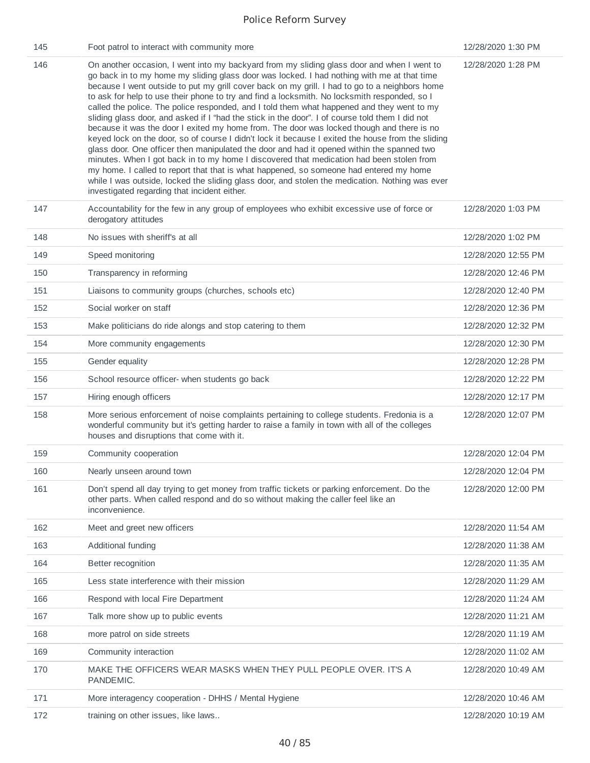| | | |
|---|---|---|
| 145 | Foot patrol to interact with community more | 12/28/2020 1:30 PM |
| 146 | On another occasion, I went into my backyard from my sliding glass door and when I went to go back in to my home my sliding glass door was locked. I had nothing with me at that time because I went outside to put my grill cover back on my grill. I had to go to a neighbors home to ask for help to use their phone to try and find a locksmith. No locksmith responded, so I called the police. The police responded, and I told them what happened and they went to my sliding glass door, and asked if I “had the stick in the door”. I of course told them I did not because it was the door I exited my home from. The door was locked though and there is no keyed lock on the door, so of course I didn't lock it because I exited the house from the sliding glass door. One officer then manipulated the door and had it opened within the spanned two minutes. When I got back in to my home I discovered that medication had been stolen from my home. I called to report that that is what happened, so someone had entered my home while I was outside, locked the sliding glass door, and stolen the medication. Nothing was ever investigated regarding that incident either. | 12/28/2020 1:28 PM |
| 147 | Accountability for the few in any group of employees who exhibit excessive use of force or derogatory attitudes | 12/28/2020 1:03 PM |
| 148 | No issues with sheriff's at all | 12/28/2020 1:02 PM |
| 149 | Speed monitoring | 12/28/2020 12:55 PM |
| 150 | Transparency in reforming | 12/28/2020 12:46 PM |
| 151 | Liaisons to community groups (churches, schools etc) | 12/28/2020 12:40 PM |
| 152 | Social worker on staff | 12/28/2020 12:36 PM |
| 153 | Make politicians do ride alongs and stop catering to them | 12/28/2020 12:32 PM |
| 154 | More community engagements | 12/28/2020 12:30 PM |
| 155 | Gender equality | 12/28/2020 12:28 PM |
| 156 | School resource officer- when students go back | 12/28/2020 12:22 PM |
| 157 | Hiring enough officers | 12/28/2020 12:17 PM |
| 158 | More serious enforcement of noise complaints pertaining to college students. Fredonia is a wonderful community but it's getting harder to raise a family in town with all of the colleges houses and disruptions that come with it. | 12/28/2020 12:07 PM |
| 159 | Community cooperation | 12/28/2020 12:04 PM |
| 160 | Nearly unseen around town | 12/28/2020 12:04 PM |
| 161 | Don't spend all day trying to get money from traffic tickets or parking enforcement. Do the other parts. When called respond and do so without making the caller feel like an inconvenience. | 12/28/2020 12:00 PM |
| 162 | Meet and greet new officers | 12/28/2020 11:54 AM |
| 163 | Additional funding | 12/28/2020 11:38 AM |
| 164 | Better recognition | 12/28/2020 11:35 AM |
| 165 | Less state interference with their mission | 12/28/2020 11:29 AM |
| 166 | Respond with local Fire Department | 12/28/2020 11:24 AM |
| 167 | Talk more show up to public events | 12/28/2020 11:21 AM |
| 168 | more patrol on side streets | 12/28/2020 11:19 AM |
| 169 | Community interaction | 12/28/2020 11:02 AM |
| 170 | MAKE THE OFFICERS WEAR MASKS WHEN THEY PULL PEOPLE OVER. IT'S A PANDEMIC. | 12/28/2020 10:49 AM |
| 171 | More interagency cooperation - DHHS / Mental Hygiene | 12/28/2020 10:46 AM |
| 172 | training on other issues, like laws.. | 12/28/2020 10:19 AM |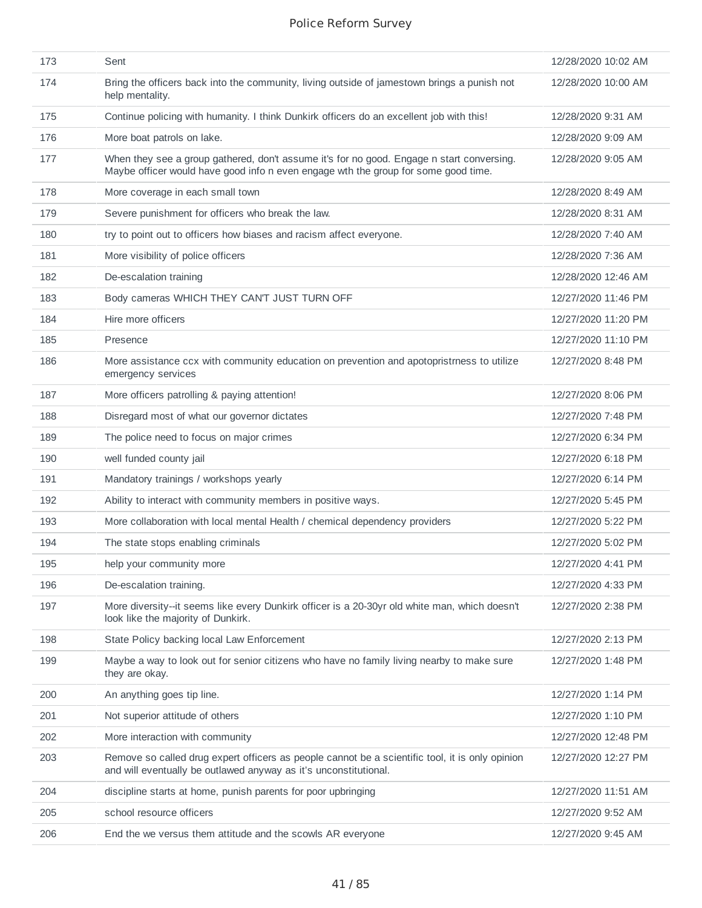| | | |
|---|---|---|
| 173 | Sent | 12/28/2020 10:02 AM |
| 174 | Bring the officers back into the community, living outside of jamestown brings a punish not help mentality. | 12/28/2020 10:00 AM |
| 175 | Continue policing with humanity. I think Dunkirk officers do an excellent job with this! | 12/28/2020 9:31 AM |
| 176 | More boat patrols on lake. | 12/28/2020 9:09 AM |
| 177 | When they see a group gathered, don't assume it's for no good. Engage n start conversing. Maybe officer would have good info n even engage wth the group for some good time. | 12/28/2020 9:05 AM |
| 178 | More coverage in each small town | 12/28/2020 8:49 AM |
| 179 | Severe punishment for officers who break the law. | 12/28/2020 8:31 AM |
| 180 | try to point out to officers how biases and racism affect everyone. | 12/28/2020 7:40 AM |
| 181 | More visibility of police officers | 12/28/2020 7:36 AM |
| 182 | De-escalation training | 12/28/2020 12:46 AM |
| 183 | Body cameras WHICH THEY CAN'T JUST TURN OFF | 12/27/2020 11:46 PM |
| 184 | Hire more officers | 12/27/2020 11:20 PM |
| 185 | Presence | 12/27/2020 11:10 PM |
| 186 | More assistance ccx with community education on prevention and apotopristrness to utilize emergency services | 12/27/2020 8:48 PM |
| 187 | More officers patrolling & paying attention! | 12/27/2020 8:06 PM |
| 188 | Disregard most of what our governor dictates | 12/27/2020 7:48 PM |
| 189 | The police need to focus on major crimes | 12/27/2020 6:34 PM |
| 190 | well funded county jail | 12/27/2020 6:18 PM |
| 191 | Mandatory trainings / workshops yearly | 12/27/2020 6:14 PM |
| 192 | Ability to interact with community members in positive ways. | 12/27/2020 5:45 PM |
| 193 | More collaboration with local mental Health / chemical dependency providers | 12/27/2020 5:22 PM |
| 194 | The state stops enabling criminals | 12/27/2020 5:02 PM |
| 195 | help your community more | 12/27/2020 4:41 PM |
| 196 | De-escalation training. | 12/27/2020 4:33 PM |
| 197 | More diversity--it seems like every Dunkirk officer is a 20-30yr old white man, which doesn't look like the majority of Dunkirk. | 12/27/2020 2:38 PM |
| 198 | State Policy backing local Law Enforcement | 12/27/2020 2:13 PM |
| 199 | Maybe a way to look out for senior citizens who have no family living nearby to make sure they are okay. | 12/27/2020 1:48 PM |
| 200 | An anything goes tip line. | 12/27/2020 1:14 PM |
| 201 | Not superior attitude of others | 12/27/2020 1:10 PM |
| 202 | More interaction with community | 12/27/2020 12:48 PM |
| 203 | Remove so called drug expert officers as people cannot be a scientific tool, it is only opinion and will eventually be outlawed anyway as it's unconstitutional. | 12/27/2020 12:27 PM |
| 204 | discipline starts at home, punish parents for poor upbringing | 12/27/2020 11:51 AM |
| 205 | school resource officers | 12/27/2020 9:52 AM |
| 206 | End the we versus them attitude and the scowls AR everyone | 12/27/2020 9:45 AM |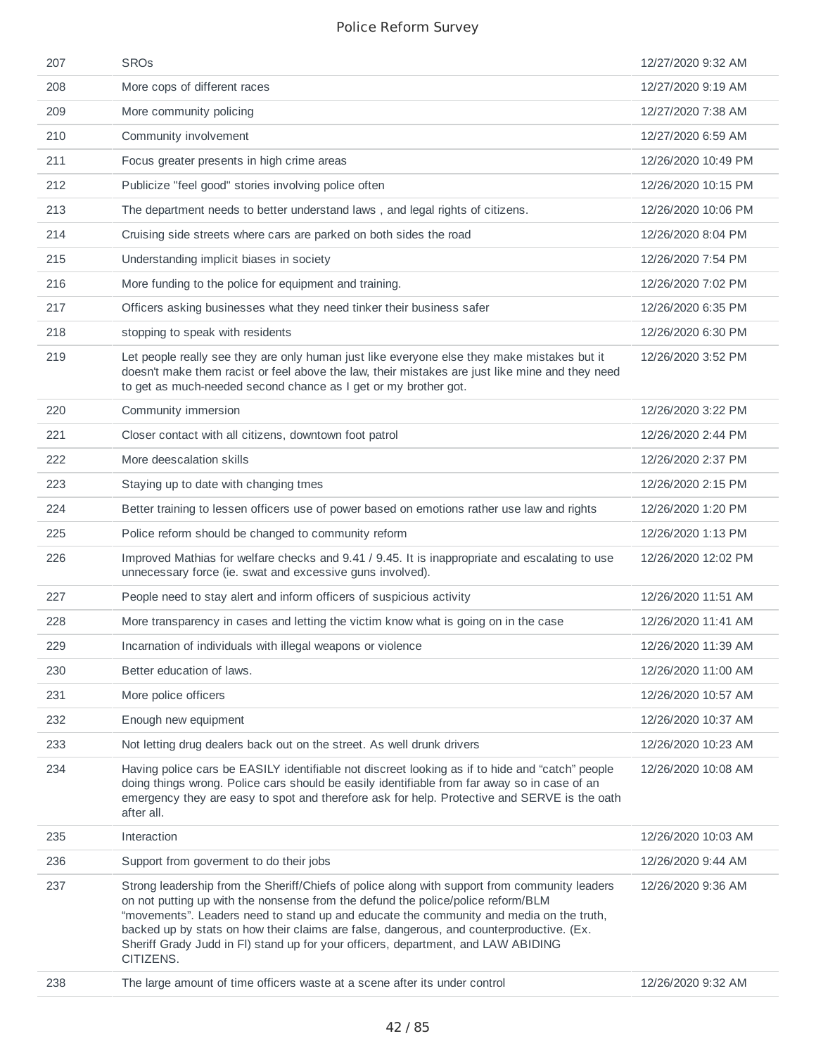| | | |
|---|---|---|
| 207 | SROs | 12/27/2020 9:32 AM |
| 208 | More cops of different races | 12/27/2020 9:19 AM |
| 209 | More community policing | 12/27/2020 7:38 AM |
| 210 | Community involvement | 12/27/2020 6:59 AM |
| 211 | Focus greater presents in high crime areas | 12/26/2020 10:49 PM |
| 212 | Publicize "feel good" stories involving police often | 12/26/2020 10:15 PM |
| 213 | The department needs to better understand laws , and legal rights of citizens. | 12/26/2020 10:06 PM |
| 214 | Cruising side streets where cars are parked on both sides the road | 12/26/2020 8:04 PM |
| 215 | Understanding implicit biases in society | 12/26/2020 7:54 PM |
| 216 | More funding to the police for equipment and training. | 12/26/2020 7:02 PM |
| 217 | Officers asking businesses what they need tinker their business safer | 12/26/2020 6:35 PM |
| 218 | stopping to speak with residents | 12/26/2020 6:30 PM |
| 219 | Let people really see they are only human just like everyone else they make mistakes but it doesn't make them racist or feel above the law, their mistakes are just like mine and they need to get as much-needed second chance as I get or my brother got. | 12/26/2020 3:52 PM |
| 220 | Community immersion | 12/26/2020 3:22 PM |
| 221 | Closer contact with all citizens, downtown foot patrol | 12/26/2020 2:44 PM |
| 222 | More deescalation skills | 12/26/2020 2:37 PM |
| 223 | Staying up to date with changing tmes | 12/26/2020 2:15 PM |
| 224 | Better training to lessen officers use of power based on emotions rather use law and rights | 12/26/2020 1:20 PM |
| 225 | Police reform should be changed to community reform | 12/26/2020 1:13 PM |
| 226 | Improved Mathias for welfare checks and 9.41 / 9.45. It is inappropriate and escalating to use unnecessary force (ie. swat and excessive guns involved). | 12/26/2020 12:02 PM |
| 227 | People need to stay alert and inform officers of suspicious activity | 12/26/2020 11:51 AM |
| 228 | More transparency in cases and letting the victim know what is going on in the case | 12/26/2020 11:41 AM |
| 229 | Incarnation of individuals with illegal weapons or violence | 12/26/2020 11:39 AM |
| 230 | Better education of laws. | 12/26/2020 11:00 AM |
| 231 | More police officers | 12/26/2020 10:57 AM |
| 232 | Enough new equipment | 12/26/2020 10:37 AM |
| 233 | Not letting drug dealers back out on the street. As well drunk drivers | 12/26/2020 10:23 AM |
| 234 | Having police cars be EASILY identifiable not discreet looking as if to hide and "catch" people doing things wrong. Police cars should be easily identifiable from far away so in case of an emergency they are easy to spot and therefore ask for help. Protective and SERVE is the oath after all. | 12/26/2020 10:08 AM |
| 235 | Interaction | 12/26/2020 10:03 AM |
| 236 | Support from goverment to do their jobs | 12/26/2020 9:44 AM |
| 237 | Strong leadership from the Sheriff/Chiefs of police along with support from community leaders on not putting up with the nonsense from the defund the police/police reform/BLM "movements". Leaders need to stand up and educate the community and media on the truth, backed up by stats on how their claims are false, dangerous, and counterproductive. (Ex. Sheriff Grady Judd in Fl) stand up for your officers, department, and LAW ABIDING CITIZENS. | 12/26/2020 9:36 AM |
| 238 | The large amount of time officers waste at a scene after its under control | 12/26/2020 9:32 AM |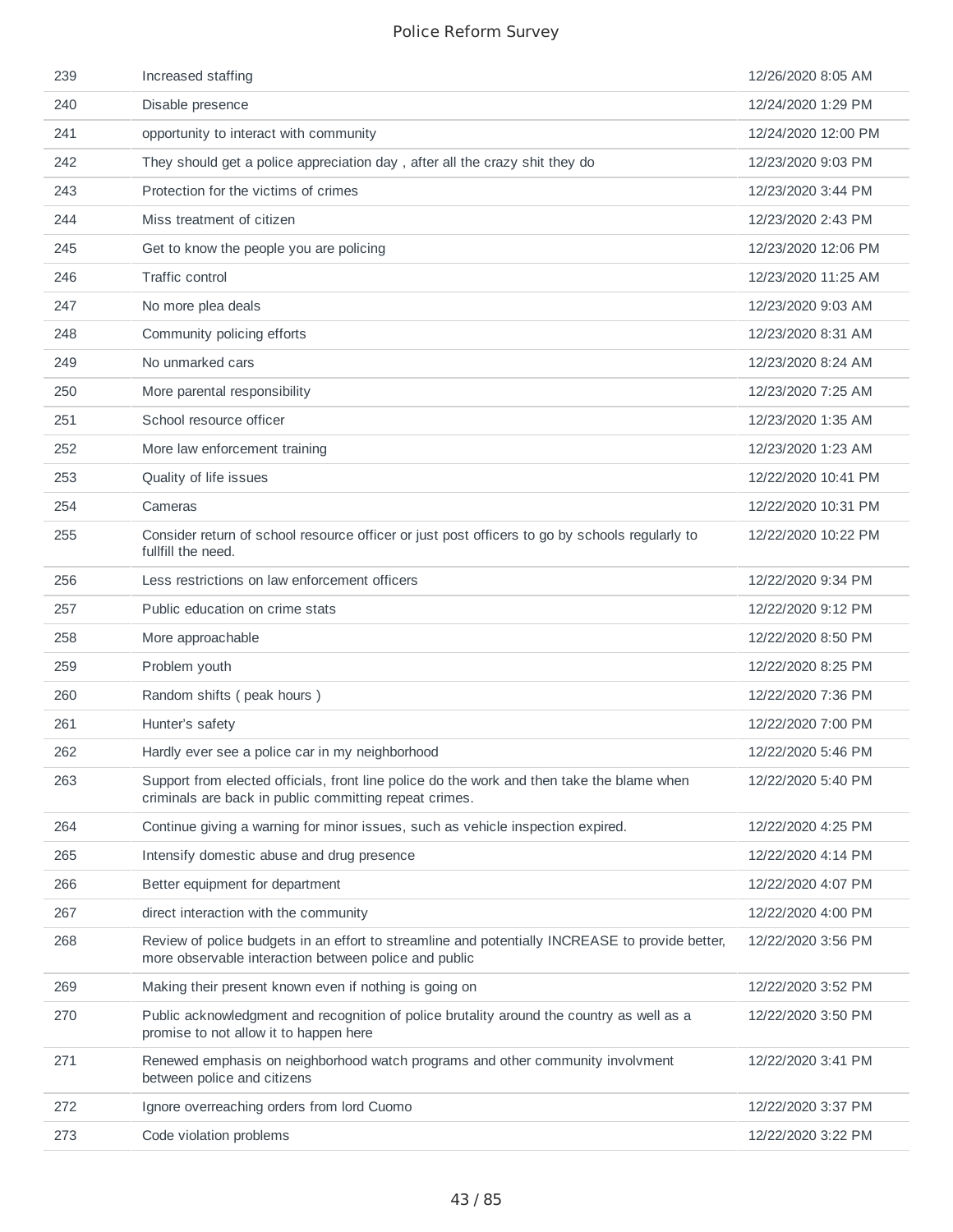| | | |
|---|---|---|
| 239 | Increased staffing | 12/26/2020 8:05 AM |
| 240 | Disable presence | 12/24/2020 1:29 PM |
| 241 | opportunity to interact with community | 12/24/2020 12:00 PM |
| 242 | They should get a police appreciation day , after all the crazy shit they do | 12/23/2020 9:03 PM |
| 243 | Protection for the victims of crimes | 12/23/2020 3:44 PM |
| 244 | Miss treatment of citizen | 12/23/2020 2:43 PM |
| 245 | Get to know the people you are policing | 12/23/2020 12:06 PM |
| 246 | Traffic control | 12/23/2020 11:25 AM |
| 247 | No more plea deals | 12/23/2020 9:03 AM |
| 248 | Community policing efforts | 12/23/2020 8:31 AM |
| 249 | No unmarked cars | 12/23/2020 8:24 AM |
| 250 | More parental responsibility | 12/23/2020 7:25 AM |
| 251 | School resource officer | 12/23/2020 1:35 AM |
| 252 | More law enforcement training | 12/23/2020 1:23 AM |
| 253 | Quality of life issues | 12/22/2020 10:41 PM |
| 254 | Cameras | 12/22/2020 10:31 PM |
| 255 | Consider return of school resource officer or just post officers to go by schools regularly to fullfill the need. | 12/22/2020 10:22 PM |
| 256 | Less restrictions on law enforcement officers | 12/22/2020 9:34 PM |
| 257 | Public education on crime stats | 12/22/2020 9:12 PM |
| 258 | More approachable | 12/22/2020 8:50 PM |
| 259 | Problem youth | 12/22/2020 8:25 PM |
| 260 | Random shifts ( peak hours ) | 12/22/2020 7:36 PM |
| 261 | Hunter's safety | 12/22/2020 7:00 PM |
| 262 | Hardly ever see a police car in my neighborhood | 12/22/2020 5:46 PM |
| 263 | Support from elected officials, front line police do the work and then take the blame when criminals are back in public committing repeat crimes. | 12/22/2020 5:40 PM |
| 264 | Continue giving a warning for minor issues, such as vehicle inspection expired. | 12/22/2020 4:25 PM |
| 265 | Intensify domestic abuse and drug presence | 12/22/2020 4:14 PM |
| 266 | Better equipment for department | 12/22/2020 4:07 PM |
| 267 | direct interaction with the community | 12/22/2020 4:00 PM |
| 268 | Review of police budgets in an effort to streamline and potentially INCREASE to provide better, more observable interaction between police and public | 12/22/2020 3:56 PM |
| 269 | Making their present known even if nothing is going on | 12/22/2020 3:52 PM |
| 270 | Public acknowledgment and recognition of police brutality around the country as well as a promise to not allow it to happen here | 12/22/2020 3:50 PM |
| 271 | Renewed emphasis on neighborhood watch programs and other community involvment between police and citizens | 12/22/2020 3:41 PM |
| 272 | Ignore overreaching orders from lord Cuomo | 12/22/2020 3:37 PM |
| 273 | Code violation problems | 12/22/2020 3:22 PM |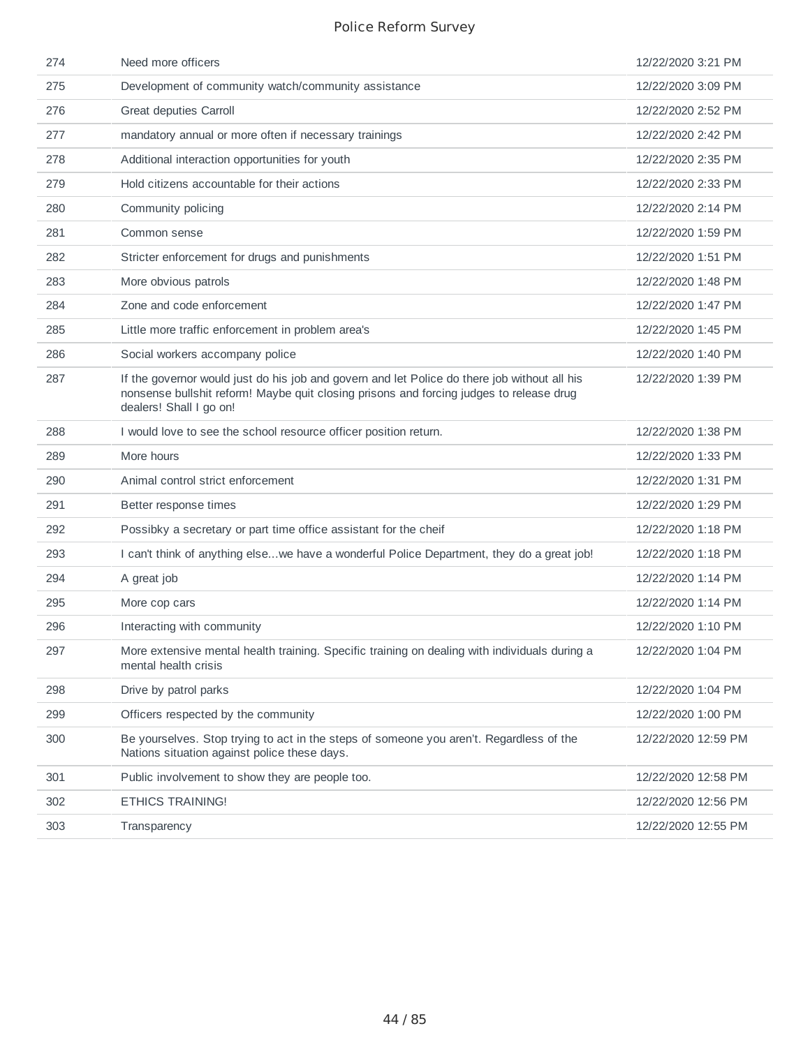| | | |
|---|---|---|
| 274 | Need more officers | 12/22/2020 3:21 PM |
| 275 | Development of community watch/community assistance | 12/22/2020 3:09 PM |
| 276 | Great deputies Carroll | 12/22/2020 2:52 PM |
| 277 | mandatory annual or more often if necessary trainings | 12/22/2020 2:42 PM |
| 278 | Additional interaction opportunities for youth | 12/22/2020 2:35 PM |
| 279 | Hold citizens accountable for their actions | 12/22/2020 2:33 PM |
| 280 | Community policing | 12/22/2020 2:14 PM |
| 281 | Common sense | 12/22/2020 1:59 PM |
| 282 | Stricter enforcement for drugs and punishments | 12/22/2020 1:51 PM |
| 283 | More obvious patrols | 12/22/2020 1:48 PM |
| 284 | Zone and code enforcement | 12/22/2020 1:47 PM |
| 285 | Little more traffic enforcement in problem area's | 12/22/2020 1:45 PM |
| 286 | Social workers accompany police | 12/22/2020 1:40 PM |
| 287 | If the governor would just do his job and govern and let Police do there job without all his nonsense bullshit reform! Maybe quit closing prisons and forcing judges to release drug dealers! Shall I go on! | 12/22/2020 1:39 PM |
| 288 | I would love to see the school resource officer position return. | 12/22/2020 1:38 PM |
| 289 | More hours | 12/22/2020 1:33 PM |
| 290 | Animal control strict enforcement | 12/22/2020 1:31 PM |
| 291 | Better response times | 12/22/2020 1:29 PM |
| 292 | Possibky a secretary or part time office assistant for the cheif | 12/22/2020 1:18 PM |
| 293 | I can't think of anything else...we have a wonderful Police Department, they do a great job! | 12/22/2020 1:18 PM |
| 294 | A great job | 12/22/2020 1:14 PM |
| 295 | More cop cars | 12/22/2020 1:14 PM |
| 296 | Interacting with community | 12/22/2020 1:10 PM |
| 297 | More extensive mental health training. Specific training on dealing with individuals during a mental health crisis | 12/22/2020 1:04 PM |
| 298 | Drive by patrol parks | 12/22/2020 1:04 PM |
| 299 | Officers respected by the community | 12/22/2020 1:00 PM |
| 300 | Be yourselves. Stop trying to act in the steps of someone you aren't. Regardless of the Nations situation against police these days. | 12/22/2020 12:59 PM |
| 301 | Public involvement to show they are people too. | 12/22/2020 12:58 PM |
| 302 | ETHICS TRAINING! | 12/22/2020 12:56 PM |
| 303 | Transparency | 12/22/2020 12:55 PM |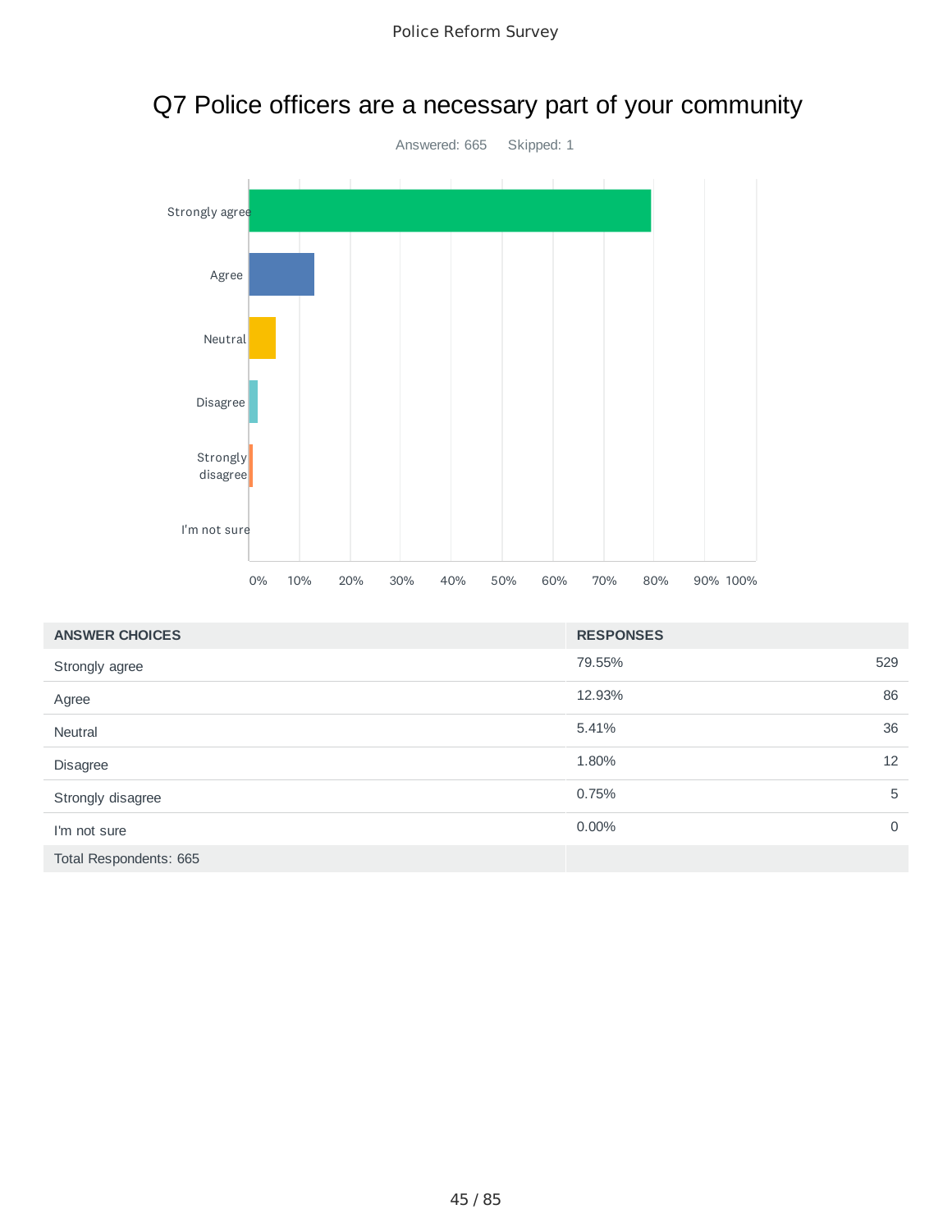# Q7 Police officers are a necessary part of your community

Answered: 665 Skipped: 1

| ANSWER CHOICES | RESPONSES | |
|---|---|---|
| Strongly agree | 79.55% | 529 |
| Agree | 12.93% | 86 |
| Neutral | 5.41% | 36 |
| Disagree | 1.80% | 12 |
| Strongly disagree | 0.75% | 5 |
| I'm not sure | 0.00% | 0 |
| Total Respondents: 665 | | |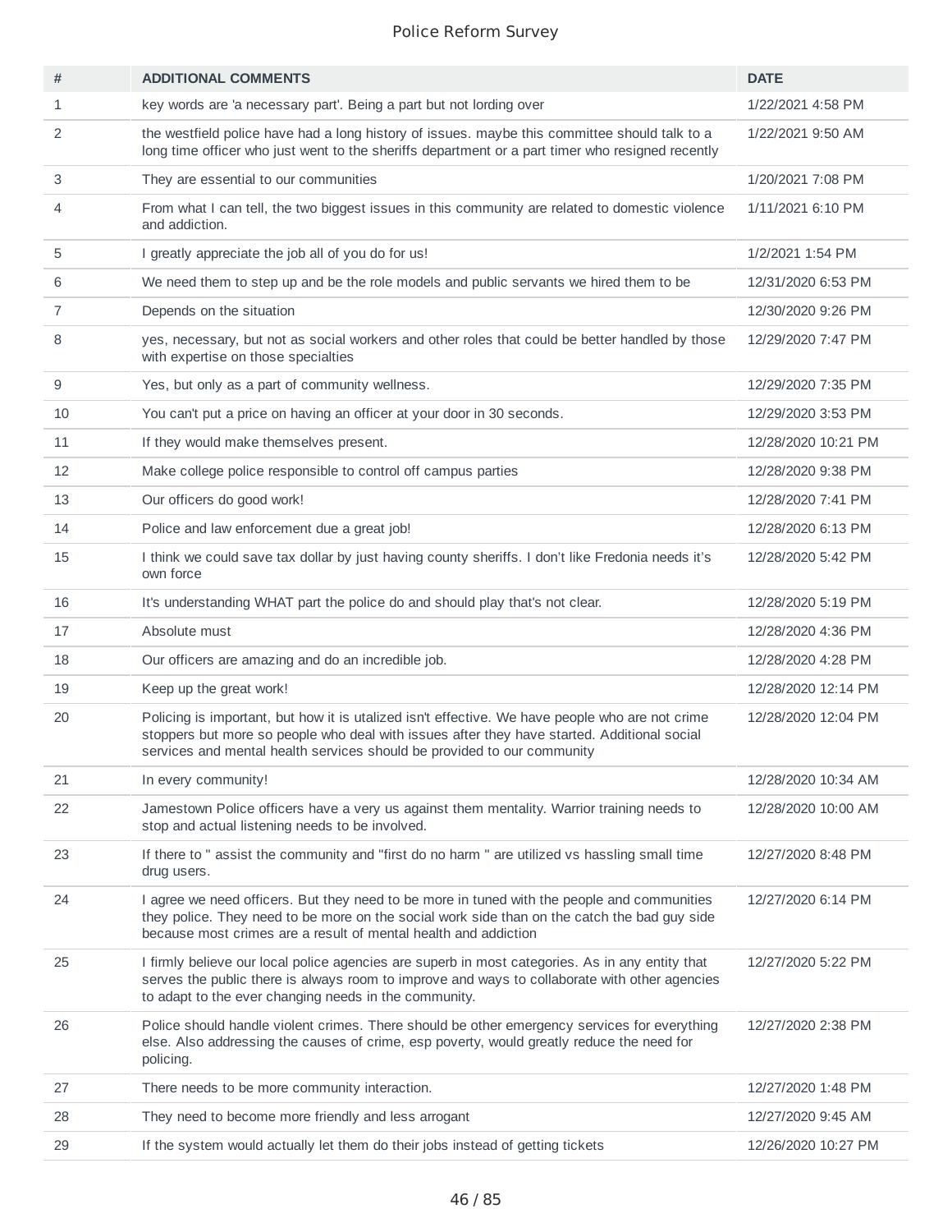| # | ADDITIONAL COMMENTS | DATE |
|---|---|---|
| 1 | key words are 'a necessary part'. Being a part but not lording over | 1/22/2021 4:58 PM |
| 2 | the westfield police have had a long history of issues. maybe this committee should talk to a long time officer who just went to the sheriffs department or a part timer who resigned recently | 1/22/2021 9:50 AM |
| 3 | They are essential to our communities | 1/20/2021 7:08 PM |
| 4 | From what I can tell, the two biggest issues in this community are related to domestic violence and addiction. | 1/11/2021 6:10 PM |
| 5 | I greatly appreciate the job all of you do for us! | 1/2/2021 1:54 PM |
| 6 | We need them to step up and be the role models and public servants we hired them to be | 12/31/2020 6:53 PM |
| 7 | Depends on the situation | 12/30/2020 9:26 PM |
| 8 | yes, necessary, but not as social workers and other roles that could be better handled by those with expertise on those specialties | 12/29/2020 7:47 PM |
| 9 | Yes, but only as a part of community wellness. | 12/29/2020 7:35 PM |
| 10 | You can't put a price on having an officer at your door in 30 seconds. | 12/29/2020 3:53 PM |
| 11 | If they would make themselves present. | 12/28/2020 10:21 PM |
| 12 | Make college police responsible to control off campus parties | 12/28/2020 9:38 PM |
| 13 | Our officers do good work! | 12/28/2020 7:41 PM |
| 14 | Police and law enforcement due a great job! | 12/28/2020 6:13 PM |
| 15 | I think we could save tax dollar by just having county sheriffs. I don't like Fredonia needs it's own force | 12/28/2020 5:42 PM |
| 16 | It's understanding WHAT part the police do and should play that's not clear. | 12/28/2020 5:19 PM |
| 17 | Absolute must | 12/28/2020 4:36 PM |
| 18 | Our officers are amazing and do an incredible job. | 12/28/2020 4:28 PM |
| 19 | Keep up the great work! | 12/28/2020 12:14 PM |
| 20 | Policing is important, but how it is utalized isn't effective. We have people who are not crime stoppers but more so people who deal with issues after they have started. Additional social services and mental health services should be provided to our community | 12/28/2020 12:04 PM |
| 21 | In every community! | 12/28/2020 10:34 AM |
| 22 | Jamestown Police officers have a very us against them mentality. Warrior training needs to stop and actual listening needs to be involved. | 12/28/2020 10:00 AM |
| 23 | If there to " assist the community and "first do no harm " are utilized vs hassling small time drug users. | 12/27/2020 8:48 PM |
| 24 | I agree we need officers. But they need to be more in tuned with the people and communities they police. They need to be more on the social work side than on the catch the bad guy side because most crimes are a result of mental health and addiction | 12/27/2020 6:14 PM |
| 25 | I firmly believe our local police agencies are superb in most categories. As in any entity that serves the public there is always room to improve and ways to collaborate with other agencies to adapt to the ever changing needs in the community. | 12/27/2020 5:22 PM |
| 26 | Police should handle violent crimes. There should be other emergency services for everything else. Also addressing the causes of crime, esp poverty, would greatly reduce the need for policing. | 12/27/2020 2:38 PM |
| 27 | There needs to be more community interaction. | 12/27/2020 1:48 PM |
| 28 | They need to become more friendly and less arrogant | 12/27/2020 9:45 AM |
| 29 | If the system would actually let them do their jobs instead of getting tickets | 12/26/2020 10:27 PM |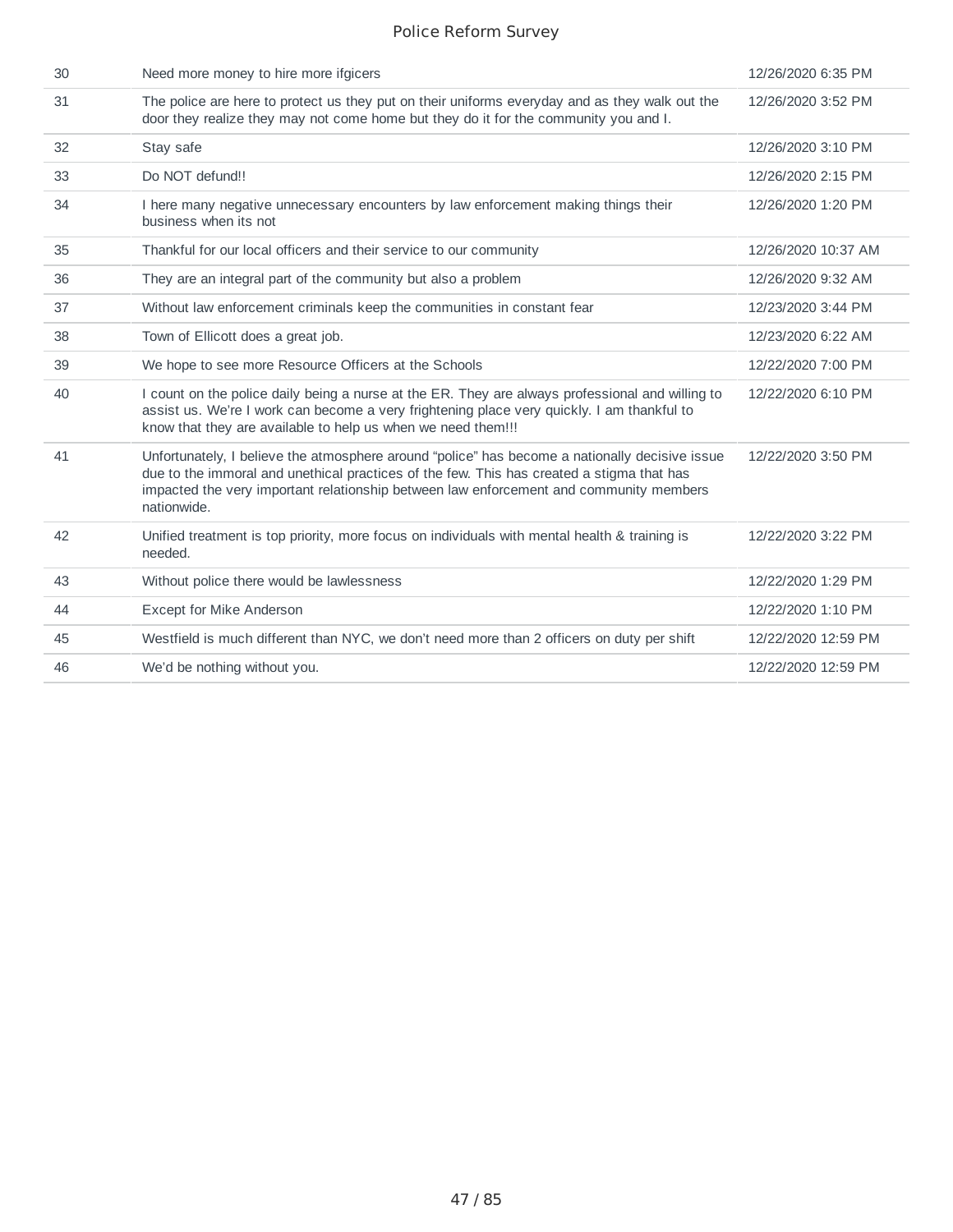| | | |
|---|---|---|
| 30 | Need more money to hire more ifgicers | 12/26/2020 6:35 PM |
| 31 | The police are here to protect us they put on their uniforms everyday and as they walk out the door they realize they may not come home but they do it for the community you and I. | 12/26/2020 3:52 PM |
| 32 | Stay safe | 12/26/2020 3:10 PM |
| 33 | Do NOT defund!! | 12/26/2020 2:15 PM |
| 34 | I here many negative unnecessary encounters by law enforcement making things their business when its not | 12/26/2020 1:20 PM |
| 35 | Thankful for our local officers and their service to our community | 12/26/2020 10:37 AM |
| 36 | They are an integral part of the community but also a problem | 12/26/2020 9:32 AM |
| 37 | Without law enforcement criminals keep the communities in constant fear | 12/23/2020 3:44 PM |
| 38 | Town of Ellicott does a great job. | 12/23/2020 6:22 AM |
| 39 | We hope to see more Resource Officers at the Schools | 12/22/2020 7:00 PM |
| 40 | I count on the police daily being a nurse at the ER. They are always professional and willing to assist us. We're I work can become a very frightening place very quickly. I am thankful to know that they are available to help us when we need them!!! | 12/22/2020 6:10 PM |
| 41 | Unfortunately, I believe the atmosphere around "police" has become a nationally decisive issue due to the immoral and unethical practices of the few. This has created a stigma that has impacted the very important relationship between law enforcement and community members nationwide. | 12/22/2020 3:50 PM |
| 42 | Unified treatment is top priority, more focus on individuals with mental health & training is needed. | 12/22/2020 3:22 PM |
| 43 | Without police there would be lawlessness | 12/22/2020 1:29 PM |
| 44 | Except for Mike Anderson | 12/22/2020 1:10 PM |
| 45 | Westfield is much different than NYC, we don't need more than 2 officers on duty per shift | 12/22/2020 12:59 PM |
| 46 | We'd be nothing without you. | 12/22/2020 12:59 PM |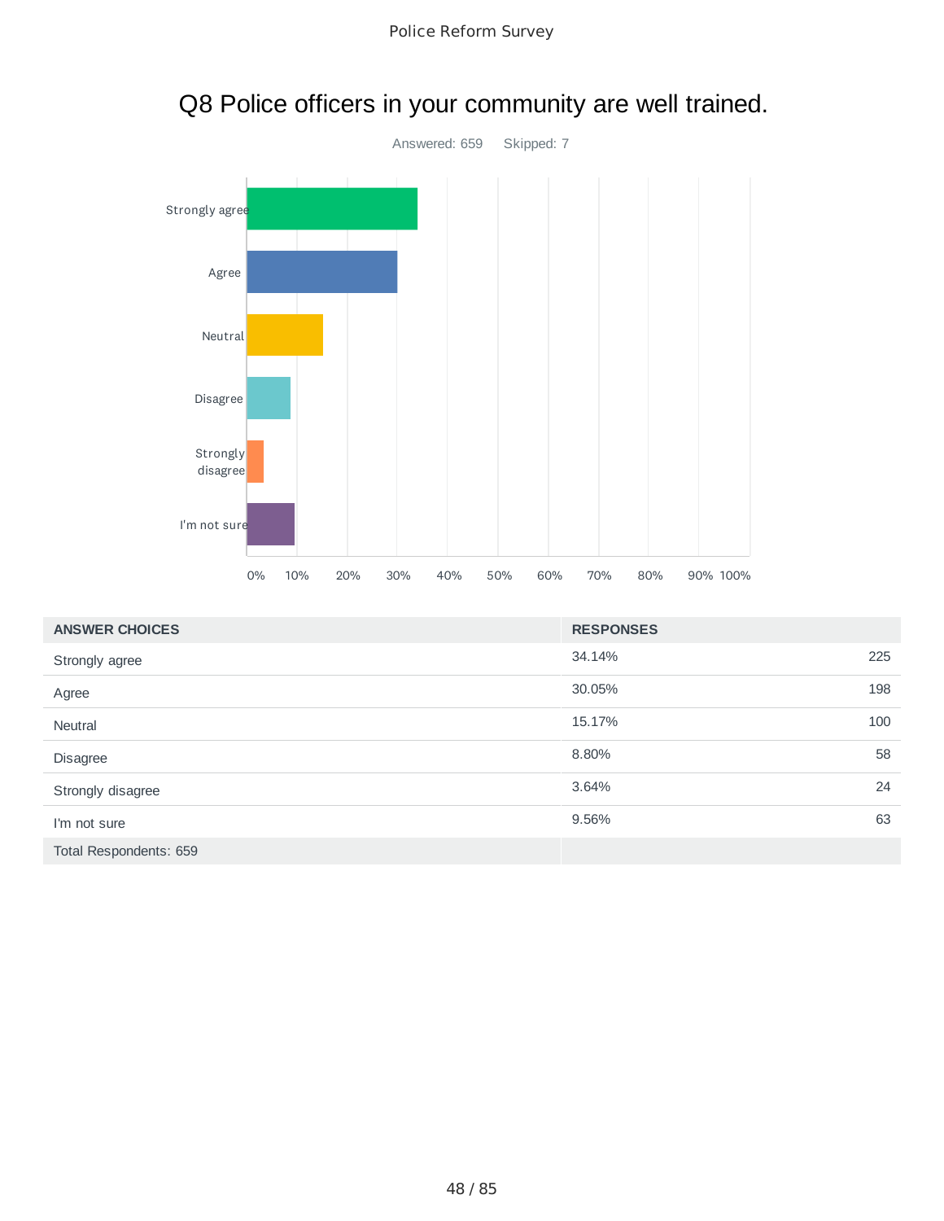# Q8 Police officers in your community are well trained.

Answered: 659 Skipped: 7

| ANSWER CHOICES | RESPONSES | |
|---|---|---|
| Strongly agree | 34.14% | 225 |
| Agree | 30.05% | 198 |
| Neutral | 15.17% | 100 |
| Disagree | 8.80% | 58 |
| Strongly disagree | 3.64% | 24 |
| I'm not sure | 9.56% | 63 |
| Total Respondents: 659 | | |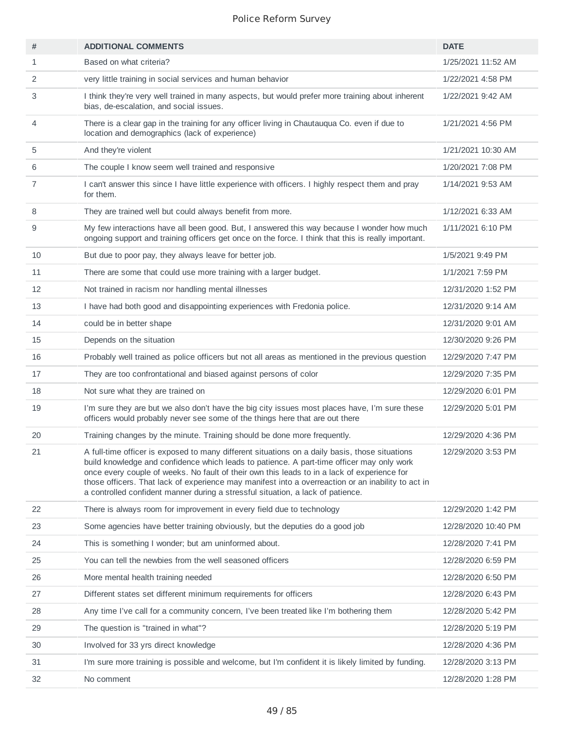| # | ADDITIONAL COMMENTS | DATE |
|---|---|---|
| 1 | Based on what criteria? | 1/25/2021 11:52 AM |
| 2 | very little training in social services and human behavior | 1/22/2021 4:58 PM |
| 3 | I think they're very well trained in many aspects, but would prefer more training about inherent bias, de-escalation, and social issues. | 1/22/2021 9:42 AM |
| 4 | There is a clear gap in the training for any officer living in Chautauqua Co. even if due to location and demographics (lack of experience) | 1/21/2021 4:56 PM |
| 5 | And they're violent | 1/21/2021 10:30 AM |
| 6 | The couple I know seem well trained and responsive | 1/20/2021 7:08 PM |
| 7 | I can't answer this since I have little experience with officers. I highly respect them and pray for them. | 1/14/2021 9:53 AM |
| 8 | They are trained well but could always benefit from more. | 1/12/2021 6:33 AM |
| 9 | My few interactions have all been good. But, I answered this way because I wonder how much ongoing support and training officers get once on the force. I think that this is really important. | 1/11/2021 6:10 PM |
| 10 | But due to poor pay, they always leave for better job. | 1/5/2021 9:49 PM |
| 11 | There are some that could use more training with a larger budget. | 1/1/2021 7:59 PM |
| 12 | Not trained in racism nor handling mental illnesses | 12/31/2020 1:52 PM |
| 13 | I have had both good and disappointing experiences with Fredonia police. | 12/31/2020 9:14 AM |
| 14 | could be in better shape | 12/31/2020 9:01 AM |
| 15 | Depends on the situation | 12/30/2020 9:26 PM |
| 16 | Probably well trained as police officers but not all areas as mentioned in the previous question | 12/29/2020 7:47 PM |
| 17 | They are too confrontational and biased against persons of color | 12/29/2020 7:35 PM |
| 18 | Not sure what they are trained on | 12/29/2020 6:01 PM |
| 19 | I'm sure they are but we also don't have the big city issues most places have, I'm sure these officers would probably never see some of the things here that are out there | 12/29/2020 5:01 PM |
| 20 | Training changes by the minute. Training should be done more frequently. | 12/29/2020 4:36 PM |
| 21 | A full-time officer is exposed to many different situations on a daily basis, those situations build knowledge and confidence which leads to patience. A part-time officer may only work once every couple of weeks. No fault of their own this leads to in a lack of experience for those officers. That lack of experience may manifest into a overreaction or an inability to act in a controlled confident manner during a stressful situation, a lack of patience. | 12/29/2020 3:53 PM |
| 22 | There is always room for improvement in every field due to technology | 12/29/2020 1:42 PM |
| 23 | Some agencies have better training obviously, but the deputies do a good job | 12/28/2020 10:40 PM |
| 24 | This is something I wonder; but am uninformed about. | 12/28/2020 7:41 PM |
| 25 | You can tell the newbies from the well seasoned officers | 12/28/2020 6:59 PM |
| 26 | More mental health training needed | 12/28/2020 6:50 PM |
| 27 | Different states set different minimum requirements for officers | 12/28/2020 6:43 PM |
| 28 | Any time I've call for a community concern, I've been treated like I'm bothering them | 12/28/2020 5:42 PM |
| 29 | The question is "trained in what"? | 12/28/2020 5:19 PM |
| 30 | Involved for 33 yrs direct knowledge | 12/28/2020 4:36 PM |
| 31 | I'm sure more training is possible and welcome, but I'm confident it is likely limited by funding. | 12/28/2020 3:13 PM |
| 32 | No comment | 12/28/2020 1:28 PM |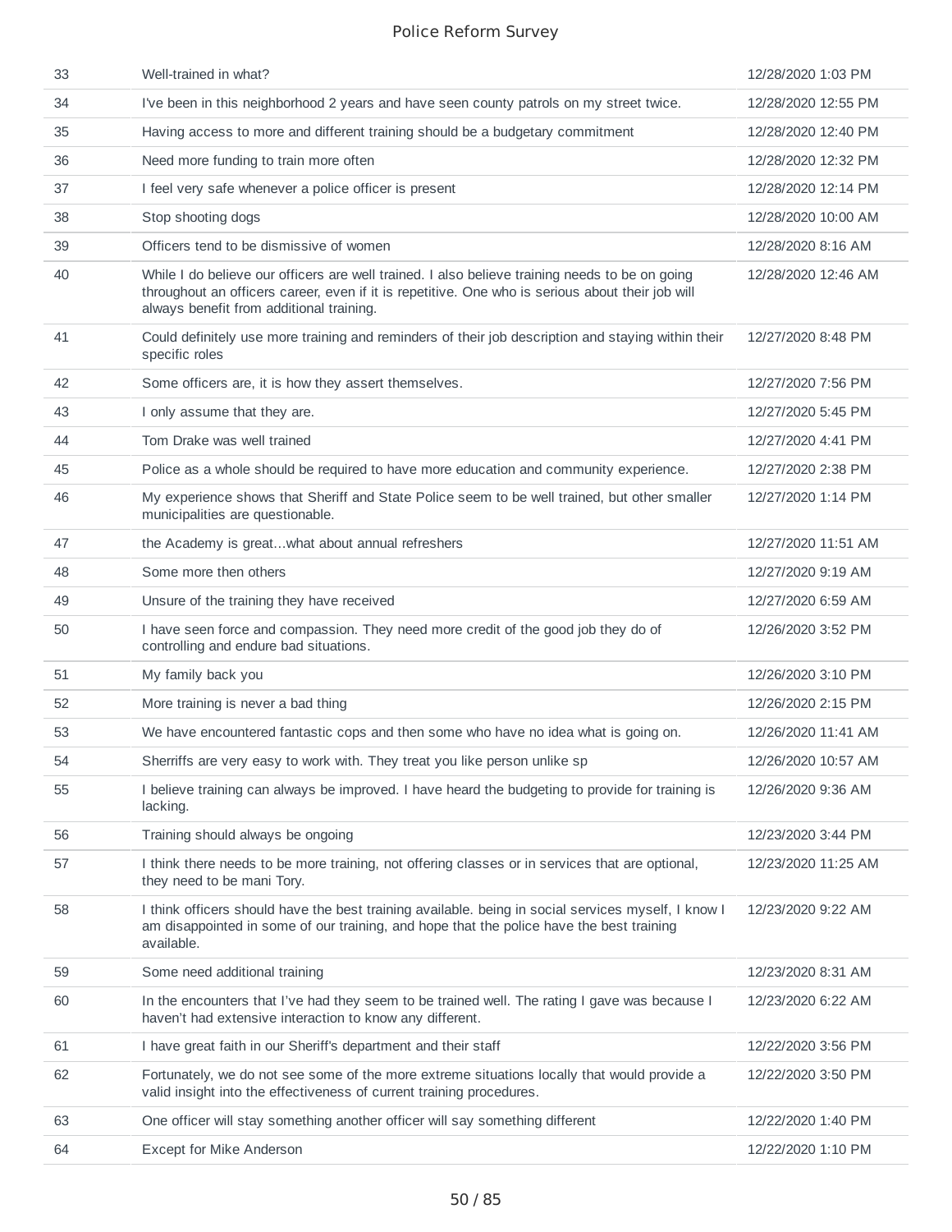| | | |
|---|---|---|
| 33 | Well-trained in what? | 12/28/2020 1:03 PM |
| 34 | I've been in this neighborhood 2 years and have seen county patrols on my street twice. | 12/28/2020 12:55 PM |
| 35 | Having access to more and different training should be a budgetary commitment | 12/28/2020 12:40 PM |
| 36 | Need more funding to train more often | 12/28/2020 12:32 PM |
| 37 | I feel very safe whenever a police officer is present | 12/28/2020 12:14 PM |
| 38 | Stop shooting dogs | 12/28/2020 10:00 AM |
| 39 | Officers tend to be dismissive of women | 12/28/2020 8:16 AM |
| 40 | While I do believe our officers are well trained. I also believe training needs to be on going throughout an officers career, even if it is repetitive. One who is serious about their job will always benefit from additional training. | 12/28/2020 12:46 AM |
| 41 | Could definitely use more training and reminders of their job description and staying within their specific roles | 12/27/2020 8:48 PM |
| 42 | Some officers are, it is how they assert themselves. | 12/27/2020 7:56 PM |
| 43 | I only assume that they are. | 12/27/2020 5:45 PM |
| 44 | Tom Drake was well trained | 12/27/2020 4:41 PM |
| 45 | Police as a whole should be required to have more education and community experience. | 12/27/2020 2:38 PM |
| 46 | My experience shows that Sheriff and State Police seem to be well trained, but other smaller municipalities are questionable. | 12/27/2020 1:14 PM |
| 47 | the Academy is great...what about annual refreshers | 12/27/2020 11:51 AM |
| 48 | Some more then others | 12/27/2020 9:19 AM |
| 49 | Unsure of the training they have received | 12/27/2020 6:59 AM |
| 50 | I have seen force and compassion. They need more credit of the good job they do of controlling and endure bad situations. | 12/26/2020 3:52 PM |
| 51 | My family back you | 12/26/2020 3:10 PM |
| 52 | More training is never a bad thing | 12/26/2020 2:15 PM |
| 53 | We have encountered fantastic cops and then some who have no idea what is going on. | 12/26/2020 11:41 AM |
| 54 | Sherriffs are very easy to work with. They treat you like person unlike sp | 12/26/2020 10:57 AM |
| 55 | I believe training can always be improved. I have heard the budgeting to provide for training is lacking. | 12/26/2020 9:36 AM |
| 56 | Training should always be ongoing | 12/23/2020 3:44 PM |
| 57 | I think there needs to be more training, not offering classes or in services that are optional, they need to be mani Tory. | 12/23/2020 11:25 AM |
| 58 | I think officers should have the best training available. being in social services myself, I know I am disappointed in some of our training, and hope that the police have the best training available. | 12/23/2020 9:22 AM |
| 59 | Some need additional training | 12/23/2020 8:31 AM |
| 60 | In the encounters that I've had they seem to be trained well. The rating I gave was because I haven't had extensive interaction to know any different. | 12/23/2020 6:22 AM |
| 61 | I have great faith in our Sheriff's department and their staff | 12/22/2020 3:56 PM |
| 62 | Fortunately, we do not see some of the more extreme situations locally that would provide a valid insight into the effectiveness of current training procedures. | 12/22/2020 3:50 PM |
| 63 | One officer will stay something another officer will say something different | 12/22/2020 1:40 PM |
| 64 | Except for Mike Anderson | 12/22/2020 1:10 PM |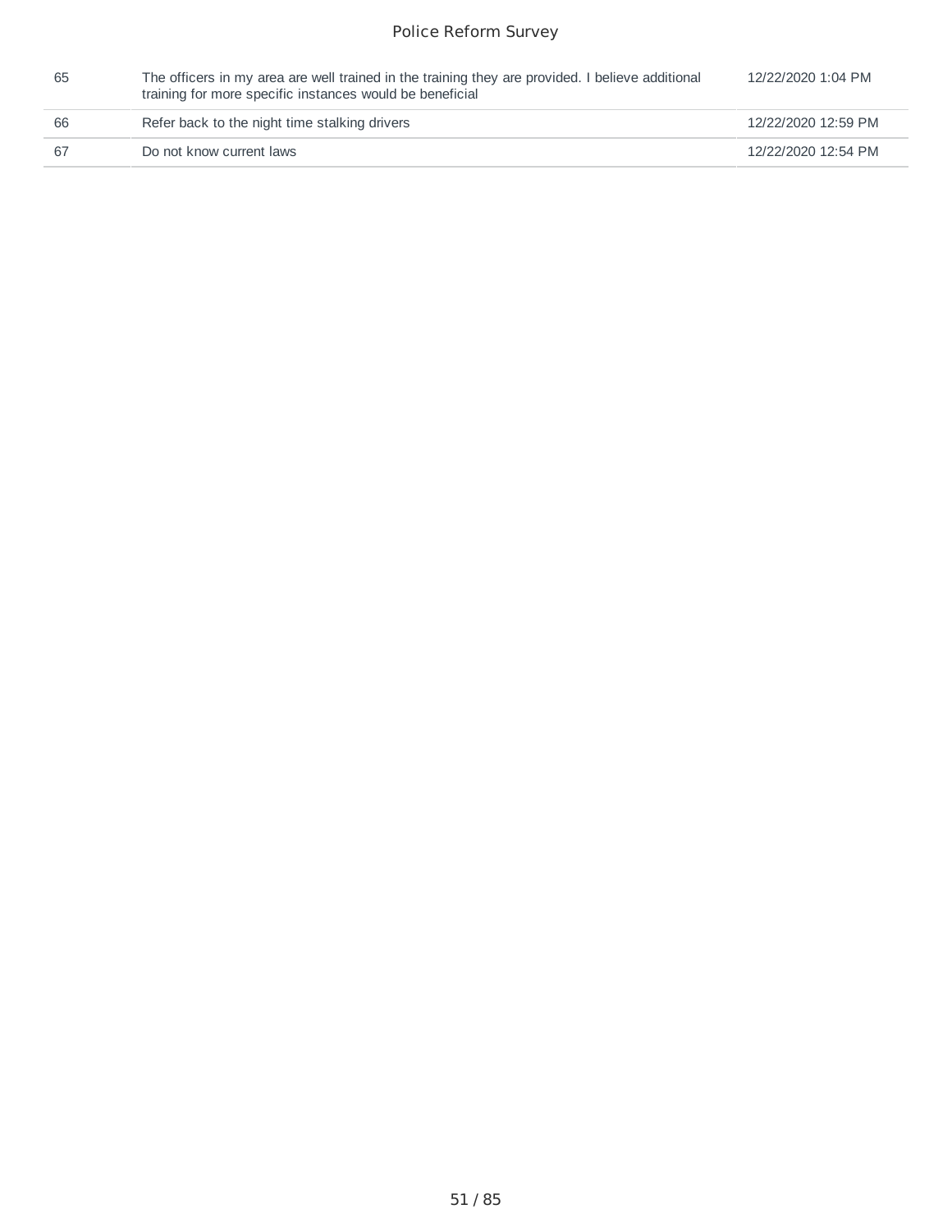| | | |
|---|---|---|
| 65 | The officers in my area are well trained in the training they are provided. I believe additional training for more specific instances would be beneficial | 12/22/2020 1:04 PM |
| 66 | Refer back to the night time stalking drivers | 12/22/2020 12:59 PM |
| 67 | Do not know current laws | 12/22/2020 12:54 PM |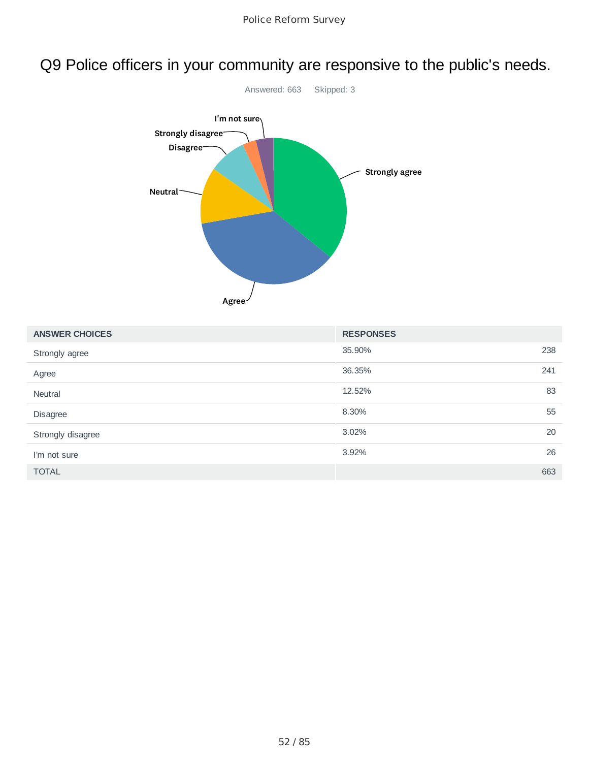# Q9 Police officers in your community are responsive to the public's needs.

Answered: 663 Skipped: 3

| ANSWER CHOICES | RESPONSES | |
|---|---|---|
| Strongly agree | 35.90% | 238 |
| Agree | 36.35% | 241 |
| Neutral | 12.52% | 83 |
| Disagree | 8.30% | 55 |
| Strongly disagree | 3.02% | 20 |
| I'm not sure | 3.92% | 26 |
| TOTAL | | 663 |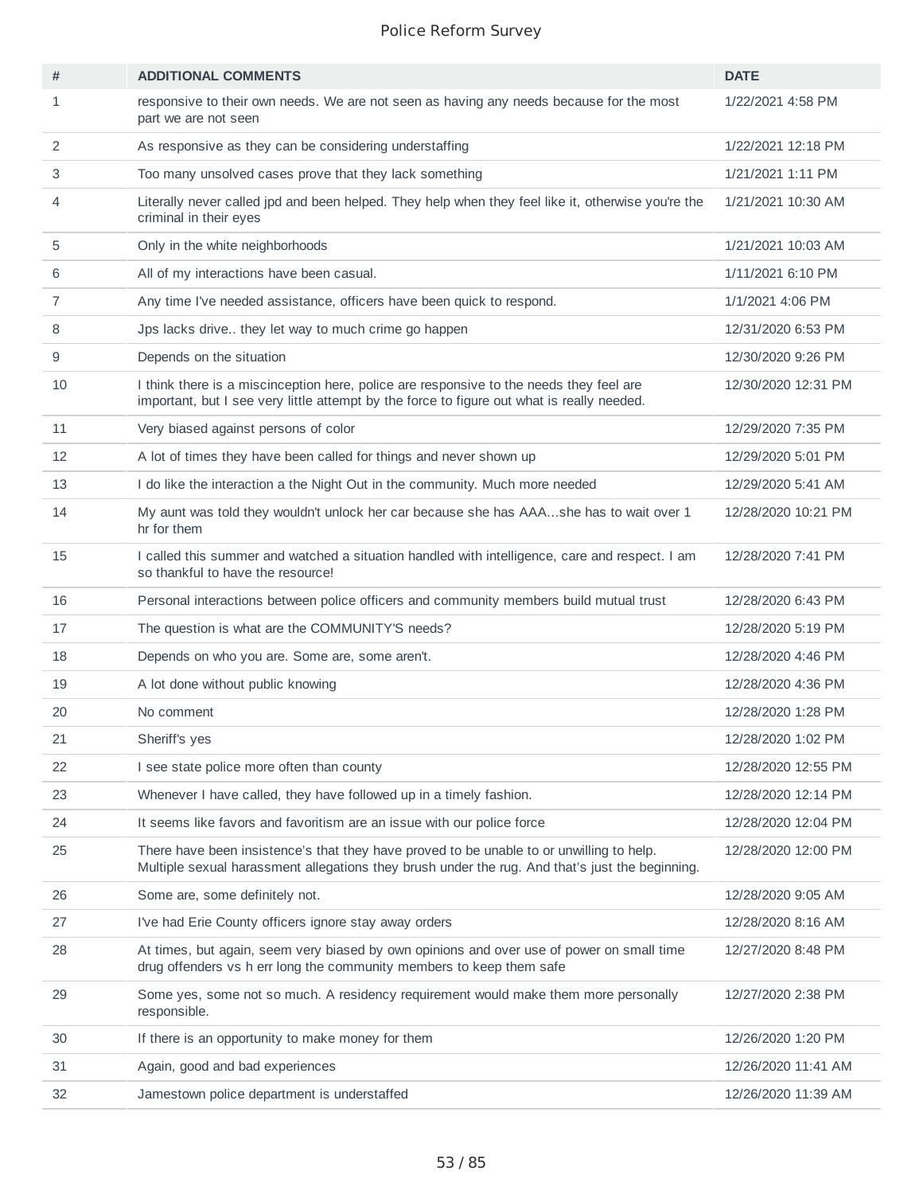| # | ADDITIONAL COMMENTS | DATE |
|---|---|---|
| 1 | responsive to their own needs. We are not seen as having any needs because for the most part we are not seen | 1/22/2021 4:58 PM |
| 2 | As responsive as they can be considering understaffing | 1/22/2021 12:18 PM |
| 3 | Too many unsolved cases prove that they lack something | 1/21/2021 1:11 PM |
| 4 | Literally never called jpd and been helped. They help when they feel like it, otherwise you're the criminal in their eyes | 1/21/2021 10:30 AM |
| 5 | Only in the white neighborhoods | 1/21/2021 10:03 AM |
| 6 | All of my interactions have been casual. | 1/11/2021 6:10 PM |
| 7 | Any time I've needed assistance, officers have been quick to respond. | 1/1/2021 4:06 PM |
| 8 | Jps lacks drive.. they let way to much crime go happen | 12/31/2020 6:53 PM |
| 9 | Depends on the situation | 12/30/2020 9:26 PM |
| 10 | I think there is a miscinception here, police are responsive to the needs they feel are important, but I see very little attempt by the force to figure out what is really needed. | 12/30/2020 12:31 PM |
| 11 | Very biased against persons of color | 12/29/2020 7:35 PM |
| 12 | A lot of times they have been called for things and never shown up | 12/29/2020 5:01 PM |
| 13 | I do like the interaction a the Night Out in the community. Much more needed | 12/29/2020 5:41 AM |
| 14 | My aunt was told they wouldn't unlock her car because she has AAA...she has to wait over 1 hr for them | 12/28/2020 10:21 PM |
| 15 | I called this summer and watched a situation handled with intelligence, care and respect. I am so thankful to have the resource! | 12/28/2020 7:41 PM |
| 16 | Personal interactions between police officers and community members build mutual trust | 12/28/2020 6:43 PM |
| 17 | The question is what are the COMMUNITY'S needs? | 12/28/2020 5:19 PM |
| 18 | Depends on who you are. Some are, some aren't. | 12/28/2020 4:46 PM |
| 19 | A lot done without public knowing | 12/28/2020 4:36 PM |
| 20 | No comment | 12/28/2020 1:28 PM |
| 21 | Sheriff's yes | 12/28/2020 1:02 PM |
| 22 | I see state police more often than county | 12/28/2020 12:55 PM |
| 23 | Whenever I have called, they have followed up in a timely fashion. | 12/28/2020 12:14 PM |
| 24 | It seems like favors and favoritism are an issue with our police force | 12/28/2020 12:04 PM |
| 25 | There have been insistence's that they have proved to be unable to or unwilling to help. Multiple sexual harassment allegations they brush under the rug. And that's just the beginning. | 12/28/2020 12:00 PM |
| 26 | Some are, some definitely not. | 12/28/2020 9:05 AM |
| 27 | I've had Erie County officers ignore stay away orders | 12/28/2020 8:16 AM |
| 28 | At times, but again, seem very biased by own opinions and over use of power on small time drug offenders vs h err long the community members to keep them safe | 12/27/2020 8:48 PM |
| 29 | Some yes, some not so much. A residency requirement would make them more personally responsible. | 12/27/2020 2:38 PM |
| 30 | If there is an opportunity to make money for them | 12/26/2020 1:20 PM |
| 31 | Again, good and bad experiences | 12/26/2020 11:41 AM |
| 32 | Jamestown police department is understaffed | 12/26/2020 11:39 AM |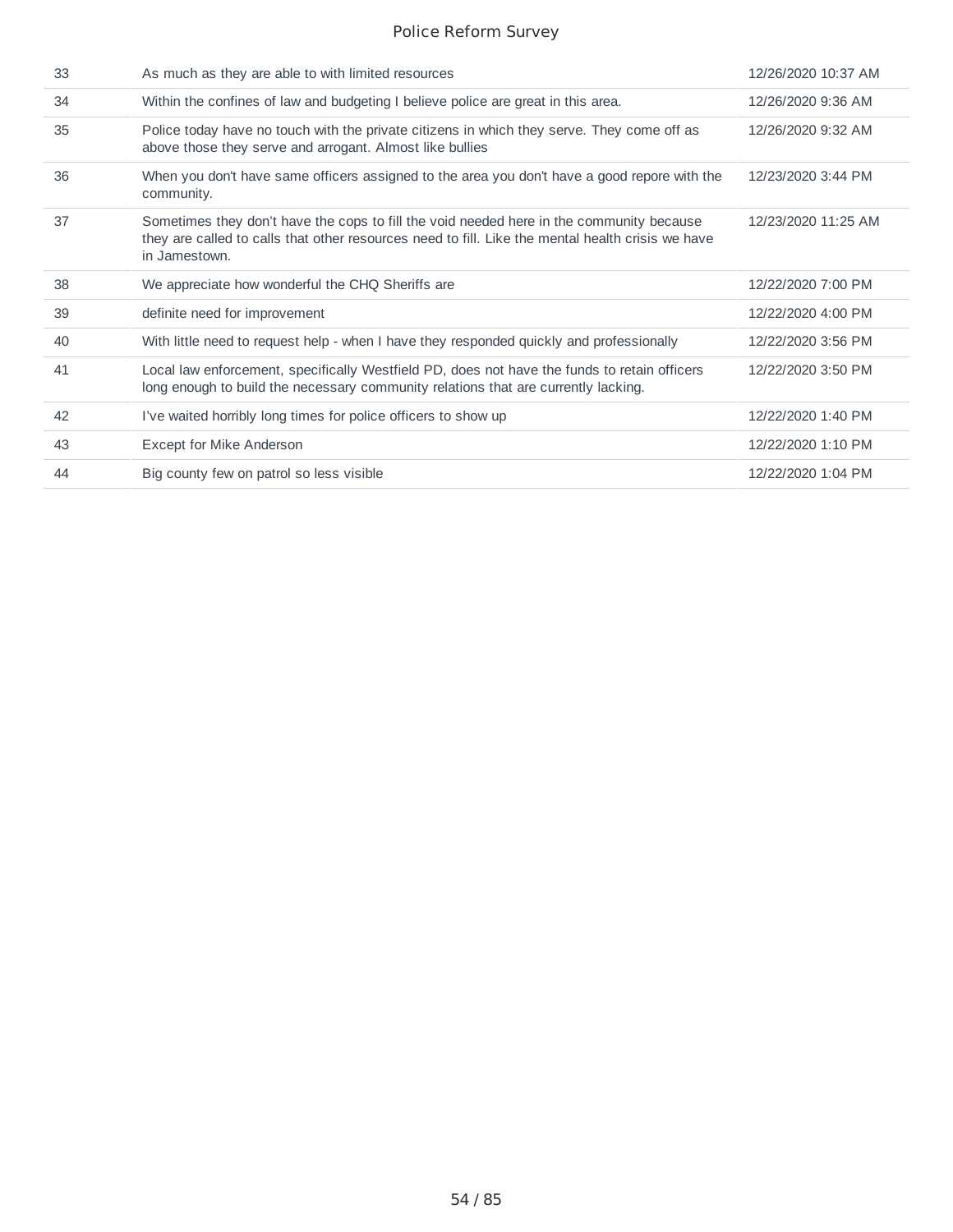| | | |
|---|---|---|
| 33 | As much as they are able to with limited resources | 12/26/2020 10:37 AM |
| 34 | Within the confines of law and budgeting I believe police are great in this area. | 12/26/2020 9:36 AM |
| 35 | Police today have no touch with the private citizens in which they serve. They come off as above those they serve and arrogant. Almost like bullies | 12/26/2020 9:32 AM |
| 36 | When you don't have same officers assigned to the area you don't have a good repore with the community. | 12/23/2020 3:44 PM |
| 37 | Sometimes they don't have the cops to fill the void needed here in the community because they are called to calls that other resources need to fill. Like the mental health crisis we have in Jamestown. | 12/23/2020 11:25 AM |
| 38 | We appreciate how wonderful the CHQ Sheriffs are | 12/22/2020 7:00 PM |
| 39 | definite need for improvement | 12/22/2020 4:00 PM |
| 40 | With little need to request help - when I have they responded quickly and professionally | 12/22/2020 3:56 PM |
| 41 | Local law enforcement, specifically Westfield PD, does not have the funds to retain officers long enough to build the necessary community relations that are currently lacking. | 12/22/2020 3:50 PM |
| 42 | I've waited horribly long times for police officers to show up | 12/22/2020 1:40 PM |
| 43 | Except for Mike Anderson | 12/22/2020 1:10 PM |
| 44 | Big county few on patrol so less visible | 12/22/2020 1:04 PM |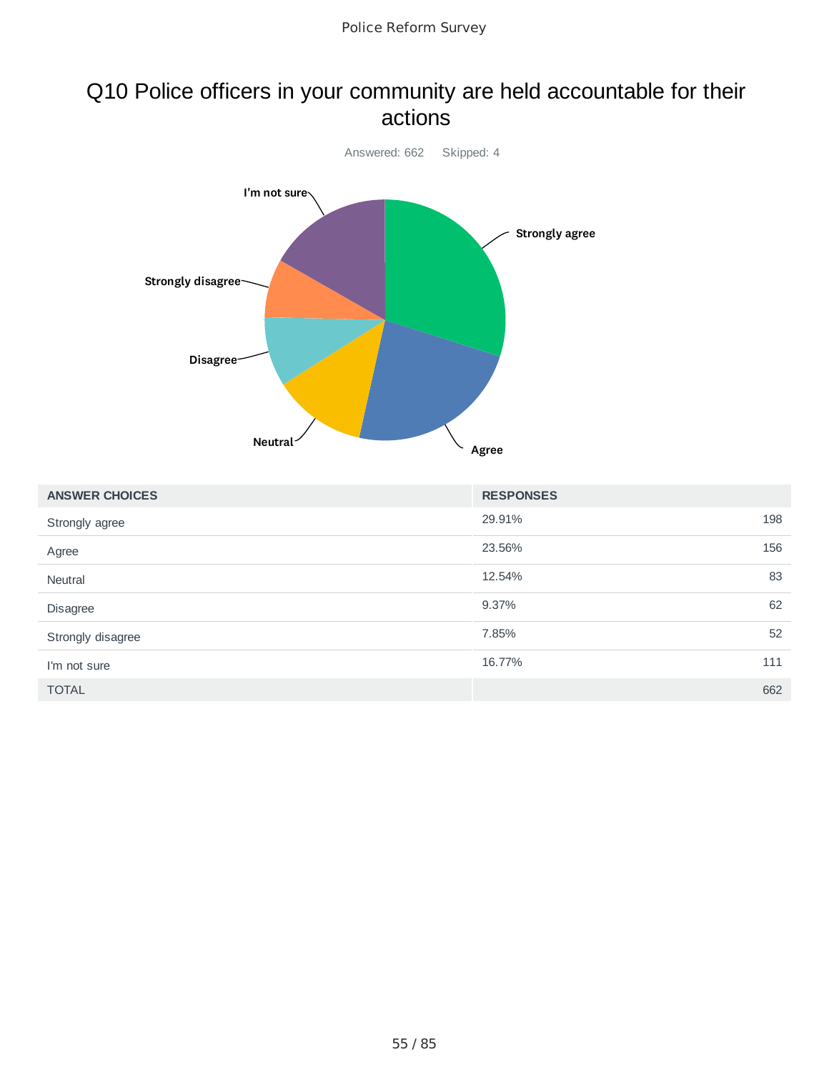# Q10 Police officers in your community are held accountable for their actions

Answered: 662    Skipped: 4

| ANSWER CHOICES | RESPONSES | |
| --- | --- | --- |
| Strongly agree | 29.91% | 198 |
| Agree | 23.56% | 156 |
| Neutral | 12.54% | 83 |
| Disagree | 9.37% | 62 |
| Strongly disagree | 7.85% | 52 |
| I'm not sure | 16.77% | 111 |
| TOTAL | | 662 |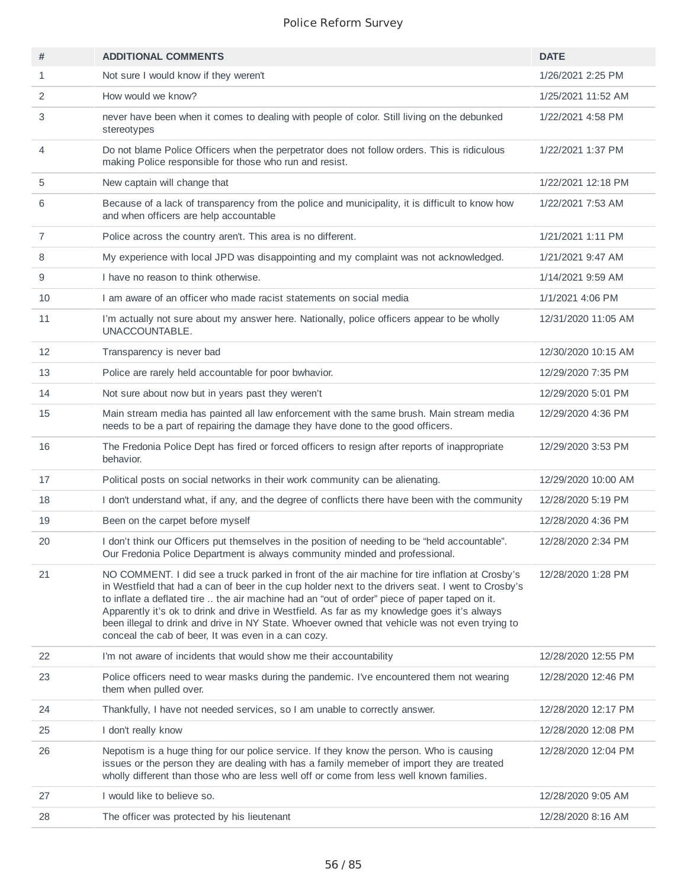# Police Reform Survey

| # | ADDITIONAL COMMENTS | DATE |
|---|---|---|
| 1 | Not sure I would know if they weren't | 1/26/2021 2:25 PM |
| 2 | How would we know? | 1/25/2021 11:52 AM |
| 3 | never have been when it comes to dealing with people of color. Still living on the debunked stereotypes | 1/22/2021 4:58 PM |
| 4 | Do not blame Police Officers when the perpetrator does not follow orders. This is ridiculous making Police responsible for those who run and resist. | 1/22/2021 1:37 PM |
| 5 | New captain will change that | 1/22/2021 12:18 PM |
| 6 | Because of a lack of transparency from the police and municipality, it is difficult to know how and when officers are help accountable | 1/22/2021 7:53 AM |
| 7 | Police across the country aren't. This area is no different. | 1/21/2021 1:11 PM |
| 8 | My experience with local JPD was disappointing and my complaint was not acknowledged. | 1/21/2021 9:47 AM |
| 9 | I have no reason to think otherwise. | 1/14/2021 9:59 AM |
| 10 | I am aware of an officer who made racist statements on social media | 1/1/2021 4:06 PM |
| 11 | I'm actually not sure about my answer here. Nationally, police officers appear to be wholly UNACCOUNTABLE. | 12/31/2020 11:05 AM |
| 12 | Transparency is never bad | 12/30/2020 10:15 AM |
| 13 | Police are rarely held accountable for poor bwhavior. | 12/29/2020 7:35 PM |
| 14 | Not sure about now but in years past they weren't | 12/29/2020 5:01 PM |
| 15 | Main stream media has painted all law enforcement with the same brush. Main stream media needs to be a part of repairing the damage they have done to the good officers. | 12/29/2020 4:36 PM |
| 16 | The Fredonia Police Dept has fired or forced officers to resign after reports of inappropriate behavior. | 12/29/2020 3:53 PM |
| 17 | Political posts on social networks in their work community can be alienating. | 12/29/2020 10:00 AM |
| 18 | I don't understand what, if any, and the degree of conflicts there have been with the community | 12/28/2020 5:19 PM |
| 19 | Been on the carpet before myself | 12/28/2020 4:36 PM |
| 20 | I don't think our Officers put themselves in the position of needing to be "held accountable". Our Fredonia Police Department is always community minded and professional. | 12/28/2020 2:34 PM |
| 21 | NO COMMENT. I did see a truck parked in front of the air machine for tire inflation at Crosby's in Westfield that had a can of beer in the cup holder next to the drivers seat. I went to Crosby's to inflate a deflated tire .. the air machine had an "out of order" piece of paper taped on it. Apparently it's ok to drink and drive in Westfield. As far as my knowledge goes it's always been illegal to drink and drive in NY State. Whoever owned that vehicle was not even trying to conceal the cab of beer, It was even in a can cozy. | 12/28/2020 1:28 PM |
| 22 | I'm not aware of incidents that would show me their accountability | 12/28/2020 12:55 PM |
| 23 | Police officers need to wear masks during the pandemic. I've encountered them not wearing them when pulled over. | 12/28/2020 12:46 PM |
| 24 | Thankfully, I have not needed services, so I am unable to correctly answer. | 12/28/2020 12:17 PM |
| 25 | I don't really know | 12/28/2020 12:08 PM |
| 26 | Nepotism is a huge thing for our police service. If they know the person. Who is causing issues or the person they are dealing with has a family memeber of import they are treated wholly different than those who are less well off or come from less well known families. | 12/28/2020 12:04 PM |
| 27 | I would like to believe so. | 12/28/2020 9:05 AM |
| 28 | The officer was protected by his lieutenant | 12/28/2020 8:16 AM |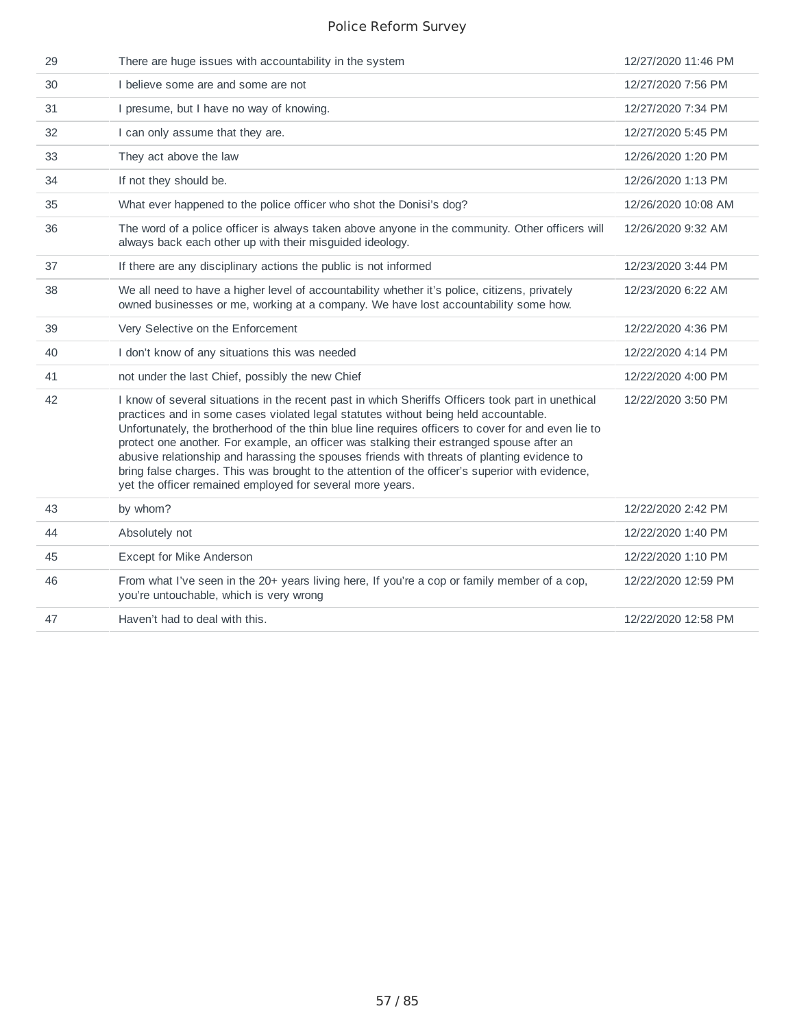| | | |
|---|---|---|
| 29 | There are huge issues with accountability in the system | 12/27/2020 11:46 PM |
| 30 | I believe some are and some are not | 12/27/2020 7:56 PM |
| 31 | I presume, but I have no way of knowing. | 12/27/2020 7:34 PM |
| 32 | I can only assume that they are. | 12/27/2020 5:45 PM |
| 33 | They act above the law | 12/26/2020 1:20 PM |
| 34 | If not they should be. | 12/26/2020 1:13 PM |
| 35 | What ever happened to the police officer who shot the Donisi's dog? | 12/26/2020 10:08 AM |
| 36 | The word of a police officer is always taken above anyone in the community. Other officers will always back each other up with their misguided ideology. | 12/26/2020 9:32 AM |
| 37 | If there are any disciplinary actions the public is not informed | 12/23/2020 3:44 PM |
| 38 | We all need to have a higher level of accountability whether it's police, citizens, privately owned businesses or me, working at a company. We have lost accountability some how. | 12/23/2020 6:22 AM |
| 39 | Very Selective on the Enforcement | 12/22/2020 4:36 PM |
| 40 | I don't know of any situations this was needed | 12/22/2020 4:14 PM |
| 41 | not under the last Chief, possibly the new Chief | 12/22/2020 4:00 PM |
| 42 | I know of several situations in the recent past in which Sheriffs Officers took part in unethical practices and in some cases violated legal statutes without being held accountable. Unfortunately, the brotherhood of the thin blue line requires officers to cover for and even lie to protect one another. For example, an officer was stalking their estranged spouse after an abusive relationship and harassing the spouses friends with threats of planting evidence to bring false charges. This was brought to the attention of the officer's superior with evidence, yet the officer remained employed for several more years. | 12/22/2020 3:50 PM |
| 43 | by whom? | 12/22/2020 2:42 PM |
| 44 | Absolutely not | 12/22/2020 1:40 PM |
| 45 | Except for Mike Anderson | 12/22/2020 1:10 PM |
| 46 | From what I've seen in the 20+ years living here, If you're a cop or family member of a cop, you're untouchable, which is very wrong | 12/22/2020 12:59 PM |
| 47 | Haven't had to deal with this. | 12/22/2020 12:58 PM |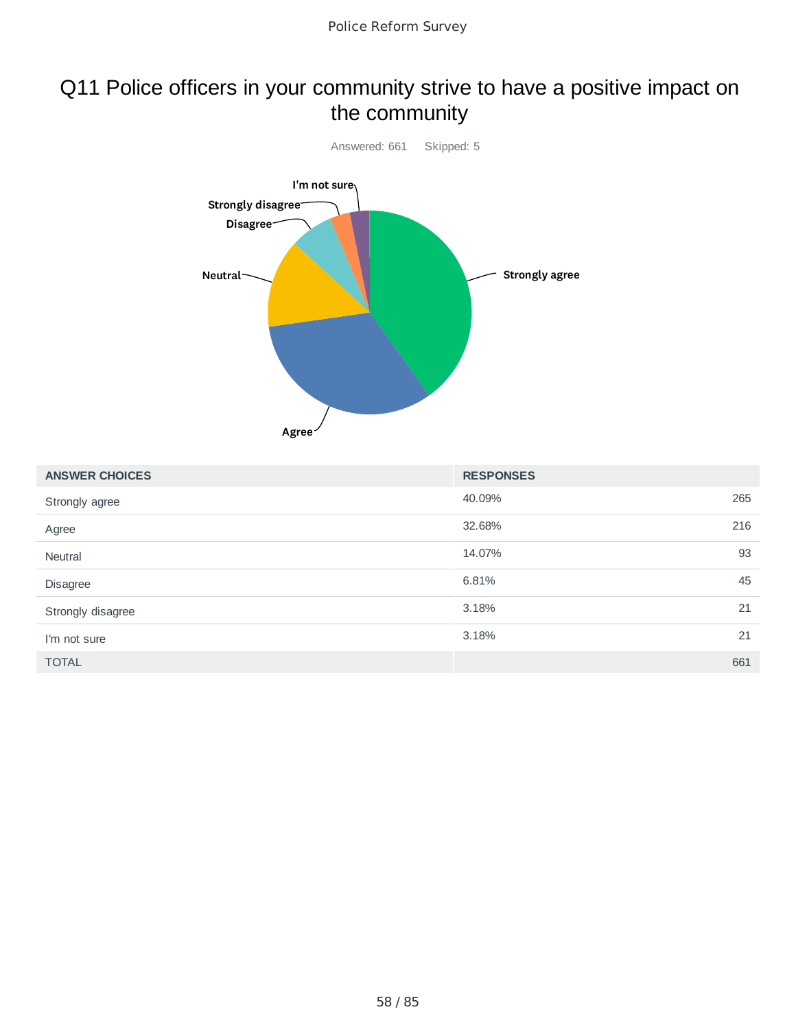# Q11 Police officers in your community strive to have a positive impact on the community

Answered: 661 Skipped: 5

| ANSWER CHOICES | RESPONSES | |
|---|---|---|
| Strongly agree | 40.09% | 265 |
| Agree | 32.68% | 216 |
| Neutral | 14.07% | 93 |
| Disagree | 6.81% | 45 |
| Strongly disagree | 3.18% | 21 |
| I'm not sure | 3.18% | 21 |
| TOTAL | | 661 |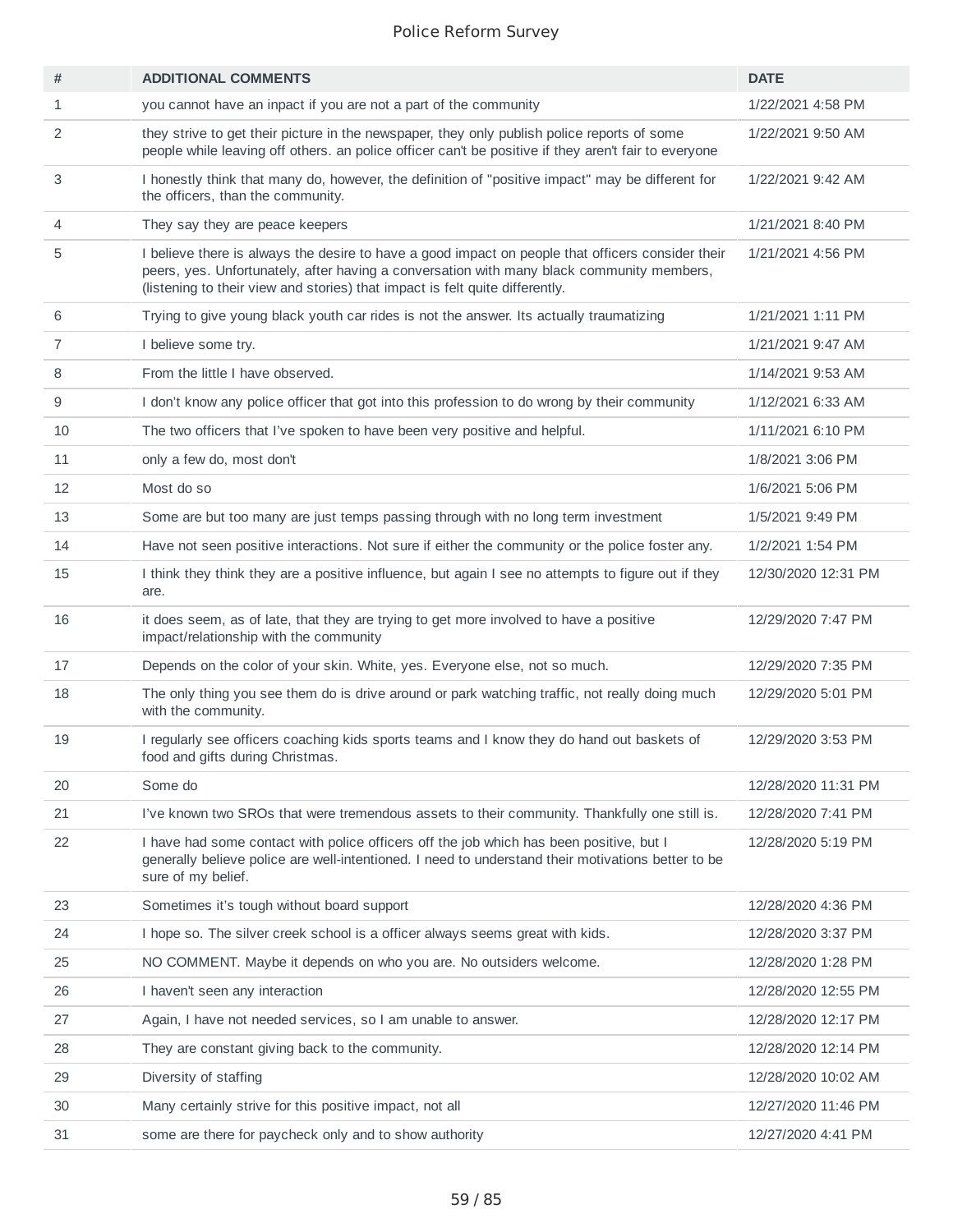| # | ADDITIONAL COMMENTS | DATE |
|---|---|---|
| 1 | you cannot have an inpact if you are not a part of the community | 1/22/2021 4:58 PM |
| 2 | they strive to get their picture in the newspaper, they only publish police reports of some people while leaving off others. an police officer can't be positive if they aren't fair to everyone | 1/22/2021 9:50 AM |
| 3 | I honestly think that many do, however, the definition of "positive impact" may be different for the officers, than the community. | 1/22/2021 9:42 AM |
| 4 | They say they are peace keepers | 1/21/2021 8:40 PM |
| 5 | I believe there is always the desire to have a good impact on people that officers consider their peers, yes. Unfortunately, after having a conversation with many black community members, (listening to their view and stories) that impact is felt quite differently. | 1/21/2021 4:56 PM |
| 6 | Trying to give young black youth car rides is not the answer. Its actually traumatizing | 1/21/2021 1:11 PM |
| 7 | I believe some try. | 1/21/2021 9:47 AM |
| 8 | From the little I have observed. | 1/14/2021 9:53 AM |
| 9 | I don't know any police officer that got into this profession to do wrong by their community | 1/12/2021 6:33 AM |
| 10 | The two officers that I've spoken to have been very positive and helpful. | 1/11/2021 6:10 PM |
| 11 | only a few do, most don't | 1/8/2021 3:06 PM |
| 12 | Most do so | 1/6/2021 5:06 PM |
| 13 | Some are but too many are just temps passing through with no long term investment | 1/5/2021 9:49 PM |
| 14 | Have not seen positive interactions. Not sure if either the community or the police foster any. | 1/2/2021 1:54 PM |
| 15 | I think they think they are a positive influence, but again I see no attempts to figure out if they are. | 12/30/2020 12:31 PM |
| 16 | it does seem, as of late, that they are trying to get more involved to have a positive impact/relationship with the community | 12/29/2020 7:47 PM |
| 17 | Depends on the color of your skin. White, yes. Everyone else, not so much. | 12/29/2020 7:35 PM |
| 18 | The only thing you see them do is drive around or park watching traffic, not really doing much with the community. | 12/29/2020 5:01 PM |
| 19 | I regularly see officers coaching kids sports teams and I know they do hand out baskets of food and gifts during Christmas. | 12/29/2020 3:53 PM |
| 20 | Some do | 12/28/2020 11:31 PM |
| 21 | I've known two SROs that were tremendous assets to their community. Thankfully one still is. | 12/28/2020 7:41 PM |
| 22 | I have had some contact with police officers off the job which has been positive, but I generally believe police are well-intentioned. I need to understand their motivations better to be sure of my belief. | 12/28/2020 5:19 PM |
| 23 | Sometimes it's tough without board support | 12/28/2020 4:36 PM |
| 24 | I hope so. The silver creek school is a officer always seems great with kids. | 12/28/2020 3:37 PM |
| 25 | NO COMMENT. Maybe it depends on who you are. No outsiders welcome. | 12/28/2020 1:28 PM |
| 26 | I haven't seen any interaction | 12/28/2020 12:55 PM |
| 27 | Again, I have not needed services, so I am unable to answer. | 12/28/2020 12:17 PM |
| 28 | They are constant giving back to the community. | 12/28/2020 12:14 PM |
| 29 | Diversity of staffing | 12/28/2020 10:02 AM |
| 30 | Many certainly strive for this positive impact, not all | 12/27/2020 11:46 PM |
| 31 | some are there for paycheck only and to show authority | 12/27/2020 4:41 PM |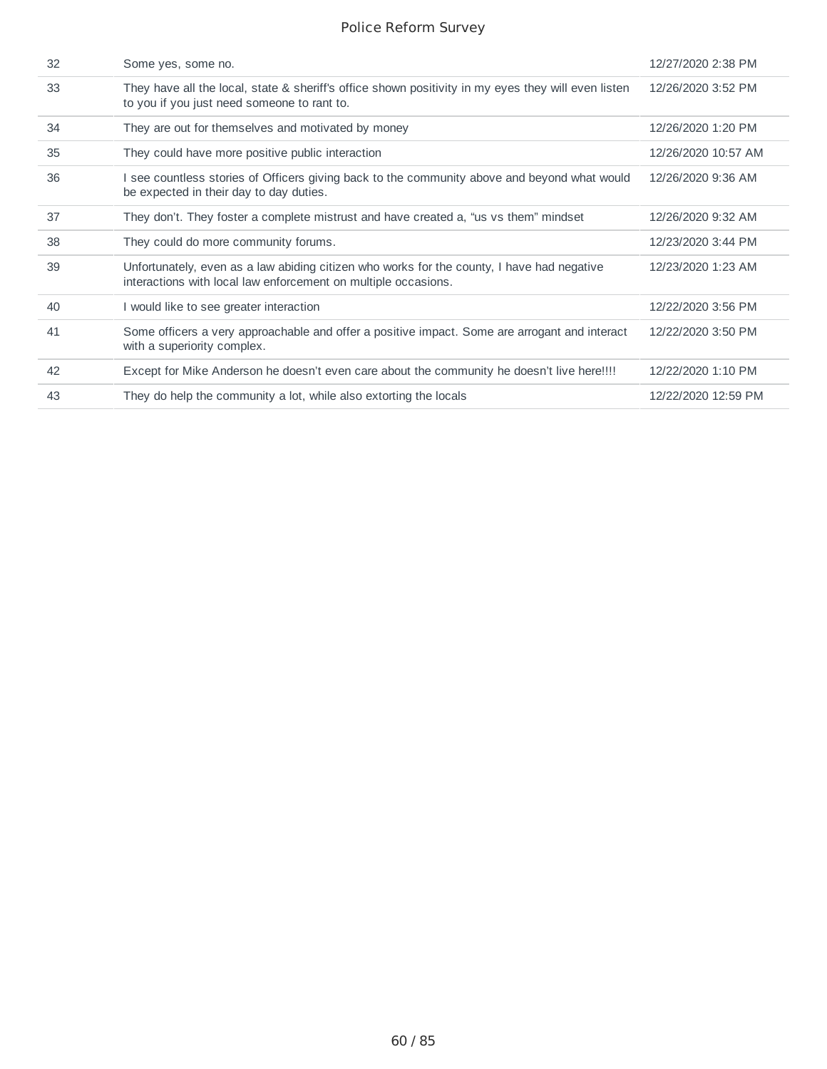| | | |
|---|---|---|
| 32 | Some yes, some no. | 12/27/2020 2:38 PM |
| 33 | They have all the local, state & sheriff's office shown positivity in my eyes they will even listen to you if you just need someone to rant to. | 12/26/2020 3:52 PM |
| 34 | They are out for themselves and motivated by money | 12/26/2020 1:20 PM |
| 35 | They could have more positive public interaction | 12/26/2020 10:57 AM |
| 36 | I see countless stories of Officers giving back to the community above and beyond what would be expected in their day to day duties. | 12/26/2020 9:36 AM |
| 37 | They don't. They foster a complete mistrust and have created a, "us vs them" mindset | 12/26/2020 9:32 AM |
| 38 | They could do more community forums. | 12/23/2020 3:44 PM |
| 39 | Unfortunately, even as a law abiding citizen who works for the county, I have had negative interactions with local law enforcement on multiple occasions. | 12/23/2020 1:23 AM |
| 40 | I would like to see greater interaction | 12/22/2020 3:56 PM |
| 41 | Some officers a very approachable and offer a positive impact. Some are arrogant and interact with a superiority complex. | 12/22/2020 3:50 PM |
| 42 | Except for Mike Anderson he doesn't even care about the community he doesn't live here!!!! | 12/22/2020 1:10 PM |
| 43 | They do help the community a lot, while also extorting the locals | 12/22/2020 12:59 PM |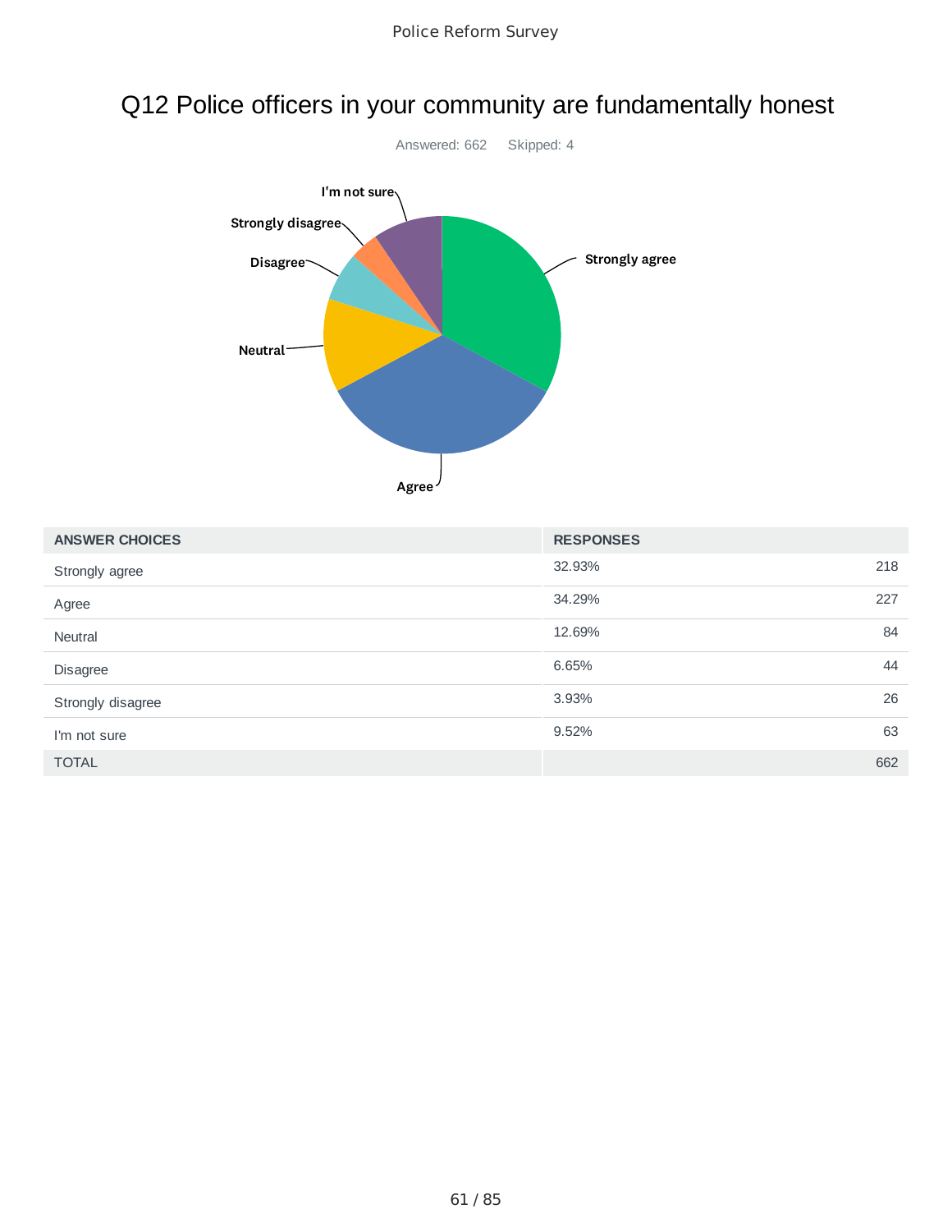# Q12 Police officers in your community are fundamentally honest

Answered: 662    Skipped: 4

| ANSWER CHOICES | RESPONSES | |
|---|---|---|
| Strongly agree | 32.93% | 218 |
| Agree | 34.29% | 227 |
| Neutral | 12.69% | 84 |
| Disagree | 6.65% | 44 |
| Strongly disagree | 3.93% | 26 |
| I'm not sure | 9.52% | 63 |
| TOTAL | | 662 |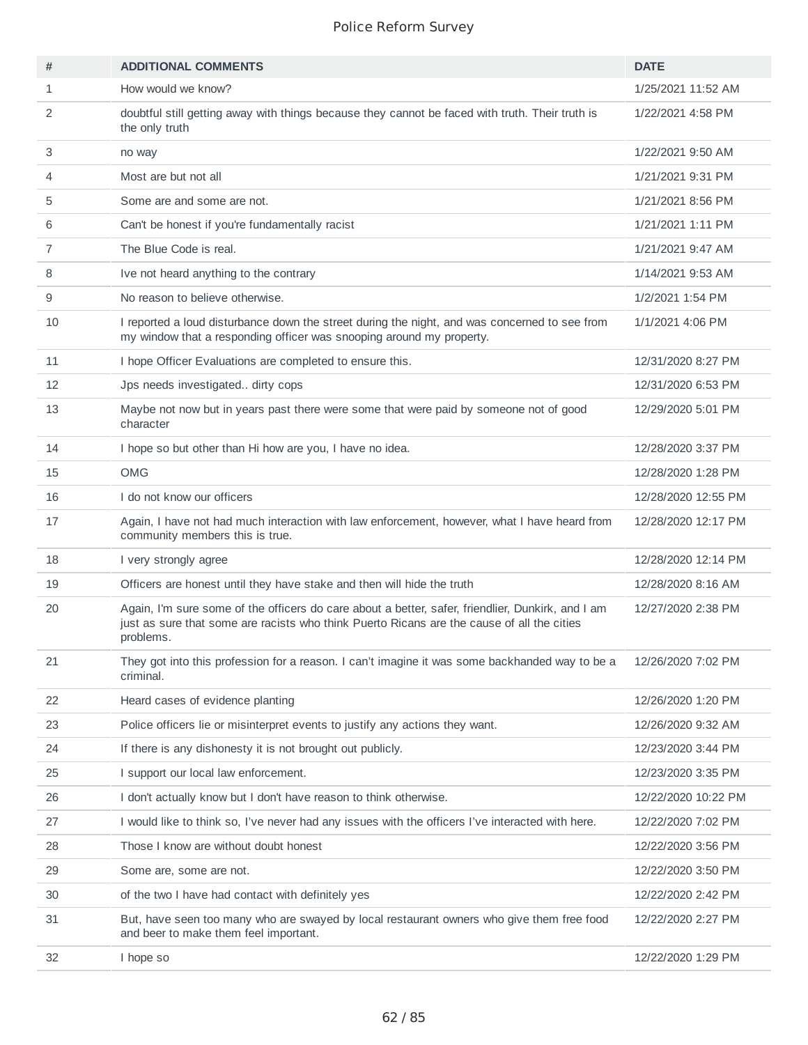| # | ADDITIONAL COMMENTS | DATE |
|---|---|---|
| 1 | How would we know? | 1/25/2021 11:52 AM |
| 2 | doubtful still getting away with things because they cannot be faced with truth. Their truth is the only truth | 1/22/2021 4:58 PM |
| 3 | no way | 1/22/2021 9:50 AM |
| 4 | Most are but not all | 1/21/2021 9:31 PM |
| 5 | Some are and some are not. | 1/21/2021 8:56 PM |
| 6 | Can't be honest if you're fundamentally racist | 1/21/2021 1:11 PM |
| 7 | The Blue Code is real. | 1/21/2021 9:47 AM |
| 8 | Ive not heard anything to the contrary | 1/14/2021 9:53 AM |
| 9 | No reason to believe otherwise. | 1/2/2021 1:54 PM |
| 10 | I reported a loud disturbance down the street during the night, and was concerned to see from my window that a responding officer was snooping around my property. | 1/1/2021 4:06 PM |
| 11 | I hope Officer Evaluations are completed to ensure this. | 12/31/2020 8:27 PM |
| 12 | Jps needs investigated.. dirty cops | 12/31/2020 6:53 PM |
| 13 | Maybe not now but in years past there were some that were paid by someone not of good character | 12/29/2020 5:01 PM |
| 14 | I hope so but other than Hi how are you, I have no idea. | 12/28/2020 3:37 PM |
| 15 | OMG | 12/28/2020 1:28 PM |
| 16 | I do not know our officers | 12/28/2020 12:55 PM |
| 17 | Again, I have not had much interaction with law enforcement, however, what I have heard from community members this is true. | 12/28/2020 12:17 PM |
| 18 | I very strongly agree | 12/28/2020 12:14 PM |
| 19 | Officers are honest until they have stake and then will hide the truth | 12/28/2020 8:16 AM |
| 20 | Again, I'm sure some of the officers do care about a better, safer, friendlier, Dunkirk, and I am just as sure that some are racists who think Puerto Ricans are the cause of all the cities problems. | 12/27/2020 2:38 PM |
| 21 | They got into this profession for a reason. I can't imagine it was some backhanded way to be a criminal. | 12/26/2020 7:02 PM |
| 22 | Heard cases of evidence planting | 12/26/2020 1:20 PM |
| 23 | Police officers lie or misinterpret events to justify any actions they want. | 12/26/2020 9:32 AM |
| 24 | If there is any dishonesty it is not brought out publicly. | 12/23/2020 3:44 PM |
| 25 | I support our local law enforcement. | 12/23/2020 3:35 PM |
| 26 | I don't actually know but I don't have reason to think otherwise. | 12/22/2020 10:22 PM |
| 27 | I would like to think so, I've never had any issues with the officers I've interacted with here. | 12/22/2020 7:02 PM |
| 28 | Those I know are without doubt honest | 12/22/2020 3:56 PM |
| 29 | Some are, some are not. | 12/22/2020 3:50 PM |
| 30 | of the two I have had contact with definitely yes | 12/22/2020 2:42 PM |
| 31 | But, have seen too many who are swayed by local restaurant owners who give them free food and beer to make them feel important. | 12/22/2020 2:27 PM |
| 32 | I hope so | 12/22/2020 1:29 PM |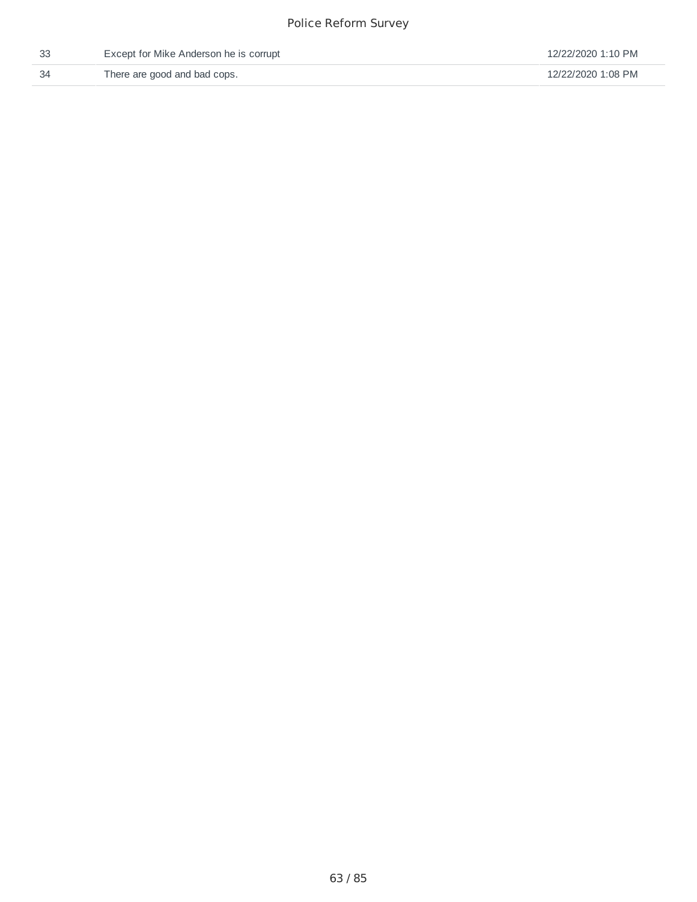| | | |
|---|---|---|
| 33 | Except for Mike Anderson he is corrupt | 12/22/2020 1:10 PM |
| 34 | There are good and bad cops. | 12/22/2020 1:08 PM |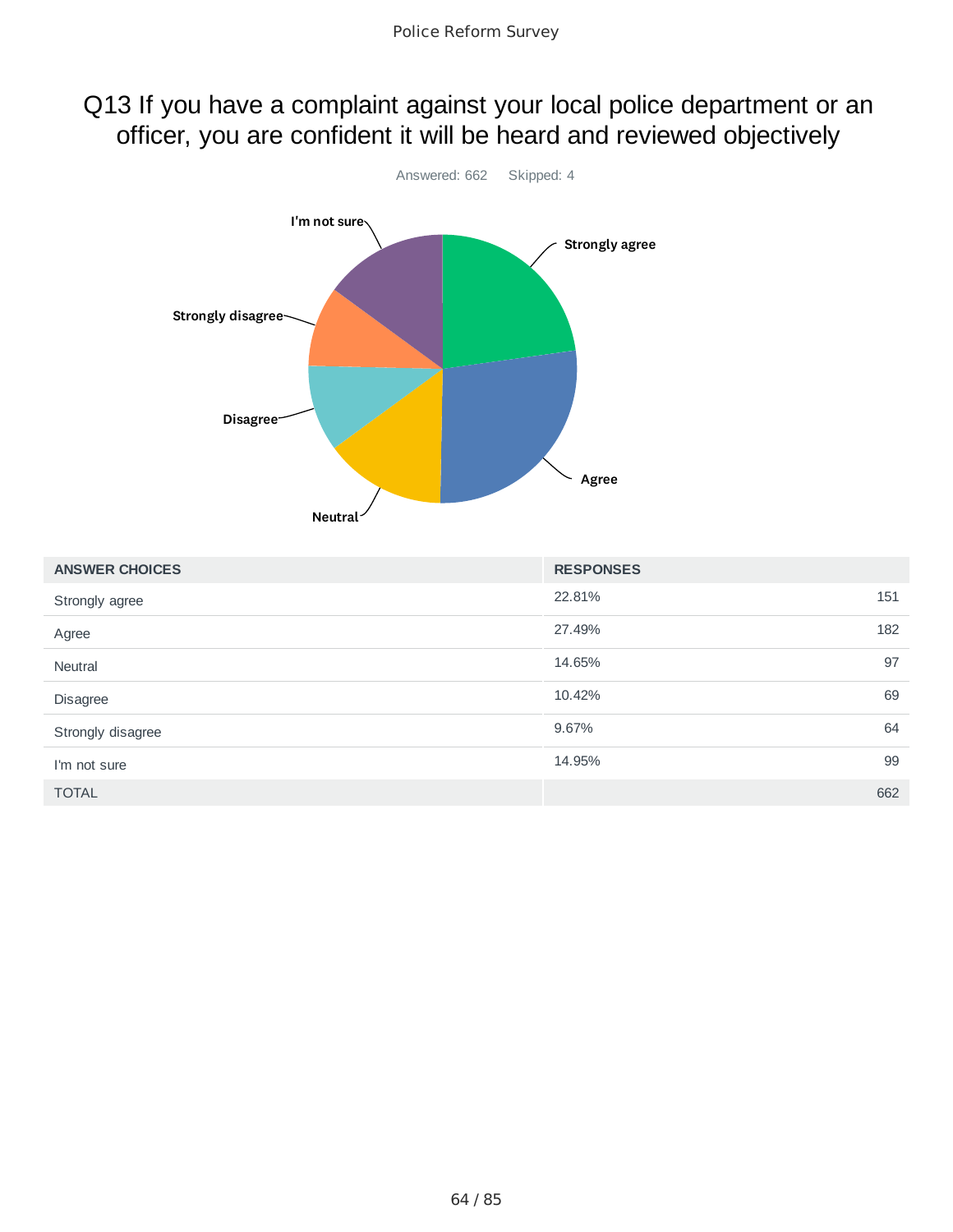# Q13 If you have a complaint against your local police department or an officer, you are confident it will be heard and reviewed objectively

Answered: 662 Skipped: 4

| ANSWER CHOICES | RESPONSES | |
|---|---|---|
| Strongly agree | 22.81% | 151 |
| Agree | 27.49% | 182 |
| Neutral | 14.65% | 97 |
| Disagree | 10.42% | 69 |
| Strongly disagree | 9.67% | 64 |
| I'm not sure | 14.95% | 99 |
| TOTAL | | 662 |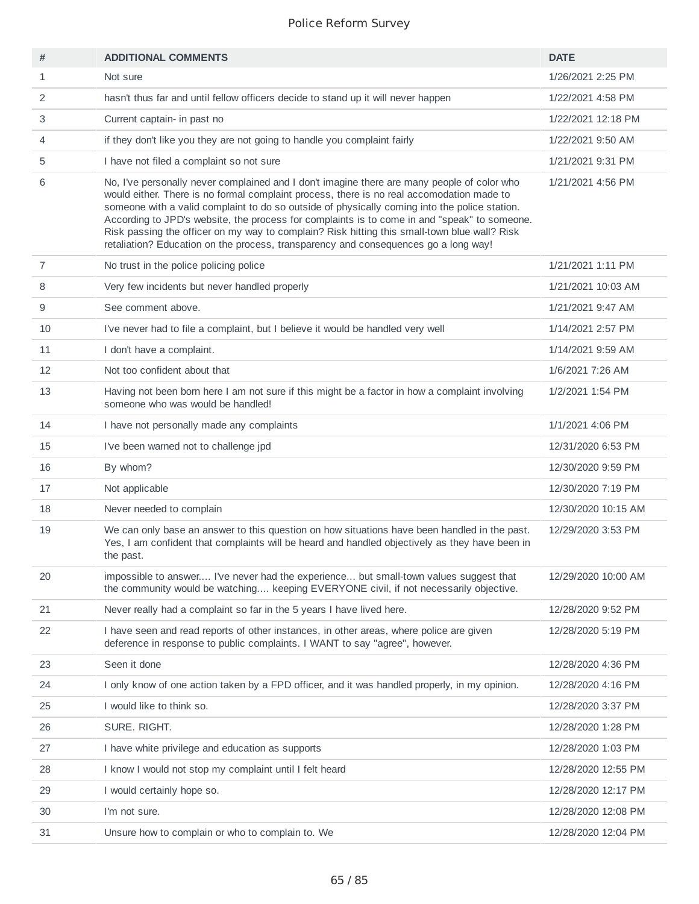| # | ADDITIONAL COMMENTS | DATE |
| --- | --- | --- |
| 1 | Not sure | 1/26/2021 2:25 PM |
| 2 | hasn't thus far and until fellow officers decide to stand up it will never happen | 1/22/2021 4:58 PM |
| 3 | Current captain- in past no | 1/22/2021 12:18 PM |
| 4 | if they don't like you they are not going to handle you complaint fairly | 1/22/2021 9:50 AM |
| 5 | I have not filed a complaint so not sure | 1/21/2021 9:31 PM |
| 6 | No, I've personally never complained and I don't imagine there are many people of color who would either. There is no formal complaint process, there is no real accomodation made to someone with a valid complaint to do so outside of physically coming into the police station. According to JPD's website, the process for complaints is to come in and "speak" to someone. Risk passing the officer on my way to complain? Risk hitting this small-town blue wall? Risk retaliation? Education on the process, transparency and consequences go a long way! | 1/21/2021 4:56 PM |
| 7 | No trust in the police policing police | 1/21/2021 1:11 PM |
| 8 | Very few incidents but never handled properly | 1/21/2021 10:03 AM |
| 9 | See comment above. | 1/21/2021 9:47 AM |
| 10 | I've never had to file a complaint, but I believe it would be handled very well | 1/14/2021 2:57 PM |
| 11 | I don't have a complaint. | 1/14/2021 9:59 AM |
| 12 | Not too confident about that | 1/6/2021 7:26 AM |
| 13 | Having not been born here I am not sure if this might be a factor in how a complaint involving someone who was would be handled! | 1/2/2021 1:54 PM |
| 14 | I have not personally made any complaints | 1/1/2021 4:06 PM |
| 15 | I've been warned not to challenge jpd | 12/31/2020 6:53 PM |
| 16 | By whom? | 12/30/2020 9:59 PM |
| 17 | Not applicable | 12/30/2020 7:19 PM |
| 18 | Never needed to complain | 12/30/2020 10:15 AM |
| 19 | We can only base an answer to this question on how situations have been handled in the past. Yes, I am confident that complaints will be heard and handled objectively as they have been in the past. | 12/29/2020 3:53 PM |
| 20 | impossible to answer.... I've never had the experience... but small-town values suggest that the community would be watching.... keeping EVERYONE civil, if not necessarily objective. | 12/29/2020 10:00 AM |
| 21 | Never really had a complaint so far in the 5 years I have lived here. | 12/28/2020 9:52 PM |
| 22 | I have seen and read reports of other instances, in other areas, where police are given deference in response to public complaints. I WANT to say "agree", however. | 12/28/2020 5:19 PM |
| 23 | Seen it done | 12/28/2020 4:36 PM |
| 24 | I only know of one action taken by a FPD officer, and it was handled properly, in my opinion. | 12/28/2020 4:16 PM |
| 25 | I would like to think so. | 12/28/2020 3:37 PM |
| 26 | SURE. RIGHT. | 12/28/2020 1:28 PM |
| 27 | I have white privilege and education as supports | 12/28/2020 1:03 PM |
| 28 | I know I would not stop my complaint until I felt heard | 12/28/2020 12:55 PM |
| 29 | I would certainly hope so. | 12/28/2020 12:17 PM |
| 30 | I'm not sure. | 12/28/2020 12:08 PM |
| 31 | Unsure how to complain or who to complain to. We | 12/28/2020 12:04 PM |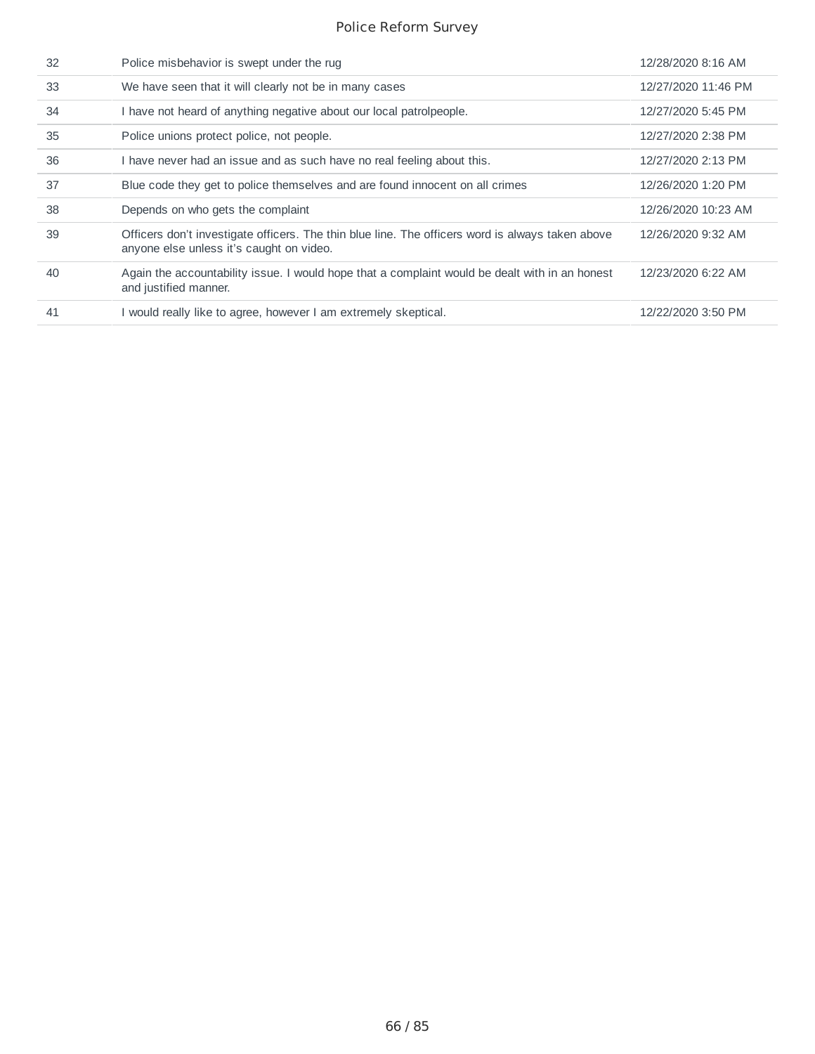| 32 | Police misbehavior is swept under the rug | 12/28/2020 8:16 AM |
|---|---|---|
| 33 | We have seen that it will clearly not be in many cases | 12/27/2020 11:46 PM |
| 34 | I have not heard of anything negative about our local patrolpeople. | 12/27/2020 5:45 PM |
| 35 | Police unions protect police, not people. | 12/27/2020 2:38 PM |
| 36 | I have never had an issue and as such have no real feeling about this. | 12/27/2020 2:13 PM |
| 37 | Blue code they get to police themselves and are found innocent on all crimes | 12/26/2020 1:20 PM |
| 38 | Depends on who gets the complaint | 12/26/2020 10:23 AM |
| 39 | Officers don't investigate officers. The thin blue line. The officers word is always taken above anyone else unless it's caught on video. | 12/26/2020 9:32 AM |
| 40 | Again the accountability issue. I would hope that a complaint would be dealt with in an honest and justified manner. | 12/23/2020 6:22 AM |
| 41 | I would really like to agree, however I am extremely skeptical. | 12/22/2020 3:50 PM |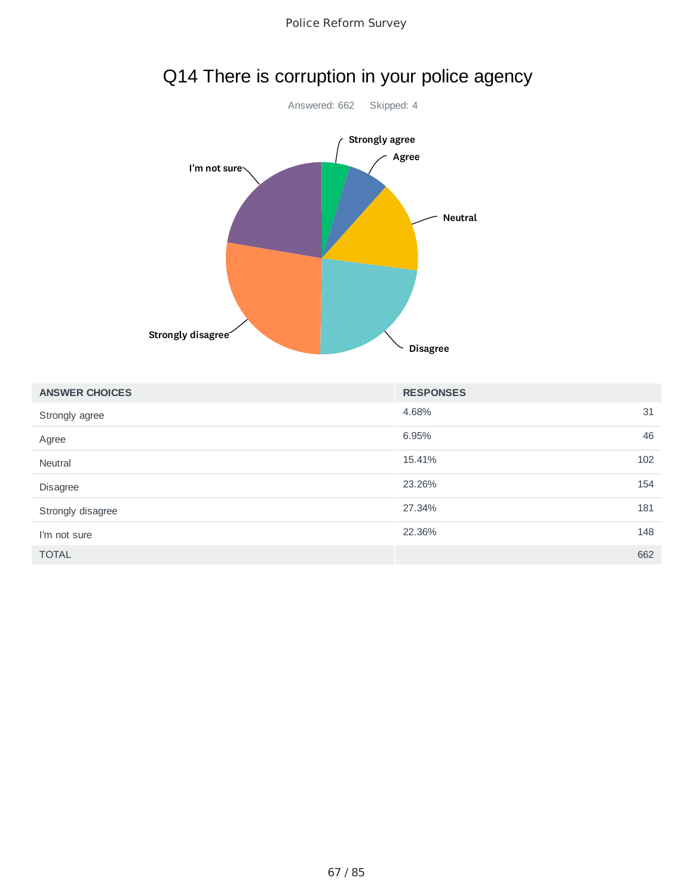# Q14 There is corruption in your police agency

Answered: 662 Skipped: 4

| ANSWER CHOICES | RESPONSES | |
|---|---|---|
| Strongly agree | 4.68% | 31 |
| Agree | 6.95% | 46 |
| Neutral | 15.41% | 102 |
| Disagree | 23.26% | 154 |
| Strongly disagree | 27.34% | 181 |
| I'm not sure | 22.36% | 148 |
| TOTAL | | 662 |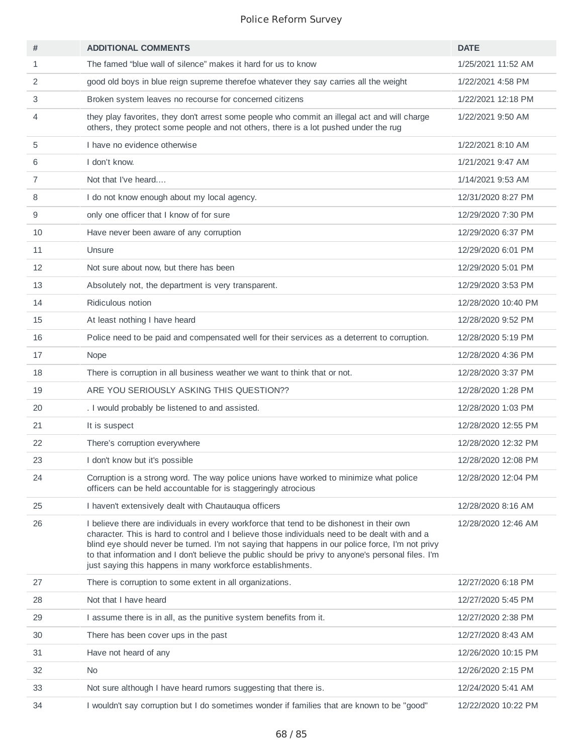| # | ADDITIONAL COMMENTS | DATE |
|---|---|---|
| 1 | The famed “blue wall of silence” makes it hard for us to know | 1/25/2021 11:52 AM |
| 2 | good old boys in blue reign supreme therefoe whatever they say carries all the weight | 1/22/2021 4:58 PM |
| 3 | Broken system leaves no recourse for concerned citizens | 1/22/2021 12:18 PM |
| 4 | they play favorites, they don't arrest some people who commit an illegal act and will charge others, they protect some people and not others, there is a lot pushed under the rug | 1/22/2021 9:50 AM |
| 5 | I have no evidence otherwise | 1/22/2021 8:10 AM |
| 6 | I don't know. | 1/21/2021 9:47 AM |
| 7 | Not that I've heard.... | 1/14/2021 9:53 AM |
| 8 | I do not know enough about my local agency. | 12/31/2020 8:27 PM |
| 9 | only one officer that I know of for sure | 12/29/2020 7:30 PM |
| 10 | Have never been aware of any corruption | 12/29/2020 6:37 PM |
| 11 | Unsure | 12/29/2020 6:01 PM |
| 12 | Not sure about now, but there has been | 12/29/2020 5:01 PM |
| 13 | Absolutely not, the department is very transparent. | 12/29/2020 3:53 PM |
| 14 | Ridiculous notion | 12/28/2020 10:40 PM |
| 15 | At least nothing I have heard | 12/28/2020 9:52 PM |
| 16 | Police need to be paid and compensated well for their services as a deterrent to corruption. | 12/28/2020 5:19 PM |
| 17 | Nope | 12/28/2020 4:36 PM |
| 18 | There is corruption in all business weather we want to think that or not. | 12/28/2020 3:37 PM |
| 19 | ARE YOU SERIOUSLY ASKING THIS QUESTION?? | 12/28/2020 1:28 PM |
| 20 | . I would probably be listened to and assisted. | 12/28/2020 1:03 PM |
| 21 | It is suspect | 12/28/2020 12:55 PM |
| 22 | There's corruption everywhere | 12/28/2020 12:32 PM |
| 23 | I don't know but it's possible | 12/28/2020 12:08 PM |
| 24 | Corruption is a strong word. The way police unions have worked to minimize what police officers can be held accountable for is staggeringly atrocious | 12/28/2020 12:04 PM |
| 25 | I haven't extensively dealt with Chautauqua officers | 12/28/2020 8:16 AM |
| 26 | I believe there are individuals in every workforce that tend to be dishonest in their own character. This is hard to control and I believe those individuals need to be dealt with and a blind eye should never be turned. I'm not saying that happens in our police force, I'm not privy to that information and I don't believe the public should be privy to anyone's personal files. I'm just saying this happens in many workforce establishments. | 12/28/2020 12:46 AM |
| 27 | There is corruption to some extent in all organizations. | 12/27/2020 6:18 PM |
| 28 | Not that I have heard | 12/27/2020 5:45 PM |
| 29 | I assume there is in all, as the punitive system benefits from it. | 12/27/2020 2:38 PM |
| 30 | There has been cover ups in the past | 12/27/2020 8:43 AM |
| 31 | Have not heard of any | 12/26/2020 10:15 PM |
| 32 | No | 12/26/2020 2:15 PM |
| 33 | Not sure although I have heard rumors suggesting that there is. | 12/24/2020 5:41 AM |
| 34 | I wouldn't say corruption but I do sometimes wonder if families that are known to be "good" | 12/22/2020 10:22 PM |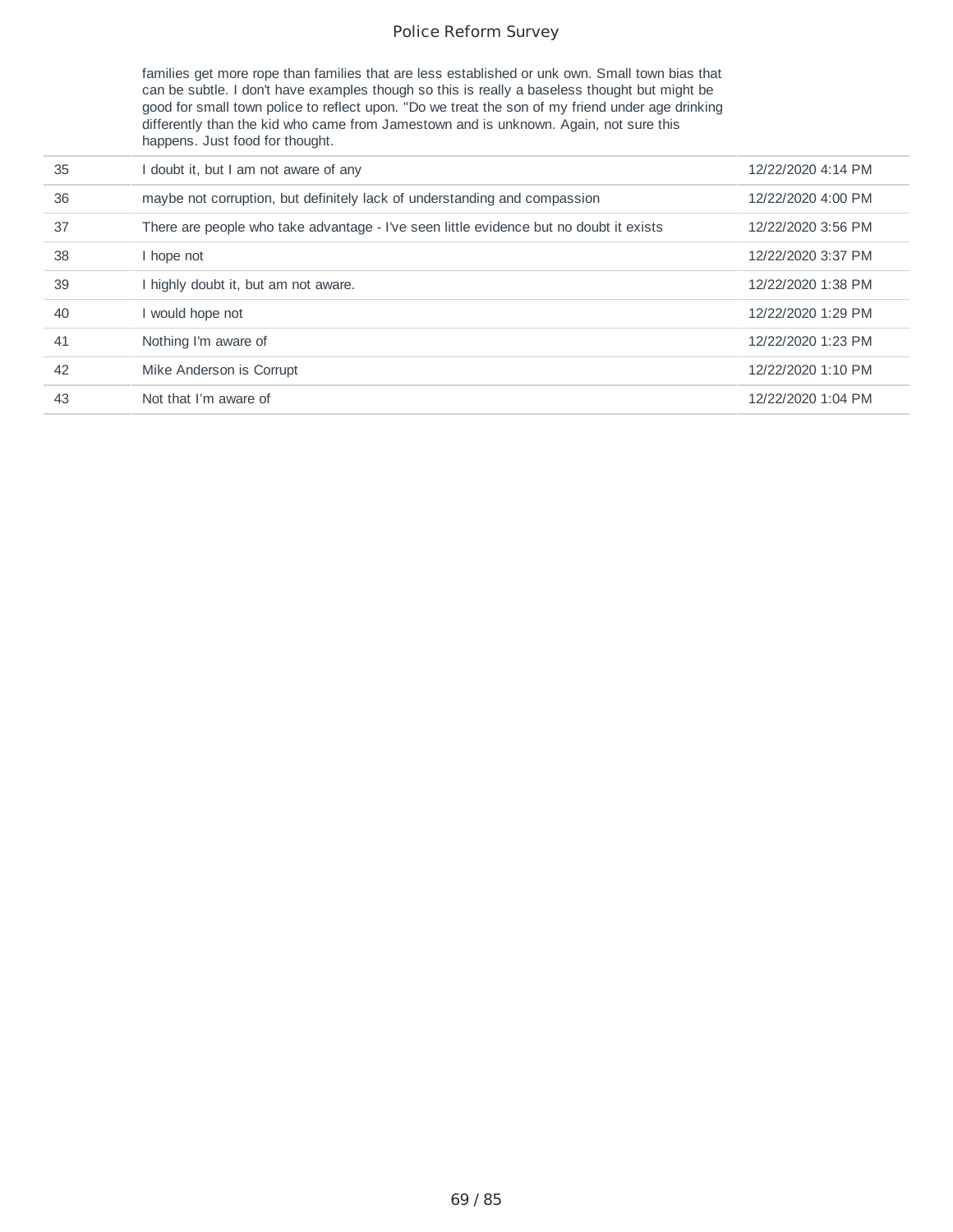| | | |
|---|---|---|
| | families get more rope than families that are less established or unk own. Small town bias that can be subtle. I don't have examples though so this is really a baseless thought but might be good for small town police to reflect upon. "Do we treat the son of my friend under age drinking differently than the kid who came from Jamestown and is unknown. Again, not sure this happens. Just food for thought. | |
| 35 | I doubt it, but I am not aware of any | 12/22/2020 4:14 PM |
| 36 | maybe not corruption, but definitely lack of understanding and compassion | 12/22/2020 4:00 PM |
| 37 | There are people who take advantage - I've seen little evidence but no doubt it exists | 12/22/2020 3:56 PM |
| 38 | I hope not | 12/22/2020 3:37 PM |
| 39 | I highly doubt it, but am not aware. | 12/22/2020 1:38 PM |
| 40 | I would hope not | 12/22/2020 1:29 PM |
| 41 | Nothing I'm aware of | 12/22/2020 1:23 PM |
| 42 | Mike Anderson is Corrupt | 12/22/2020 1:10 PM |
| 43 | Not that I'm aware of | 12/22/2020 1:04 PM |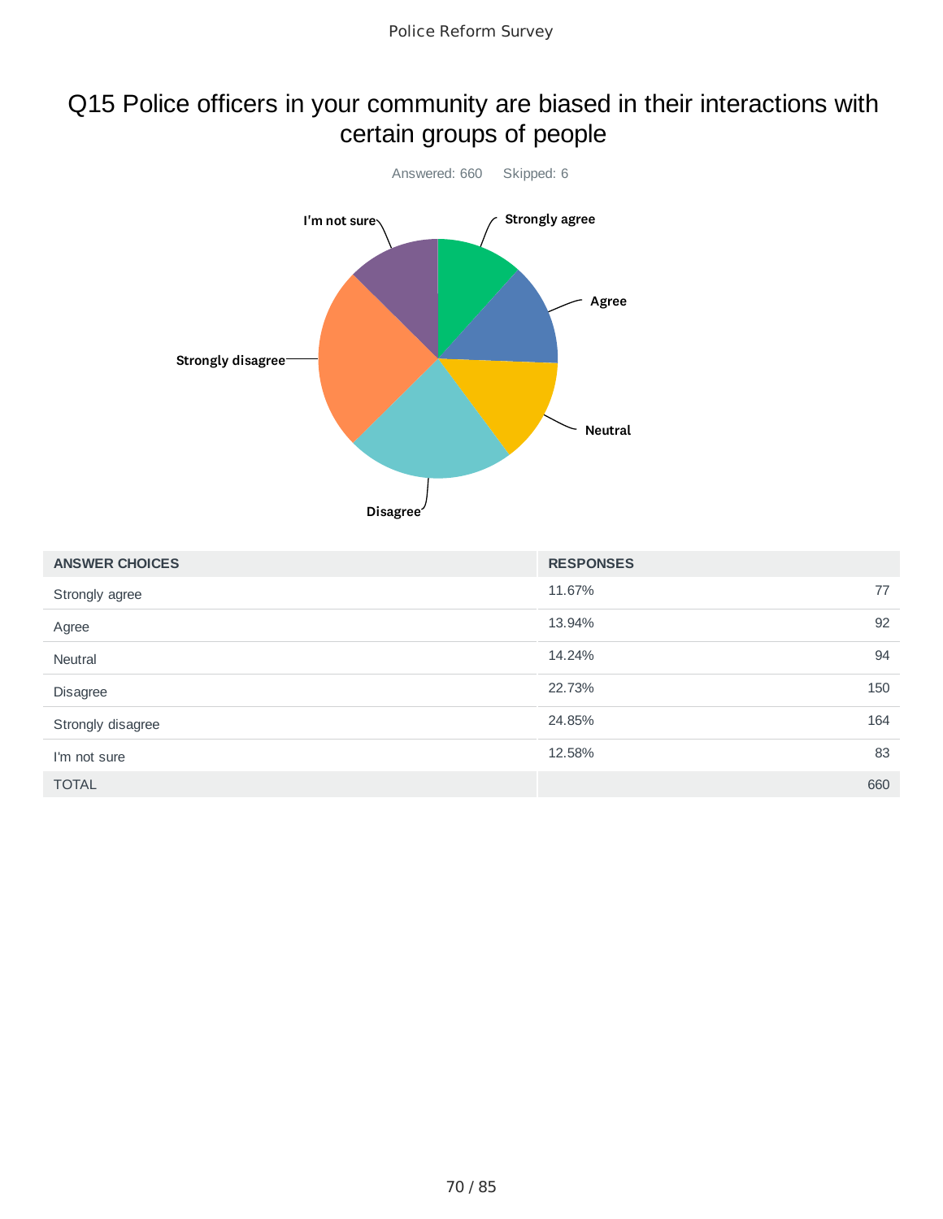# Q15 Police officers in your community are biased in their interactions with certain groups of people

Answered: 660 Skipped: 6

| ANSWER CHOICES | RESPONSES | |
|---|---|---|
| Strongly agree | 11.67% | 77 |
| Agree | 13.94% | 92 |
| Neutral | 14.24% | 94 |
| Disagree | 22.73% | 150 |
| Strongly disagree | 24.85% | 164 |
| I'm not sure | 12.58% | 83 |
| TOTAL | | 660 |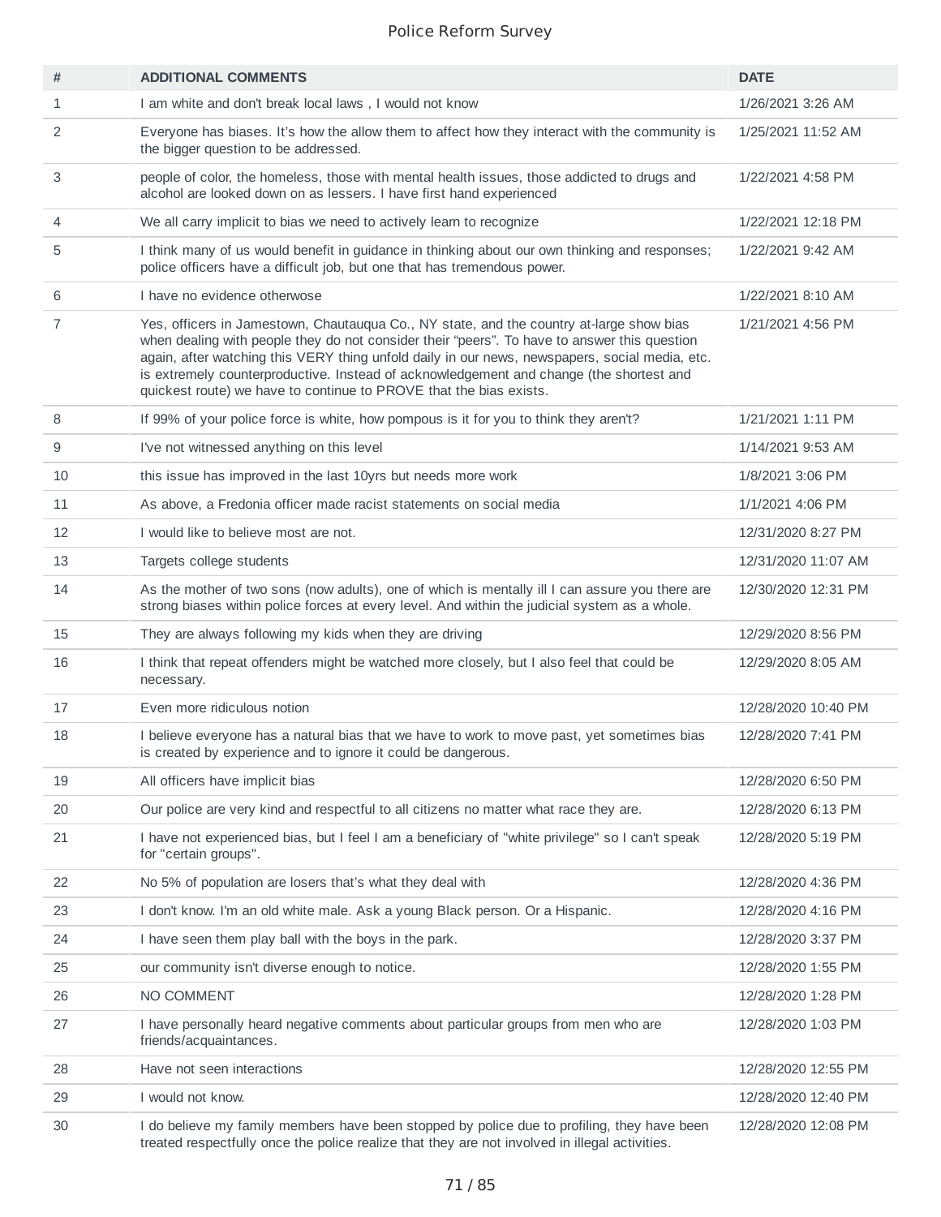| # | ADDITIONAL COMMENTS | DATE |
|---|---|---|
| 1 | I am white and don't break local laws , I would not know | 1/26/2021 3:26 AM |
| 2 | Everyone has biases. It's how the allow them to affect how they interact with the community is the bigger question to be addressed. | 1/25/2021 11:52 AM |
| 3 | people of color, the homeless, those with mental health issues, those addicted to drugs and alcohol are looked down on as lessers. I have first hand experienced | 1/22/2021 4:58 PM |
| 4 | We all carry implicit to bias we need to actively learn to recognize | 1/22/2021 12:18 PM |
| 5 | I think many of us would benefit in guidance in thinking about our own thinking and responses; police officers have a difficult job, but one that has tremendous power. | 1/22/2021 9:42 AM |
| 6 | I have no evidence otherwose | 1/22/2021 8:10 AM |
| 7 | Yes, officers in Jamestown, Chautauqua Co., NY state, and the country at-large show bias when dealing with people they do not consider their "peers". To have to answer this question again, after watching this VERY thing unfold daily in our news, newspapers, social media, etc. is extremely counterproductive. Instead of acknowledgement and change (the shortest and quickest route) we have to continue to PROVE that the bias exists. | 1/21/2021 4:56 PM |
| 8 | If 99% of your police force is white, how pompous is it for you to think they aren't? | 1/21/2021 1:11 PM |
| 9 | I've not witnessed anything on this level | 1/14/2021 9:53 AM |
| 10 | this issue has improved in the last 10yrs but needs more work | 1/8/2021 3:06 PM |
| 11 | As above, a Fredonia officer made racist statements on social media | 1/1/2021 4:06 PM |
| 12 | I would like to believe most are not. | 12/31/2020 8:27 PM |
| 13 | Targets college students | 12/31/2020 11:07 AM |
| 14 | As the mother of two sons (now adults), one of which is mentally ill I can assure you there are strong biases within police forces at every level. And within the judicial system as a whole. | 12/30/2020 12:31 PM |
| 15 | They are always following my kids when they are driving | 12/29/2020 8:56 PM |
| 16 | I think that repeat offenders might be watched more closely, but I also feel that could be necessary. | 12/29/2020 8:05 AM |
| 17 | Even more ridiculous notion | 12/28/2020 10:40 PM |
| 18 | I believe everyone has a natural bias that we have to work to move past, yet sometimes bias is created by experience and to ignore it could be dangerous. | 12/28/2020 7:41 PM |
| 19 | All officers have implicit bias | 12/28/2020 6:50 PM |
| 20 | Our police are very kind and respectful to all citizens no matter what race they are. | 12/28/2020 6:13 PM |
| 21 | I have not experienced bias, but I feel I am a beneficiary of "white privilege" so I can't speak for "certain groups". | 12/28/2020 5:19 PM |
| 22 | No 5% of population are losers that's what they deal with | 12/28/2020 4:36 PM |
| 23 | I don't know. I'm an old white male. Ask a young Black person. Or a Hispanic. | 12/28/2020 4:16 PM |
| 24 | I have seen them play ball with the boys in the park. | 12/28/2020 3:37 PM |
| 25 | our community isn't diverse enough to notice. | 12/28/2020 1:55 PM |
| 26 | NO COMMENT | 12/28/2020 1:28 PM |
| 27 | I have personally heard negative comments about particular groups from men who are friends/acquaintances. | 12/28/2020 1:03 PM |
| 28 | Have not seen interactions | 12/28/2020 12:55 PM |
| 29 | I would not know. | 12/28/2020 12:40 PM |
| 30 | I do believe my family members have been stopped by police due to profiling, they have been treated respectfully once the police realize that they are not involved in illegal activities. | 12/28/2020 12:08 PM |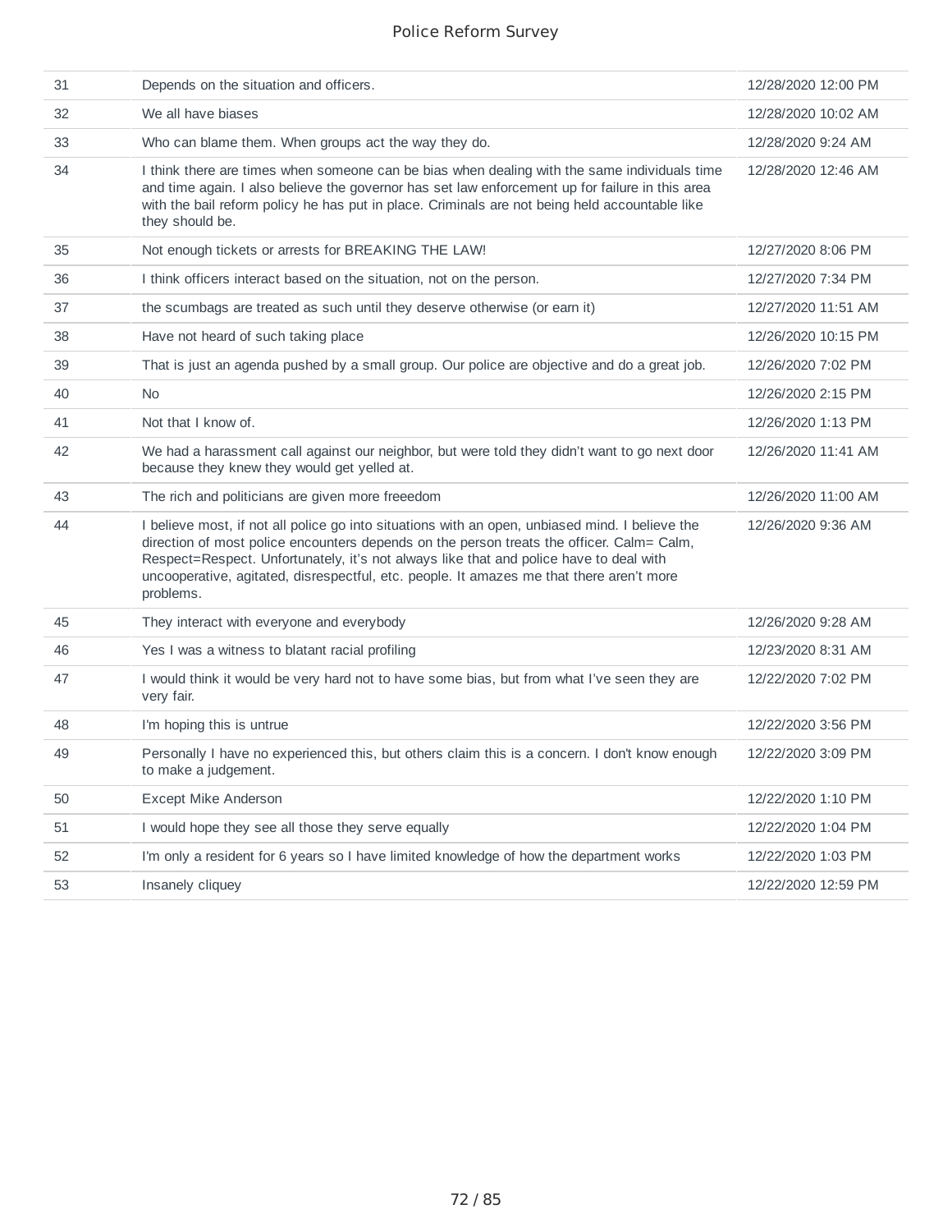| | | |
|---|---|---|
| 31 | Depends on the situation and officers. | 12/28/2020 12:00 PM |
| 32 | We all have biases | 12/28/2020 10:02 AM |
| 33 | Who can blame them. When groups act the way they do. | 12/28/2020 9:24 AM |
| 34 | I think there are times when someone can be bias when dealing with the same individuals time and time again. I also believe the governor has set law enforcement up for failure in this area with the bail reform policy he has put in place. Criminals are not being held accountable like they should be. | 12/28/2020 12:46 AM |
| 35 | Not enough tickets or arrests for BREAKING THE LAW! | 12/27/2020 8:06 PM |
| 36 | I think officers interact based on the situation, not on the person. | 12/27/2020 7:34 PM |
| 37 | the scumbags are treated as such until they deserve otherwise (or earn it) | 12/27/2020 11:51 AM |
| 38 | Have not heard of such taking place | 12/26/2020 10:15 PM |
| 39 | That is just an agenda pushed by a small group. Our police are objective and do a great job. | 12/26/2020 7:02 PM |
| 40 | No | 12/26/2020 2:15 PM |
| 41 | Not that I know of. | 12/26/2020 1:13 PM |
| 42 | We had a harassment call against our neighbor, but were told they didn't want to go next door because they knew they would get yelled at. | 12/26/2020 11:41 AM |
| 43 | The rich and politicians are given more freeedom | 12/26/2020 11:00 AM |
| 44 | I believe most, if not all police go into situations with an open, unbiased mind. I believe the direction of most police encounters depends on the person treats the officer. Calm= Calm, Respect=Respect. Unfortunately, it's not always like that and police have to deal with uncooperative, agitated, disrespectful, etc. people. It amazes me that there aren't more problems. | 12/26/2020 9:36 AM |
| 45 | They interact with everyone and everybody | 12/26/2020 9:28 AM |
| 46 | Yes I was a witness to blatant racial profiling | 12/23/2020 8:31 AM |
| 47 | I would think it would be very hard not to have some bias, but from what I've seen they are very fair. | 12/22/2020 7:02 PM |
| 48 | I'm hoping this is untrue | 12/22/2020 3:56 PM |
| 49 | Personally I have no experienced this, but others claim this is a concern. I don't know enough to make a judgement. | 12/22/2020 3:09 PM |
| 50 | Except Mike Anderson | 12/22/2020 1:10 PM |
| 51 | I would hope they see all those they serve equally | 12/22/2020 1:04 PM |
| 52 | I'm only a resident for 6 years so I have limited knowledge of how the department works | 12/22/2020 1:03 PM |
| 53 | Insanely cliquey | 12/22/2020 12:59 PM |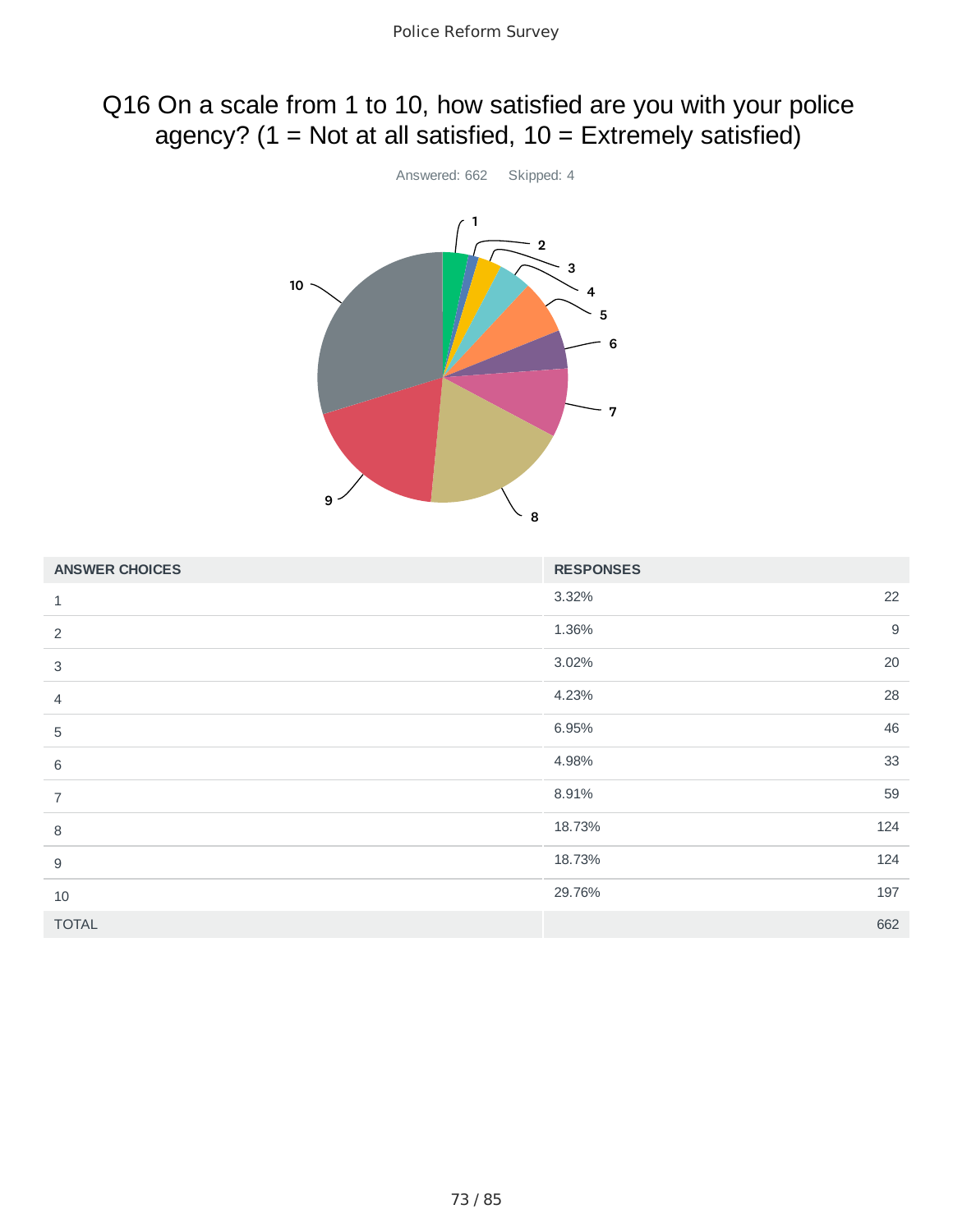# Q16 On a scale from 1 to 10, how satisfied are you with your police agency? (1 = Not at all satisfied, 10 = Extremely satisfied)

Answered: 662    Skipped: 4

| ANSWER CHOICES | RESPONSES | |
|---|---|---|
| 1 | 3.32% | 22 |
| 2 | 1.36% | 9 |
| 3 | 3.02% | 20 |
| 4 | 4.23% | 28 |
| 5 | 6.95% | 46 |
| 6 | 4.98% | 33 |
| 7 | 8.91% | 59 |
| 8 | 18.73% | 124 |
| 9 | 18.73% | 124 |
| 10 | 29.76% | 197 |
| TOTAL | | 662 |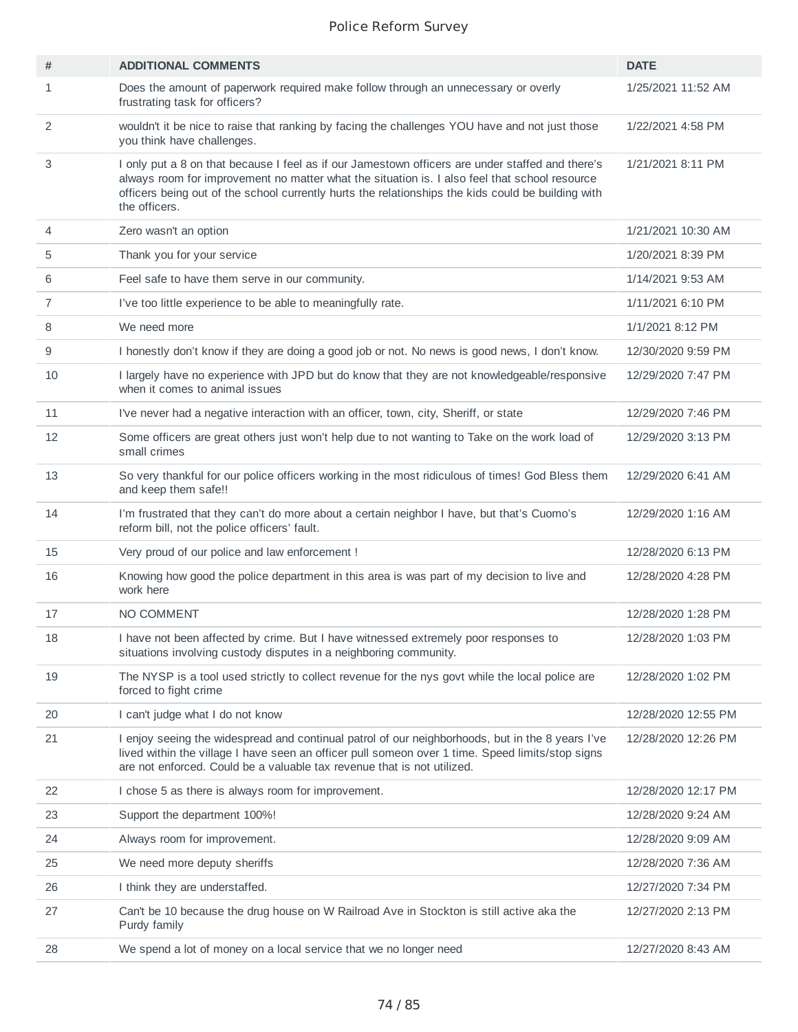# Police Reform Survey

| # | ADDITIONAL COMMENTS | DATE |
|---|---|---|
| 1 | Does the amount of paperwork required make follow through an unnecessary or overly frustrating task for officers? | 1/25/2021 11:52 AM |
| 2 | wouldn't it be nice to raise that ranking by facing the challenges YOU have and not just those you think have challenges. | 1/22/2021 4:58 PM |
| 3 | I only put a 8 on that because I feel as if our Jamestown officers are under staffed and there's always room for improvement no matter what the situation is. I also feel that school resource officers being out of the school currently hurts the relationships the kids could be building with the officers. | 1/21/2021 8:11 PM |
| 4 | Zero wasn't an option | 1/21/2021 10:30 AM |
| 5 | Thank you for your service | 1/20/2021 8:39 PM |
| 6 | Feel safe to have them serve in our community. | 1/14/2021 9:53 AM |
| 7 | I've too little experience to be able to meaningfully rate. | 1/11/2021 6:10 PM |
| 8 | We need more | 1/1/2021 8:12 PM |
| 9 | I honestly don't know if they are doing a good job or not. No news is good news, I don't know. | 12/30/2020 9:59 PM |
| 10 | I largely have no experience with JPD but do know that they are not knowledgeable/responsive when it comes to animal issues | 12/29/2020 7:47 PM |
| 11 | I've never had a negative interaction with an officer, town, city, Sheriff, or state | 12/29/2020 7:46 PM |
| 12 | Some officers are great others just won't help due to not wanting to Take on the work load of small crimes | 12/29/2020 3:13 PM |
| 13 | So very thankful for our police officers working in the most ridiculous of times! God Bless them and keep them safe!! | 12/29/2020 6:41 AM |
| 14 | I'm frustrated that they can't do more about a certain neighbor I have, but that's Cuomo's reform bill, not the police officers' fault. | 12/29/2020 1:16 AM |
| 15 | Very proud of our police and law enforcement ! | 12/28/2020 6:13 PM |
| 16 | Knowing how good the police department in this area is was part of my decision to live and work here | 12/28/2020 4:28 PM |
| 17 | NO COMMENT | 12/28/2020 1:28 PM |
| 18 | I have not been affected by crime. But I have witnessed extremely poor responses to situations involving custody disputes in a neighboring community. | 12/28/2020 1:03 PM |
| 19 | The NYSP is a tool used strictly to collect revenue for the nys govt while the local police are forced to fight crime | 12/28/2020 1:02 PM |
| 20 | I can't judge what I do not know | 12/28/2020 12:55 PM |
| 21 | I enjoy seeing the widespread and continual patrol of our neighborhoods, but in the 8 years I've lived within the village I have seen an officer pull someon over 1 time. Speed limits/stop signs are not enforced. Could be a valuable tax revenue that is not utilized. | 12/28/2020 12:26 PM |
| 22 | I chose 5 as there is always room for improvement. | 12/28/2020 12:17 PM |
| 23 | Support the department 100%! | 12/28/2020 9:24 AM |
| 24 | Always room for improvement. | 12/28/2020 9:09 AM |
| 25 | We need more deputy sheriffs | 12/28/2020 7:36 AM |
| 26 | I think they are understaffed. | 12/27/2020 7:34 PM |
| 27 | Can't be 10 because the drug house on W Railroad Ave in Stockton is still active aka the Purdy family | 12/27/2020 2:13 PM |
| 28 | We spend a lot of money on a local service that we no longer need | 12/27/2020 8:43 AM |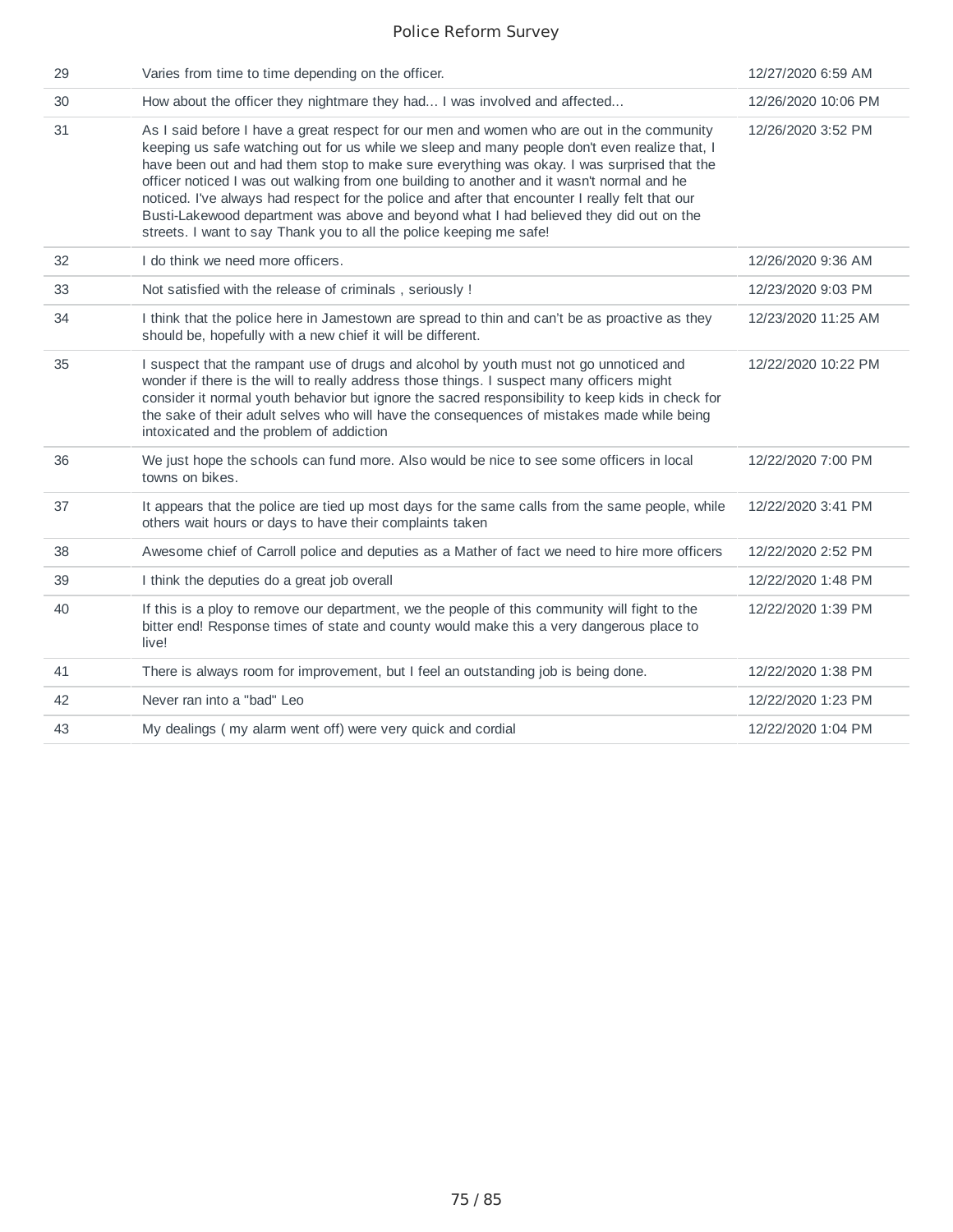| | | |
|---|---|---|
| 29 | Varies from time to time depending on the officer. | 12/27/2020 6:59 AM |
| 30 | How about the officer they nightmare they had... I was involved and affected... | 12/26/2020 10:06 PM |
| 31 | As I said before I have a great respect for our men and women who are out in the community keeping us safe watching out for us while we sleep and many people don't even realize that, I have been out and had them stop to make sure everything was okay. I was surprised that the officer noticed I was out walking from one building to another and it wasn't normal and he noticed. I've always had respect for the police and after that encounter I really felt that our Busti-Lakewood department was above and beyond what I had believed they did out on the streets. I want to say Thank you to all the police keeping me safe! | 12/26/2020 3:52 PM |
| 32 | I do think we need more officers. | 12/26/2020 9:36 AM |
| 33 | Not satisfied with the release of criminals , seriously ! | 12/23/2020 9:03 PM |
| 34 | I think that the police here in Jamestown are spread to thin and can't be as proactive as they should be, hopefully with a new chief it will be different. | 12/23/2020 11:25 AM |
| 35 | I suspect that the rampant use of drugs and alcohol by youth must not go unnoticed and wonder if there is the will to really address those things. I suspect many officers might consider it normal youth behavior but ignore the sacred responsibility to keep kids in check for the sake of their adult selves who will have the consequences of mistakes made while being intoxicated and the problem of addiction | 12/22/2020 10:22 PM |
| 36 | We just hope the schools can fund more. Also would be nice to see some officers in local towns on bikes. | 12/22/2020 7:00 PM |
| 37 | It appears that the police are tied up most days for the same calls from the same people, while others wait hours or days to have their complaints taken | 12/22/2020 3:41 PM |
| 38 | Awesome chief of Carroll police and deputies as a Mather of fact we need to hire more officers | 12/22/2020 2:52 PM |
| 39 | I think the deputies do a great job overall | 12/22/2020 1:48 PM |
| 40 | If this is a ploy to remove our department, we the people of this community will fight to the bitter end! Response times of state and county would make this a very dangerous place to live! | 12/22/2020 1:39 PM |
| 41 | There is always room for improvement, but I feel an outstanding job is being done. | 12/22/2020 1:38 PM |
| 42 | Never ran into a "bad" Leo | 12/22/2020 1:23 PM |
| 43 | My dealings ( my alarm went off) were very quick and cordial | 12/22/2020 1:04 PM |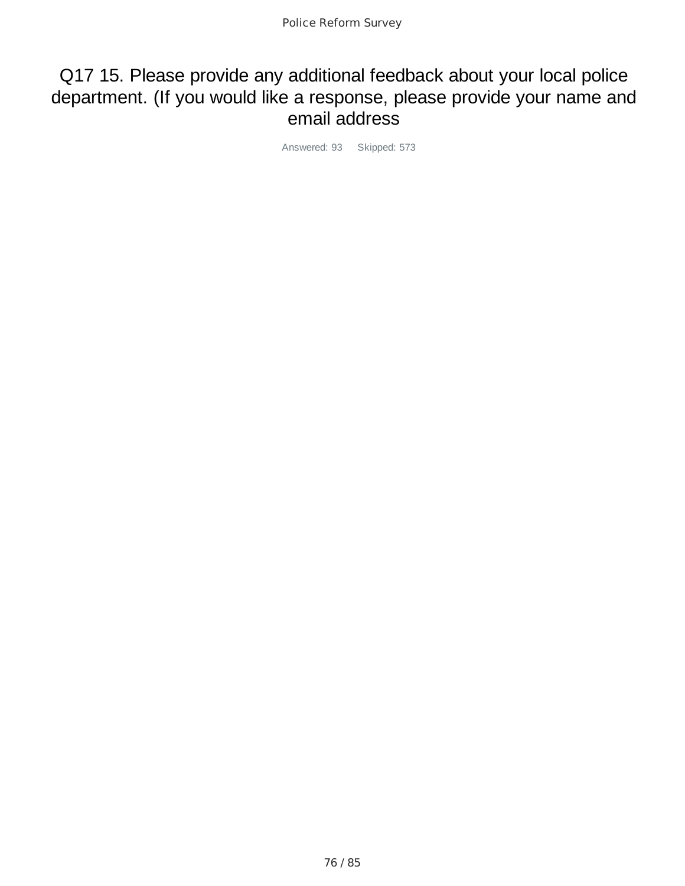# Q17 15. Please provide any additional feedback about your local police department. (If you would like a response, please provide your name and email address

Answered: 93 Skipped: 573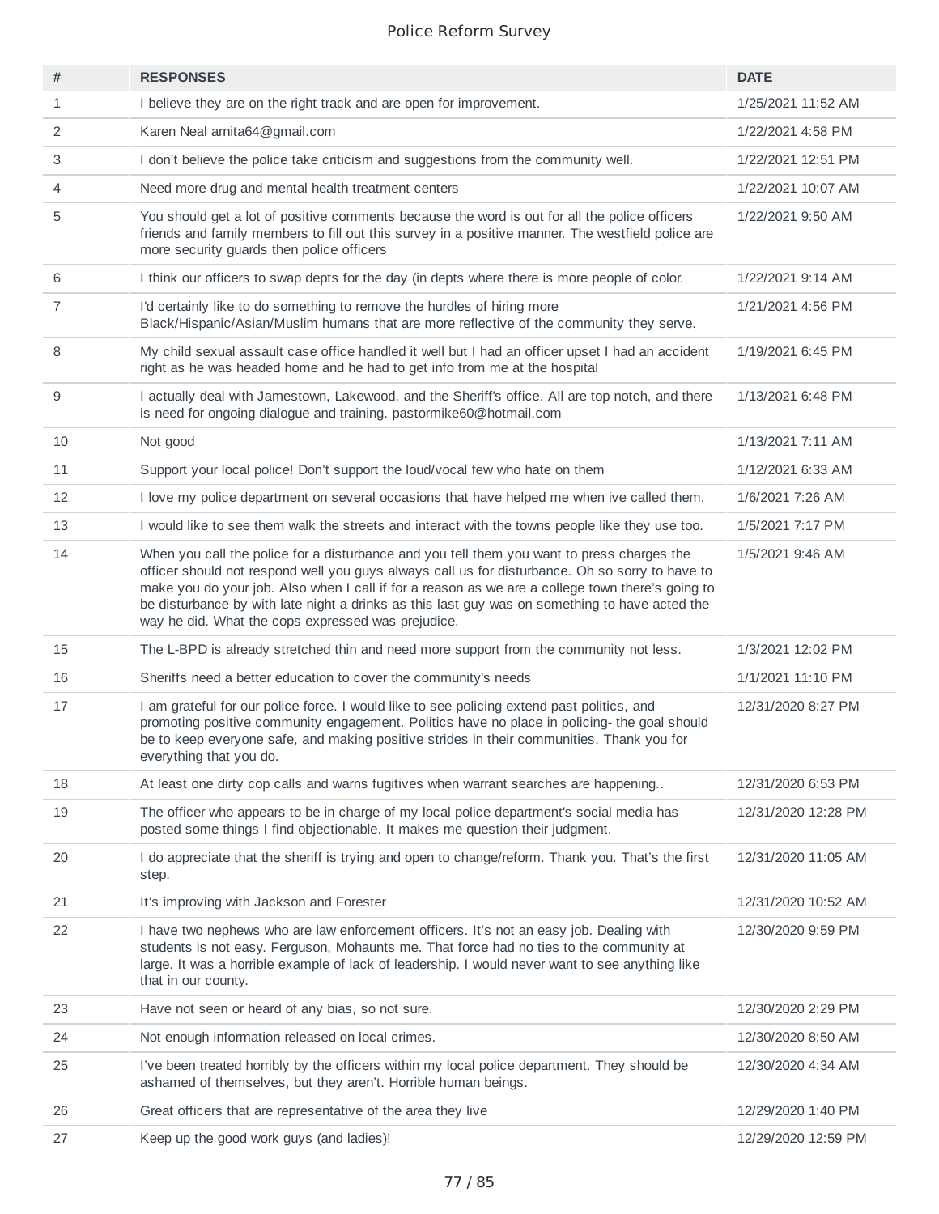Police Reform Survey

| # | RESPONSES | DATE |
|---|---|---|
| 1 | I believe they are on the right track and are open for improvement. | 1/25/2021 11:52 AM |
| 2 | Karen Neal arnita64@gmail.com | 1/22/2021 4:58 PM |
| 3 | I don't believe the police take criticism and suggestions from the community well. | 1/22/2021 12:51 PM |
| 4 | Need more drug and mental health treatment centers | 1/22/2021 10:07 AM |
| 5 | You should get a lot of positive comments because the word is out for all the police officers friends and family members to fill out this survey in a positive manner. The westfield police are more security guards then police officers | 1/22/2021 9:50 AM |
| 6 | I think our officers to swap depts for the day (in depts where there is more people of color. | 1/22/2021 9:14 AM |
| 7 | I'd certainly like to do something to remove the hurdles of hiring more Black/Hispanic/Asian/Muslim humans that are more reflective of the community they serve. | 1/21/2021 4:56 PM |
| 8 | My child sexual assault case office handled it well but I had an officer upset I had an accident right as he was headed home and he had to get info from me at the hospital | 1/19/2021 6:45 PM |
| 9 | I actually deal with Jamestown, Lakewood, and the Sheriff's office. All are top notch, and there is need for ongoing dialogue and training. pastormike60@hotmail.com | 1/13/2021 6:48 PM |
| 10 | Not good | 1/13/2021 7:11 AM |
| 11 | Support your local police! Don't support the loud/vocal few who hate on them | 1/12/2021 6:33 AM |
| 12 | I love my police department on several occasions that have helped me when ive called them. | 1/6/2021 7:26 AM |
| 13 | I would like to see them walk the streets and interact with the towns people like they use too. | 1/5/2021 7:17 PM |
| 14 | When you call the police for a disturbance and you tell them you want to press charges the officer should not respond well you guys always call us for disturbance. Oh so sorry to have to make you do your job. Also when I call if for a reason as we are a college town there's going to be disturbance by with late night a drinks as this last guy was on something to have acted the way he did. What the cops expressed was prejudice. | 1/5/2021 9:46 AM |
| 15 | The L-BPD is already stretched thin and need more support from the community not less. | 1/3/2021 12:02 PM |
| 16 | Sheriffs need a better education to cover the community's needs | 1/1/2021 11:10 PM |
| 17 | I am grateful for our police force. I would like to see policing extend past politics, and promoting positive community engagement. Politics have no place in policing- the goal should be to keep everyone safe, and making positive strides in their communities. Thank you for everything that you do. | 12/31/2020 8:27 PM |
| 18 | At least one dirty cop calls and warns fugitives when warrant searches are happening.. | 12/31/2020 6:53 PM |
| 19 | The officer who appears to be in charge of my local police department's social media has posted some things I find objectionable. It makes me question their judgment. | 12/31/2020 12:28 PM |
| 20 | I do appreciate that the sheriff is trying and open to change/reform. Thank you. That's the first step. | 12/31/2020 11:05 AM |
| 21 | It's improving with Jackson and Forester | 12/31/2020 10:52 AM |
| 22 | I have two nephews who are law enforcement officers. It's not an easy job. Dealing with students is not easy. Ferguson, Mohaunts me. That force had no ties to the community at large. It was a horrible example of lack of leadership. I would never want to see anything like that in our county. | 12/30/2020 9:59 PM |
| 23 | Have not seen or heard of any bias, so not sure. | 12/30/2020 2:29 PM |
| 24 | Not enough information released on local crimes. | 12/30/2020 8:50 AM |
| 25 | I've been treated horribly by the officers within my local police department. They should be ashamed of themselves, but they aren't. Horrible human beings. | 12/30/2020 4:34 AM |
| 26 | Great officers that are representative of the area they live | 12/29/2020 1:40 PM |
| 27 | Keep up the good work guys (and ladies)! | 12/29/2020 12:59 PM |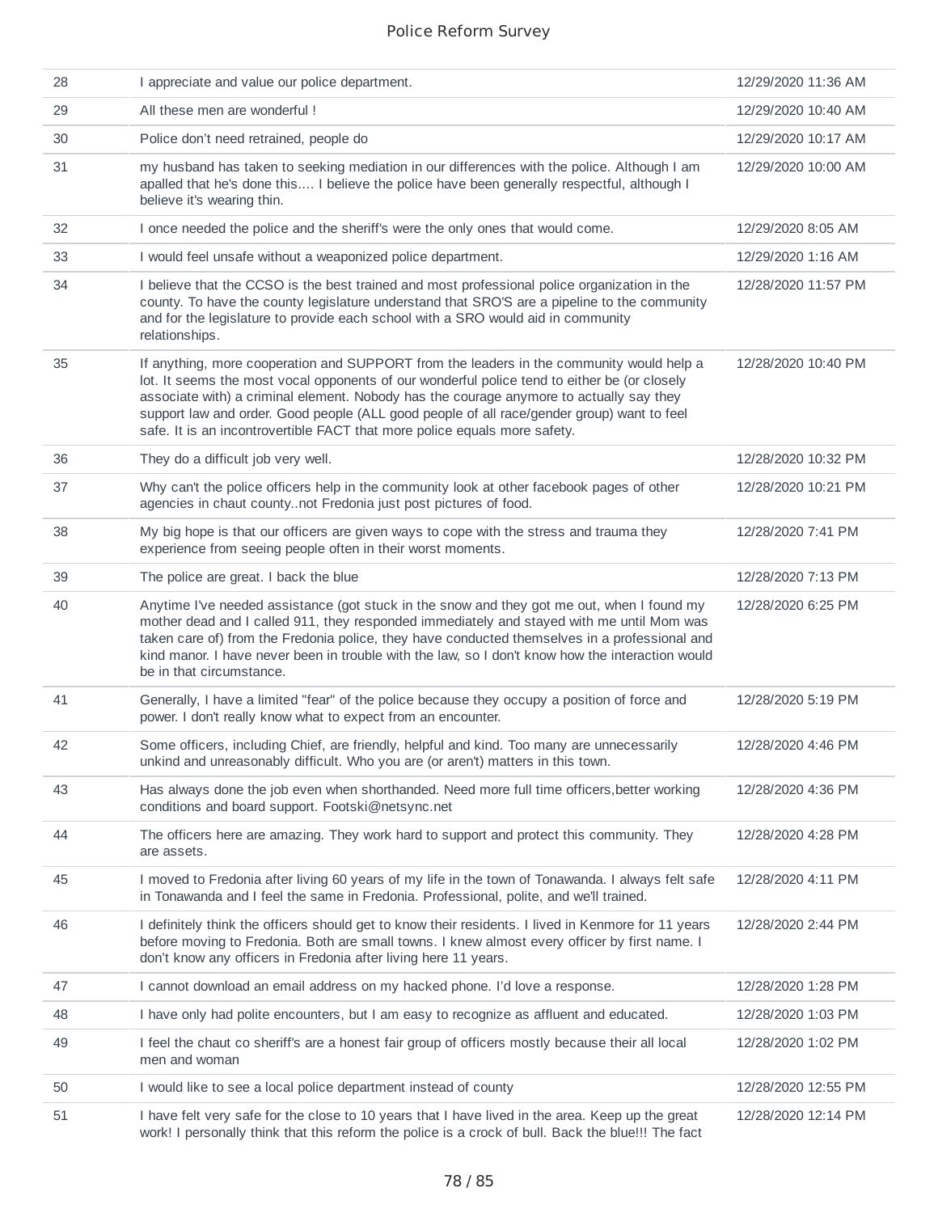| | | |
|---|---|---|
| 28 | I appreciate and value our police department. | 12/29/2020 11:36 AM |
| 29 | All these men are wonderful ! | 12/29/2020 10:40 AM |
| 30 | Police don't need retrained, people do | 12/29/2020 10:17 AM |
| 31 | my husband has taken to seeking mediation in our differences with the police. Although I am apalled that he's done this.... I believe the police have been generally respectful, although I believe it's wearing thin. | 12/29/2020 10:00 AM |
| 32 | I once needed the police and the sheriff's were the only ones that would come. | 12/29/2020 8:05 AM |
| 33 | I would feel unsafe without a weaponized police department. | 12/29/2020 1:16 AM |
| 34 | I believe that the CCSO is the best trained and most professional police organization in the county. To have the county legislature understand that SRO'S are a pipeline to the community and for the legislature to provide each school with a SRO would aid in community relationships. | 12/28/2020 11:57 PM |
| 35 | If anything, more cooperation and SUPPORT from the leaders in the community would help a lot. It seems the most vocal opponents of our wonderful police tend to either be (or closely associate with) a criminal element. Nobody has the courage anymore to actually say they support law and order. Good people (ALL good people of all race/gender group) want to feel safe. It is an incontrovertible FACT that more police equals more safety. | 12/28/2020 10:40 PM |
| 36 | They do a difficult job very well. | 12/28/2020 10:32 PM |
| 37 | Why can't the police officers help in the community look at other facebook pages of other agencies in chaut county..not Fredonia just post pictures of food. | 12/28/2020 10:21 PM |
| 38 | My big hope is that our officers are given ways to cope with the stress and trauma they experience from seeing people often in their worst moments. | 12/28/2020 7:41 PM |
| 39 | The police are great. I back the blue | 12/28/2020 7:13 PM |
| 40 | Anytime I've needed assistance (got stuck in the snow and they got me out, when I found my mother dead and I called 911, they responded immediately and stayed with me until Mom was taken care of) from the Fredonia police, they have conducted themselves in a professional and kind manor. I have never been in trouble with the law, so I don't know how the interaction would be in that circumstance. | 12/28/2020 6:25 PM |
| 41 | Generally, I have a limited "fear" of the police because they occupy a position of force and power. I don't really know what to expect from an encounter. | 12/28/2020 5:19 PM |
| 42 | Some officers, including Chief, are friendly, helpful and kind. Too many are unnecessarily unkind and unreasonably difficult. Who you are (or aren't) matters in this town. | 12/28/2020 4:46 PM |
| 43 | Has always done the job even when shorthanded. Need more full time officers,better working conditions and board support. Footski@netsync.net | 12/28/2020 4:36 PM |
| 44 | The officers here are amazing. They work hard to support and protect this community. They are assets. | 12/28/2020 4:28 PM |
| 45 | I moved to Fredonia after living 60 years of my life in the town of Tonawanda. I always felt safe in Tonawanda and I feel the same in Fredonia. Professional, polite, and we'll trained. | 12/28/2020 4:11 PM |
| 46 | I definitely think the officers should get to know their residents. I lived in Kenmore for 11 years before moving to Fredonia. Both are small towns. I knew almost every officer by first name. I don't know any officers in Fredonia after living here 11 years. | 12/28/2020 2:44 PM |
| 47 | I cannot download an email address on my hacked phone. I'd love a response. | 12/28/2020 1:28 PM |
| 48 | I have only had polite encounters, but I am easy to recognize as affluent and educated. | 12/28/2020 1:03 PM |
| 49 | I feel the chaut co sheriff's are a honest fair group of officers mostly because their all local men and woman | 12/28/2020 1:02 PM |
| 50 | I would like to see a local police department instead of county | 12/28/2020 12:55 PM |
| 51 | I have felt very safe for the close to 10 years that I have lived in the area. Keep up the great work! I personally think that this reform the police is a crock of bull. Back the blue!!! The fact | 12/28/2020 12:14 PM |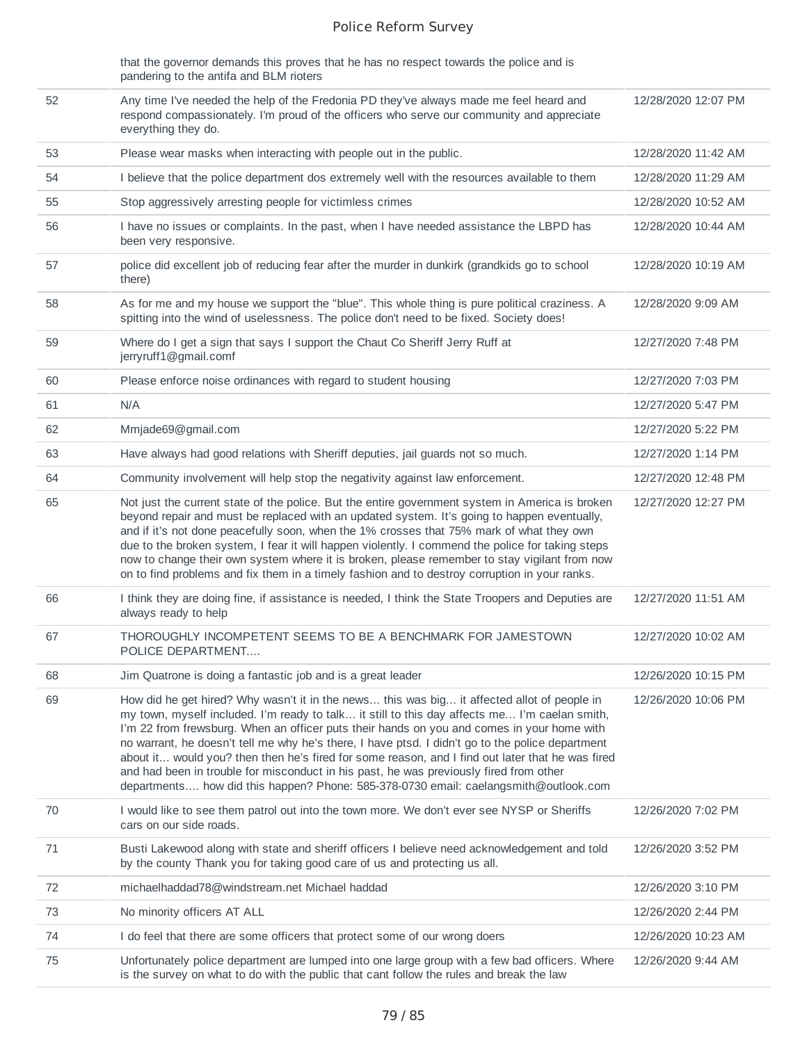| | | |
|---|---|---|
| | that the governor demands this proves that he has no respect towards the police and is pandering to the antifa and BLM rioters | |
| 52 | Any time I've needed the help of the Fredonia PD they've always made me feel heard and respond compassionately. I'm proud of the officers who serve our community and appreciate everything they do. | 12/28/2020 12:07 PM |
| 53 | Please wear masks when interacting with people out in the public. | 12/28/2020 11:42 AM |
| 54 | I believe that the police department dos extremely well with the resources available to them | 12/28/2020 11:29 AM |
| 55 | Stop aggressively arresting people for victimless crimes | 12/28/2020 10:52 AM |
| 56 | I have no issues or complaints. In the past, when I have needed assistance the LBPD has been very responsive. | 12/28/2020 10:44 AM |
| 57 | police did excellent job of reducing fear after the murder in dunkirk (grandkids go to school there) | 12/28/2020 10:19 AM |
| 58 | As for me and my house we support the "blue". This whole thing is pure political craziness. A spitting into the wind of uselessness. The police don't need to be fixed. Society does! | 12/28/2020 9:09 AM |
| 59 | Where do I get a sign that says I support the Chaut Co Sheriff Jerry Ruff at jerryruff1@gmail.comf | 12/27/2020 7:48 PM |
| 60 | Please enforce noise ordinances with regard to student housing | 12/27/2020 7:03 PM |
| 61 | N/A | 12/27/2020 5:47 PM |
| 62 | Mmjade69@gmail.com | 12/27/2020 5:22 PM |
| 63 | Have always had good relations with Sheriff deputies, jail guards not so much. | 12/27/2020 1:14 PM |
| 64 | Community involvement will help stop the negativity against law enforcement. | 12/27/2020 12:48 PM |
| 65 | Not just the current state of the police. But the entire government system in America is broken beyond repair and must be replaced with an updated system. It's going to happen eventually, and if it's not done peacefully soon, when the 1% crosses that 75% mark of what they own due to the broken system, I fear it will happen violently. I commend the police for taking steps now to change their own system where it is broken, please remember to stay vigilant from now on to find problems and fix them in a timely fashion and to destroy corruption in your ranks. | 12/27/2020 12:27 PM |
| 66 | I think they are doing fine, if assistance is needed, I think the State Troopers and Deputies are always ready to help | 12/27/2020 11:51 AM |
| 67 | THOROUGHLY INCOMPETENT SEEMS TO BE A BENCHMARK FOR JAMESTOWN POLICE DEPARTMENT.... | 12/27/2020 10:02 AM |
| 68 | Jim Quatrone is doing a fantastic job and is a great leader | 12/26/2020 10:15 PM |
| 69 | How did he get hired? Why wasn't it in the news... this was big... it affected allot of people in my town, myself included. I'm ready to talk... it still to this day affects me... I'm caelan smith, I'm 22 from frewsburg. When an officer puts their hands on you and comes in your home with no warrant, he doesn't tell me why he's there, I have ptsd. I didn't go to the police department about it... would you? then then he's fired for some reason, and I find out later that he was fired and had been in trouble for misconduct in his past, he was previously fired from other departments.... how did this happen? Phone: 585-378-0730 email: caelangsmith@outlook.com | 12/26/2020 10:06 PM |
| 70 | I would like to see them patrol out into the town more. We don't ever see NYSP or Sheriffs cars on our side roads. | 12/26/2020 7:02 PM |
| 71 | Busti Lakewood along with state and sheriff officers I believe need acknowledgement and told by the county Thank you for taking good care of us and protecting us all. | 12/26/2020 3:52 PM |
| 72 | michaelhaddad78@windstream.net Michael haddad | 12/26/2020 3:10 PM |
| 73 | No minority officers AT ALL | 12/26/2020 2:44 PM |
| 74 | I do feel that there are some officers that protect some of our wrong doers | 12/26/2020 10:23 AM |
| 75 | Unfortunately police department are lumped into one large group with a few bad officers. Where is the survey on what to do with the public that cant follow the rules and break the law | 12/26/2020 9:44 AM |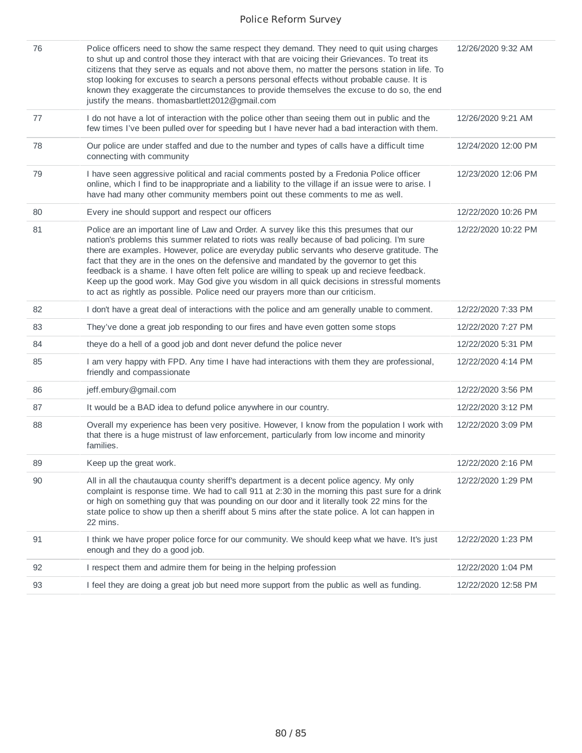| | | |
|---|---|---|
| 76 | Police officers need to show the same respect they demand. They need to quit using charges to shut up and control those they interact with that are voicing their Grievances. To treat its citizens that they serve as equals and not above them, no matter the persons station in life. To stop looking for excuses to search a persons personal effects without probable cause. It is known they exaggerate the circumstances to provide themselves the excuse to do so, the end justify the means. thomasbartlett2012@gmail.com | 12/26/2020 9:32 AM |
| 77 | I do not have a lot of interaction with the police other than seeing them out in public and the few times I've been pulled over for speeding but I have never had a bad interaction with them. | 12/26/2020 9:21 AM |
| 78 | Our police are under staffed and due to the number and types of calls have a difficult time connecting with community | 12/24/2020 12:00 PM |
| 79 | I have seen aggressive political and racial comments posted by a Fredonia Police officer online, which I find to be inappropriate and a liability to the village if an issue were to arise. I have had many other community members point out these comments to me as well. | 12/23/2020 12:06 PM |
| 80 | Every ine should support and respect our officers | 12/22/2020 10:26 PM |
| 81 | Police are an important line of Law and Order. A survey like this this presumes that our nation's problems this summer related to riots was really because of bad policing. I'm sure there are examples. However, police are everyday public servants who deserve gratitude. The fact that they are in the ones on the defensive and mandated by the governor to get this feedback is a shame. I have often felt police are willing to speak up and recieve feedback. Keep up the good work. May God give you wisdom in all quick decisions in stressful moments to act as rightly as possible. Police need our prayers more than our criticism. | 12/22/2020 10:22 PM |
| 82 | I don't have a great deal of interactions with the police and am generally unable to comment. | 12/22/2020 7:33 PM |
| 83 | They've done a great job responding to our fires and have even gotten some stops | 12/22/2020 7:27 PM |
| 84 | theye do a hell of a good job and dont never defund the police never | 12/22/2020 5:31 PM |
| 85 | I am very happy with FPD. Any time I have had interactions with them they are professional, friendly and compassionate | 12/22/2020 4:14 PM |
| 86 | jeff.embury@gmail.com | 12/22/2020 3:56 PM |
| 87 | It would be a BAD idea to defund police anywhere in our country. | 12/22/2020 3:12 PM |
| 88 | Overall my experience has been very positive. However, I know from the population I work with that there is a huge mistrust of law enforcement, particularly from low income and minority families. | 12/22/2020 3:09 PM |
| 89 | Keep up the great work. | 12/22/2020 2:16 PM |
| 90 | All in all the chautauqua county sheriff's department is a decent police agency. My only complaint is response time. We had to call 911 at 2:30 in the morning this past sure for a drink or high on something guy that was pounding on our door and it literally took 22 mins for the state police to show up then a sheriff about 5 mins after the state police. A lot can happen in 22 mins. | 12/22/2020 1:29 PM |
| 91 | I think we have proper police force for our community. We should keep what we have. It's just enough and they do a good job. | 12/22/2020 1:23 PM |
| 92 | I respect them and admire them for being in the helping profession | 12/22/2020 1:04 PM |
| 93 | I feel they are doing a great job but need more support from the public as well as funding. | 12/22/2020 12:58 PM |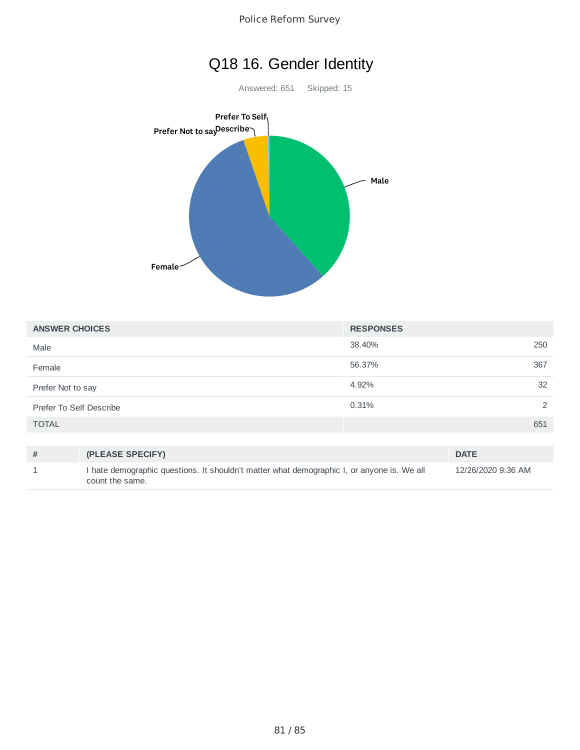# Q18 16. Gender Identity

Answered: 651    Skipped: 15

| ANSWER CHOICES | RESPONSES | |
|---|---|---|
| Male | 38.40% | 250 |
| Female | 56.37% | 367 |
| Prefer Not to say | 4.92% | 32 |
| Prefer To Self Describe | 0.31% | 2 |
| TOTAL | | 651 |

| # | (PLEASE SPECIFY) | DATE |
|---|---|---|
| 1 | I hate demographic questions. It shouldn't matter what demographic I, or anyone is. We all count the same. | 12/26/2020 9:36 AM |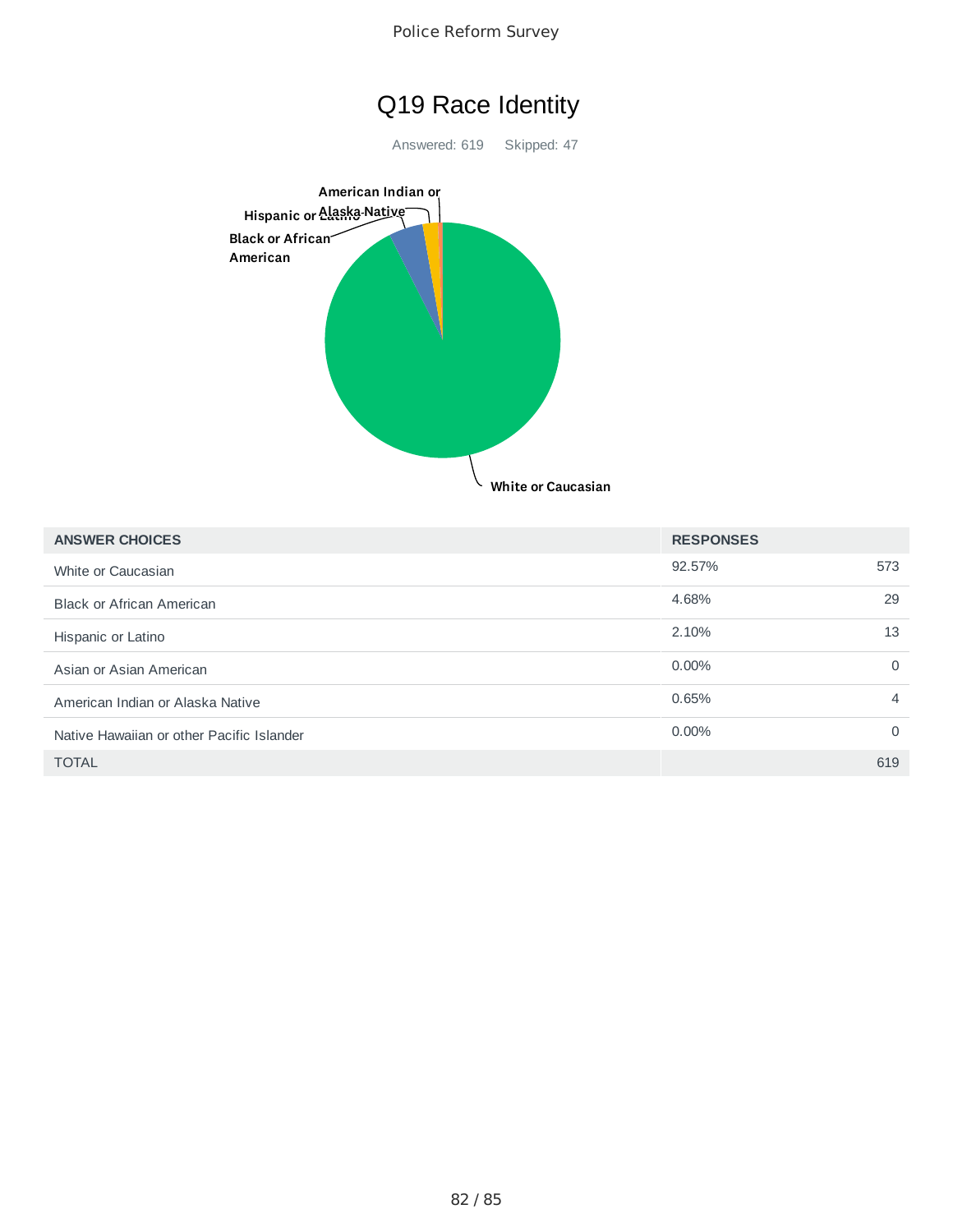# Q19 Race Identity

Answered: 619 Skipped: 47

| ANSWER CHOICES | RESPONSES | |
|---|---|---|
| White or Caucasian | 92.57% | 573 |
| Black or African American | 4.68% | 29 |
| Hispanic or Latino | 2.10% | 13 |
| Asian or Asian American | 0.00% | 0 |
| American Indian or Alaska Native | 0.65% | 4 |
| Native Hawaiian or other Pacific Islander | 0.00% | 0 |
| TOTAL | | 619 |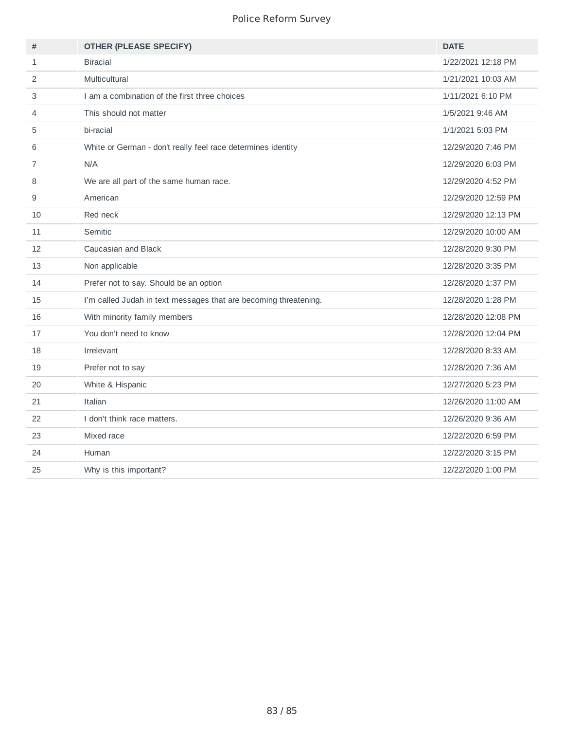| # | OTHER (PLEASE SPECIFY) | DATE |
|---|---|---|
| 1 | Biracial | 1/22/2021 12:18 PM |
| 2 | Multicultural | 1/21/2021 10:03 AM |
| 3 | I am a combination of the first three choices | 1/11/2021 6:10 PM |
| 4 | This should not matter | 1/5/2021 9:46 AM |
| 5 | bi-racial | 1/1/2021 5:03 PM |
| 6 | White or German - don't really feel race determines identity | 12/29/2020 7:46 PM |
| 7 | N/A | 12/29/2020 6:03 PM |
| 8 | We are all part of the same human race. | 12/29/2020 4:52 PM |
| 9 | American | 12/29/2020 12:59 PM |
| 10 | Red neck | 12/29/2020 12:13 PM |
| 11 | Semitic | 12/29/2020 10:00 AM |
| 12 | Caucasian and Black | 12/28/2020 9:30 PM |
| 13 | Non applicable | 12/28/2020 3:35 PM |
| 14 | Prefer not to say. Should be an option | 12/28/2020 1:37 PM |
| 15 | I'm called Judah in text messages that are becoming threatening. | 12/28/2020 1:28 PM |
| 16 | With minority family members | 12/28/2020 12:08 PM |
| 17 | You don't need to know | 12/28/2020 12:04 PM |
| 18 | Irrelevant | 12/28/2020 8:33 AM |
| 19 | Prefer not to say | 12/28/2020 7:36 AM |
| 20 | White & Hispanic | 12/27/2020 5:23 PM |
| 21 | Italian | 12/26/2020 11:00 AM |
| 22 | I don't think race matters. | 12/26/2020 9:36 AM |
| 23 | Mixed race | 12/22/2020 6:59 PM |
| 24 | Human | 12/22/2020 3:15 PM |
| 25 | Why is this important? | 12/22/2020 1:00 PM |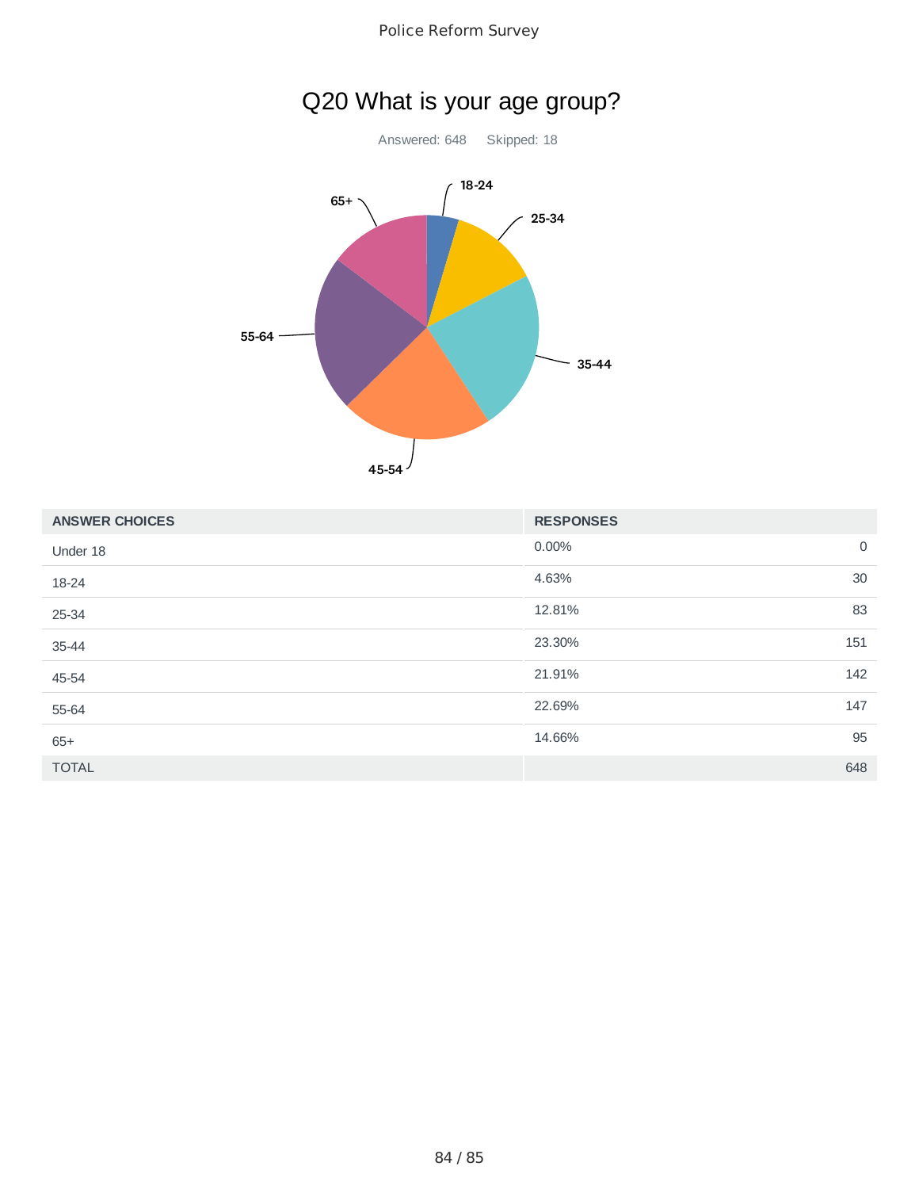## Q20 What is your age group?

Answered: 648 Skipped: 18

| ANSWER CHOICES | RESPONSES | |
|---|---|---|
| Under 18 | 0.00% | 0 |
| 18-24 | 4.63% | 30 |
| 25-34 | 12.81% | 83 |
| 35-44 | 23.30% | 151 |
| 45-54 | 21.91% | 142 |
| 55-64 | 22.69% | 147 |
| 65+ | 14.66% | 95 |
| TOTAL | | 648 |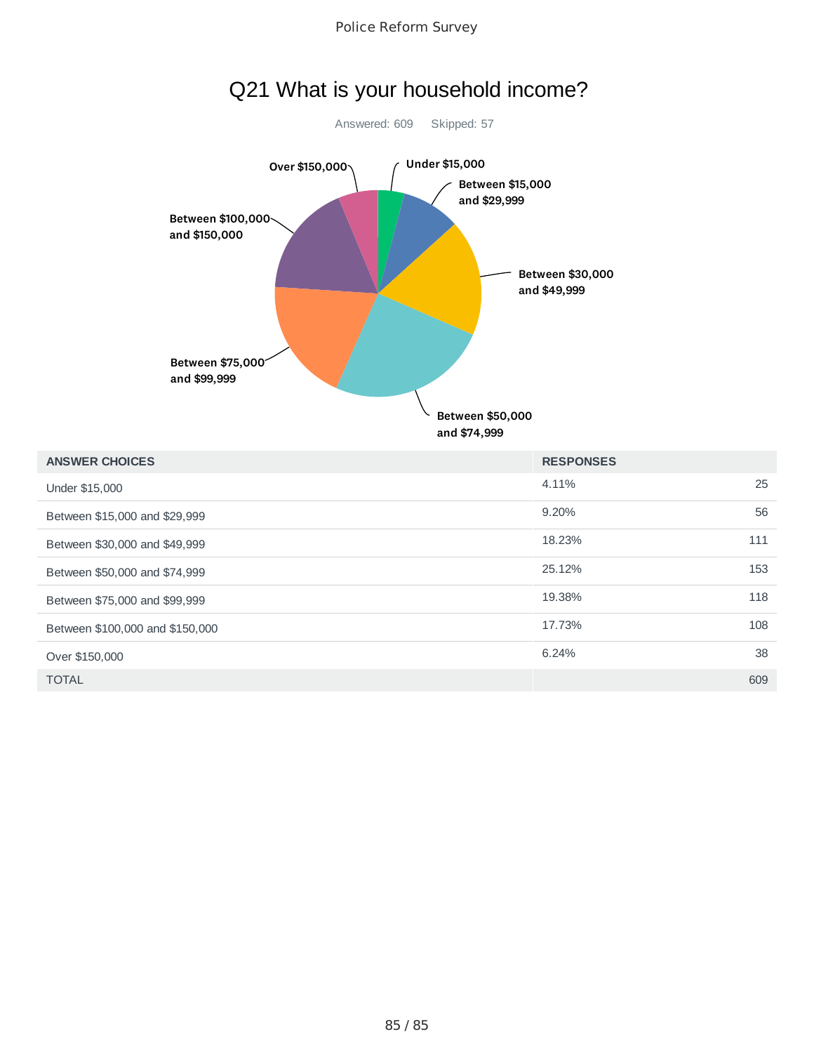# Q21 What is your household income?

Answered: 609 Skipped: 57

Over $150,000

Under $15,000

Between $15,000 and $29,999

Between $100,000 and $150,000

Between $30,000 and $49,999

Between $75,000 and $99,999

Between $50,000 and $74,999

| ANSWER CHOICES | RESPONSES | |
|---|---|---|
| Under $15,000 | 4.11% | 25 |
| Between $15,000 and $29,999 | 9.20% | 56 |
| Between $30,000 and $49,999 | 18.23% | 111 |
| Between $50,000 and $74,999 | 25.12% | 153 |
| Between $75,000 and $99,999 | 19.38% | 118 |
| Between $100,000 and $150,000 | 17.73% | 108 |
| Over $150,000 | 6.24% | 38 |
| TOTAL | | 609 |